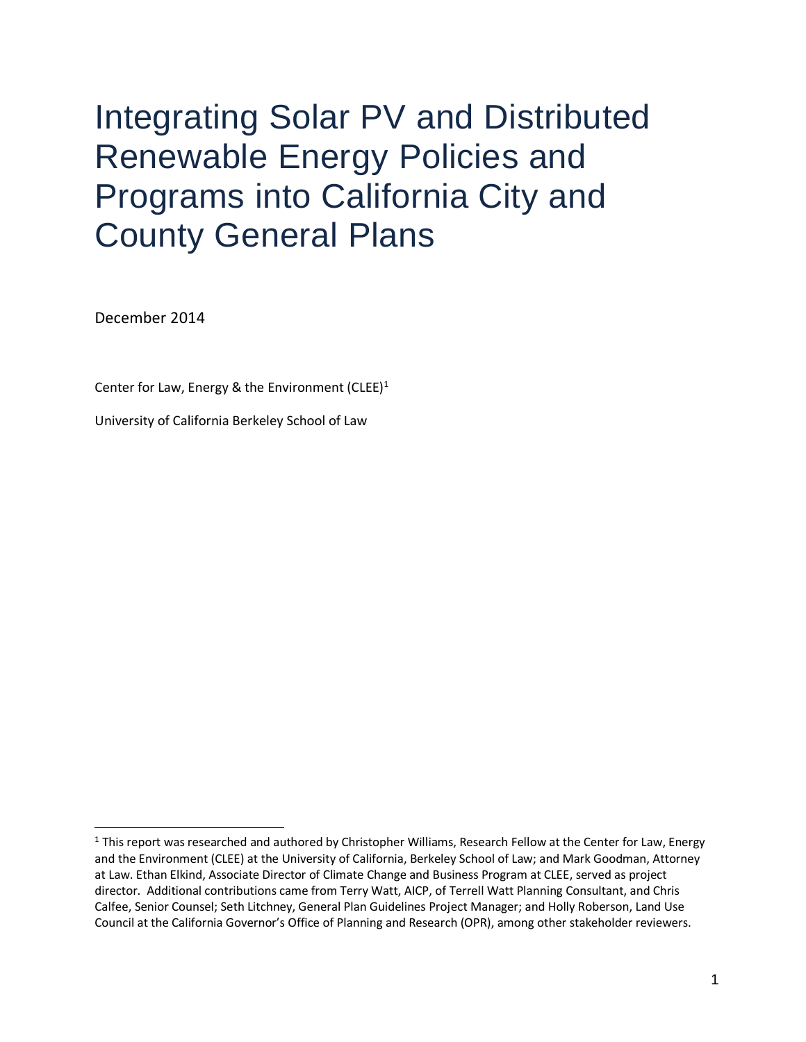# Integrating Solar PV and Distributed Renewable Energy Policies and Programs into California City and County General Plans

December 2014

Center for Law, Energy & the Environment (CLEE)[1]

University of California Berkeley School of Law

[1] This report was researched and authored by Christopher Williams, Research Fellow at the Center for Law, Energy and the Environment (CLEE) at the University of California, Berkeley School of Law; and Mark Goodman, Attorney at Law. Ethan Elkind, Associate Director of Climate Change and Business Program at CLEE, served as project director. Additional contributions came from Terry Watt, AICP, of Terrell Watt Planning Consultant, and Chris Calfee, Senior Counsel; Seth Litchney, General Plan Guidelines Project Manager; and Holly Roberson, Land Use Council at the California Governor's Office of Planning and Research (OPR), among other stakeholder reviewers.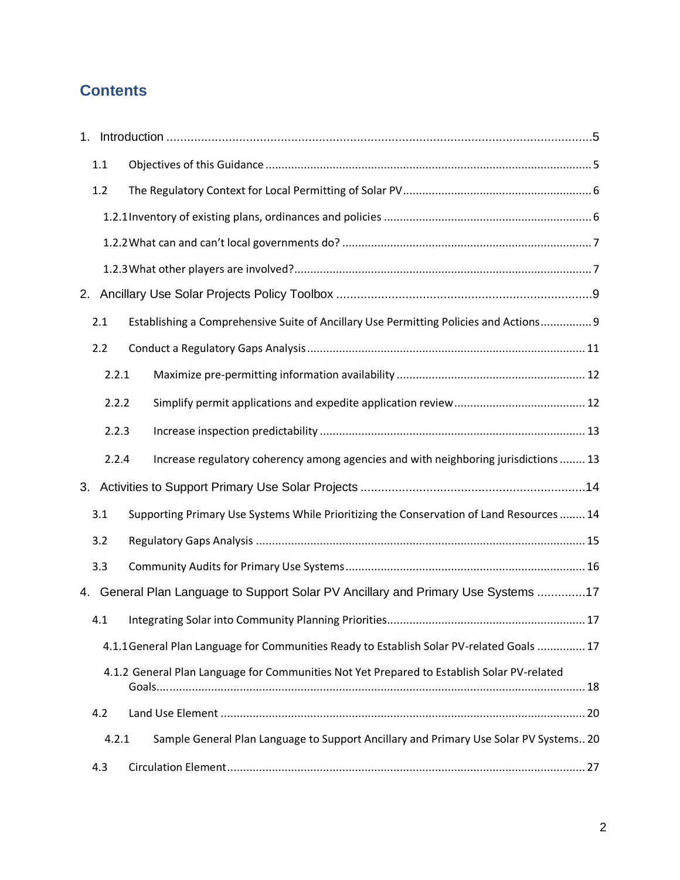# Contents

1. Introduction ........................................................................................................................5
   - 1.1 Objectives of this Guidance ........................................................................................... 5
   - 1.2 The Regulatory Context for Local Permitting of Solar PV............................................................ 6
     - 1.2.1 Inventory of existing plans, ordinances and policies ............................................................. 6
     - 1.2.2 What can and can't local governments do? ................................................................................ 7
     - 1.2.3 What other players are involved?............................................................................................ 7
2. Ancillary Use Solar Projects Policy Toolbox ......................................................................9
   - 2.1 Establishing a Comprehensive Suite of Ancillary Use Permitting Policies and Actions................ 9
   - 2.2 Conduct a Regulatory Gaps Analysis ............................................................................... 11
     - 2.2.1 Maximize pre-permitting information availability ........................................................... 12
     - 2.2.2 Simplify permit applications and expedite application review......................................... 12
     - 2.2.3 Increase inspection predictability ................................................................................... 13
     - 2.2.4 Increase regulatory coherency among agencies and with neighboring jurisdictions ........ 13
3. Activities to Support Primary Use Solar Projects .............................................................14
   - 3.1 Supporting Primary Use Systems While Prioritizing the Conservation of Land Resources ........ 14
   - 3.2 Regulatory Gaps Analysis ............................................................................................... 15
   - 3.3 Community Audits for Primary Use Systems.......................................................................... 16
4. General Plan Language to Support Solar PV Ancillary and Primary Use Systems .............17
   - 4.1 Integrating Solar into Community Planning Priorities............................................................. 17
     - 4.1.1 General Plan Language for Communities Ready to Establish Solar PV-related Goals ............... 17
     - 4.1.2 General Plan Language for Communities Not Yet Prepared to Establish Solar PV-related Goals.................................................................................................................................... 18
   - 4.2 Land Use Element ........................................................................................................... 20
     - 4.2.1 Sample General Plan Language to Support Ancillary and Primary Use Solar PV Systems.. 20
   - 4.3 Circulation Element.......................................................................................................... 27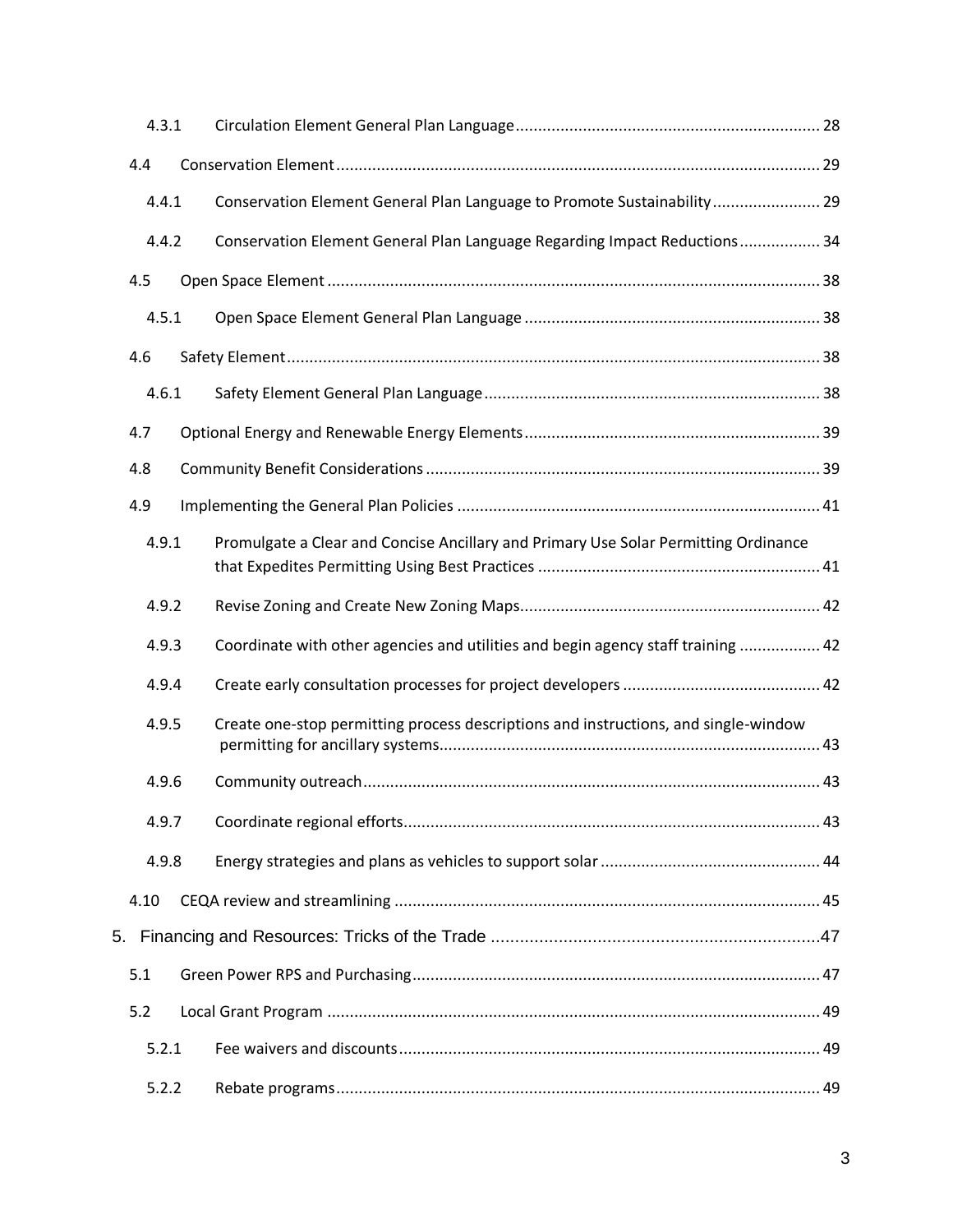4.3.1 Circulation Element General Plan Language ... 28

4.4 Conservation Element ... 29

4.4.1 Conservation Element General Plan Language to Promote Sustainability ... 29

4.4.2 Conservation Element General Plan Language Regarding Impact Reductions ... 34

4.5 Open Space Element ... 38

4.5.1 Open Space Element General Plan Language ... 38

4.6 Safety Element ... 38

4.6.1 Safety Element General Plan Language ... 38

4.7 Optional Energy and Renewable Energy Elements ... 39

4.8 Community Benefit Considerations ... 39

4.9 Implementing the General Plan Policies ... 41

4.9.1 Promulgate a Clear and Concise Ancillary and Primary Use Solar Permitting Ordinance that Expedites Permitting Using Best Practices ... 41

4.9.2 Revise Zoning and Create New Zoning Maps ... 42

4.9.3 Coordinate with other agencies and utilities and begin agency staff training ... 42

4.9.4 Create early consultation processes for project developers ... 42

4.9.5 Create one-stop permitting process descriptions and instructions, and single-window permitting for ancillary systems ... 43

4.9.6 Community outreach ... 43

4.9.7 Coordinate regional efforts ... 43

4.9.8 Energy strategies and plans as vehicles to support solar ... 44

4.10 CEQA review and streamlining ... 45

5. Financing and Resources: Tricks of the Trade ... 47

5.1 Green Power RPS and Purchasing ... 47

5.2 Local Grant Program ... 49

5.2.1 Fee waivers and discounts ... 49

5.2.2 Rebate programs ... 49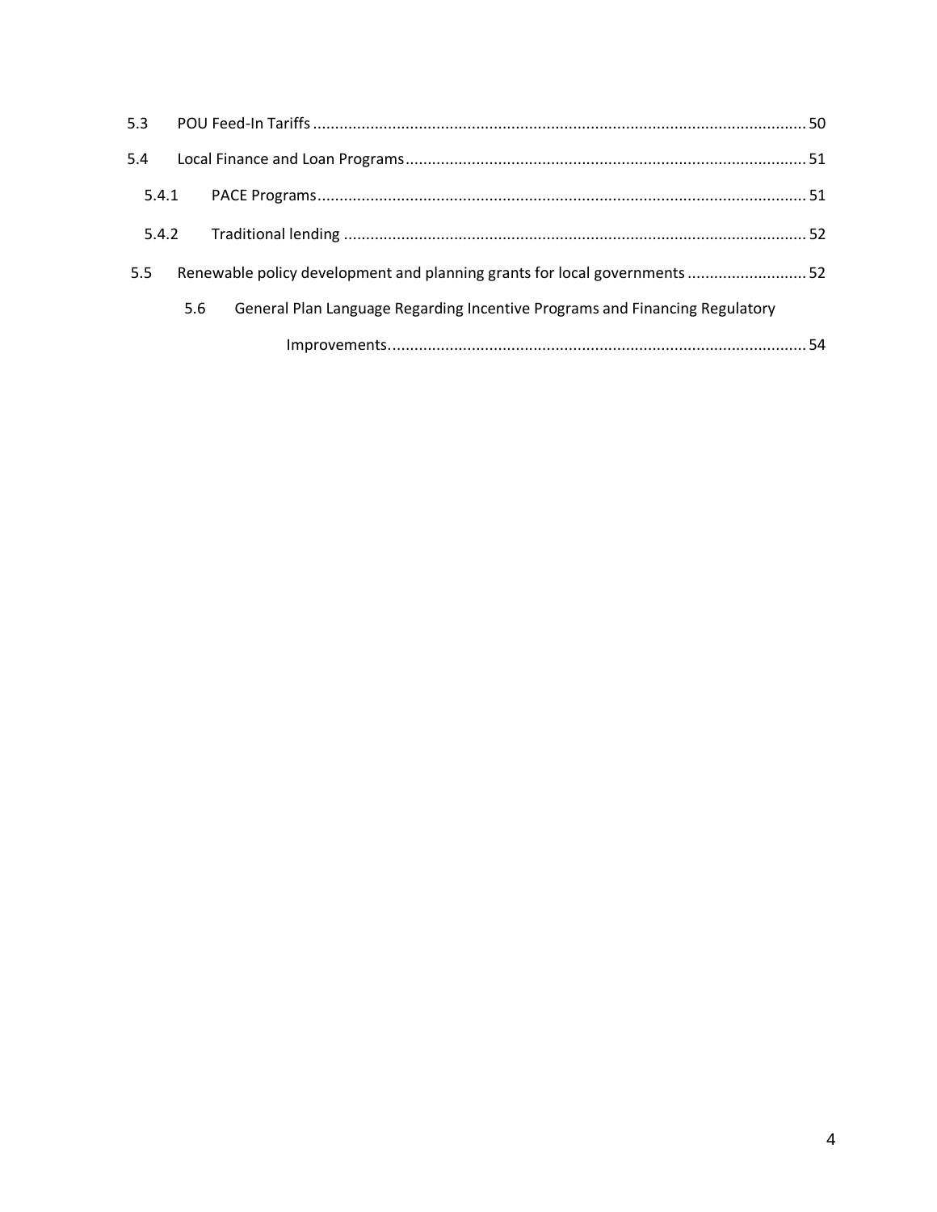5.3 POU Feed-In Tariffs ........................................................................................................ 50

5.4 Local Finance and Loan Programs ....................................................................................... 51

5.4.1 PACE Programs ............................................................................................................ 51

5.4.2 Traditional lending ........................................................................................................ 52

5.5 Renewable policy development and planning grants for local governments ........................... 52

5.6 General Plan Language Regarding Incentive Programs and Financing Regulatory Improvements ............................................................................................................ 54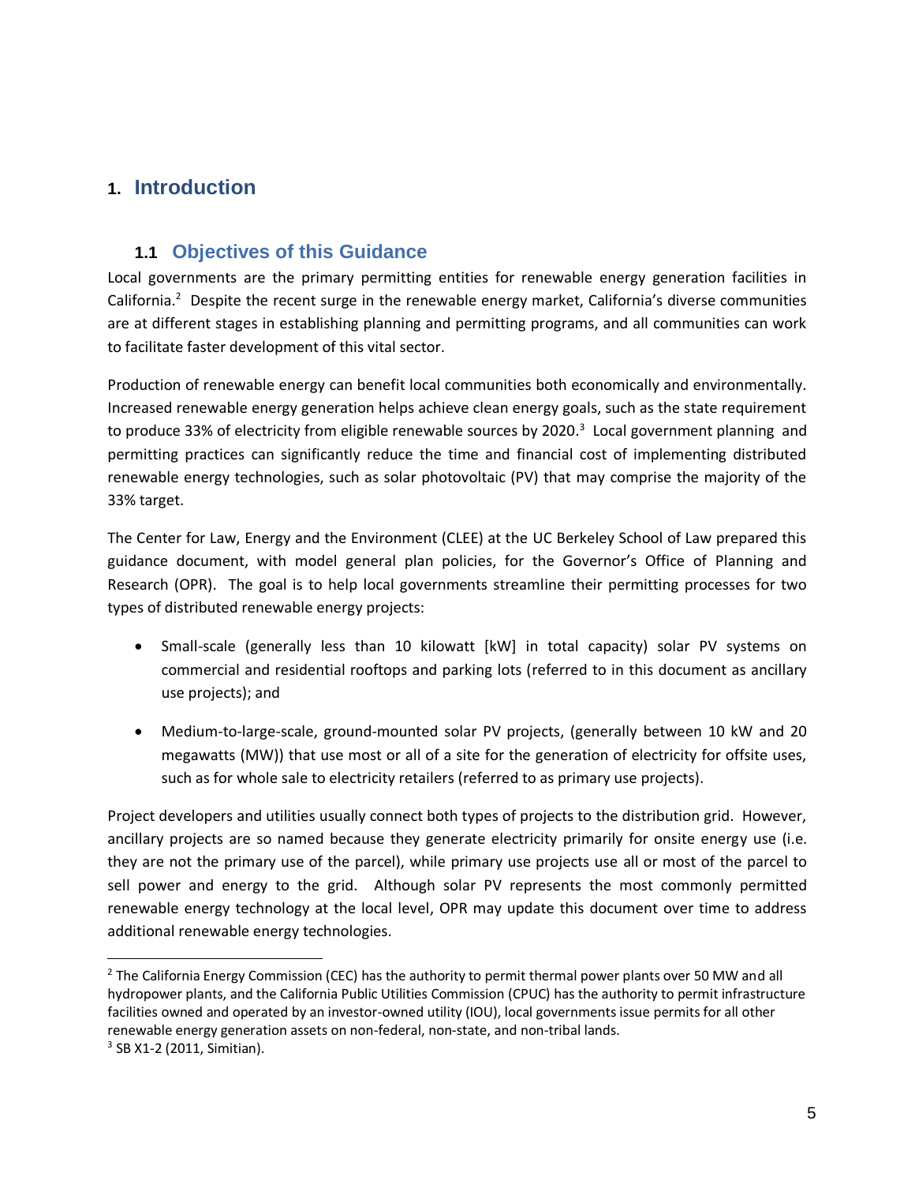# 1. Introduction

## 1.1 Objectives of this Guidance

Local governments are the primary permitting entities for renewable energy generation facilities in California.[2] Despite the recent surge in the renewable energy market, California's diverse communities are at different stages in establishing planning and permitting programs, and all communities can work to facilitate faster development of this vital sector.

Production of renewable energy can benefit local communities both economically and environmentally. Increased renewable energy generation helps achieve clean energy goals, such as the state requirement to produce 33% of electricity from eligible renewable sources by 2020.[3] Local government planning and permitting practices can significantly reduce the time and financial cost of implementing distributed renewable energy technologies, such as solar photovoltaic (PV) that may comprise the majority of the 33% target.

The Center for Law, Energy and the Environment (CLEE) at the UC Berkeley School of Law prepared this guidance document, with model general plan policies, for the Governor's Office of Planning and Research (OPR). The goal is to help local governments streamline their permitting processes for two types of distributed renewable energy projects:

- Small-scale (generally less than 10 kilowatt [kW] in total capacity) solar PV systems on commercial and residential rooftops and parking lots (referred to in this document as ancillary use projects); and
- Medium-to-large-scale, ground-mounted solar PV projects, (generally between 10 kW and 20 megawatts (MW)) that use most or all of a site for the generation of electricity for offsite uses, such as for whole sale to electricity retailers (referred to as primary use projects).

Project developers and utilities usually connect both types of projects to the distribution grid. However, ancillary projects are so named because they generate electricity primarily for onsite energy use (i.e. they are not the primary use of the parcel), while primary use projects use all or most of the parcel to sell power and energy to the grid. Although solar PV represents the most commonly permitted renewable energy technology at the local level, OPR may update this document over time to address additional renewable energy technologies.

---

[2] The California Energy Commission (CEC) has the authority to permit thermal power plants over 50 MW and all hydropower plants, and the California Public Utilities Commission (CPUC) has the authority to permit infrastructure facilities owned and operated by an investor-owned utility (IOU), local governments issue permits for all other renewable energy generation assets on non-federal, non-state, and non-tribal lands.

[3] SB X1-2 (2011, Simitian).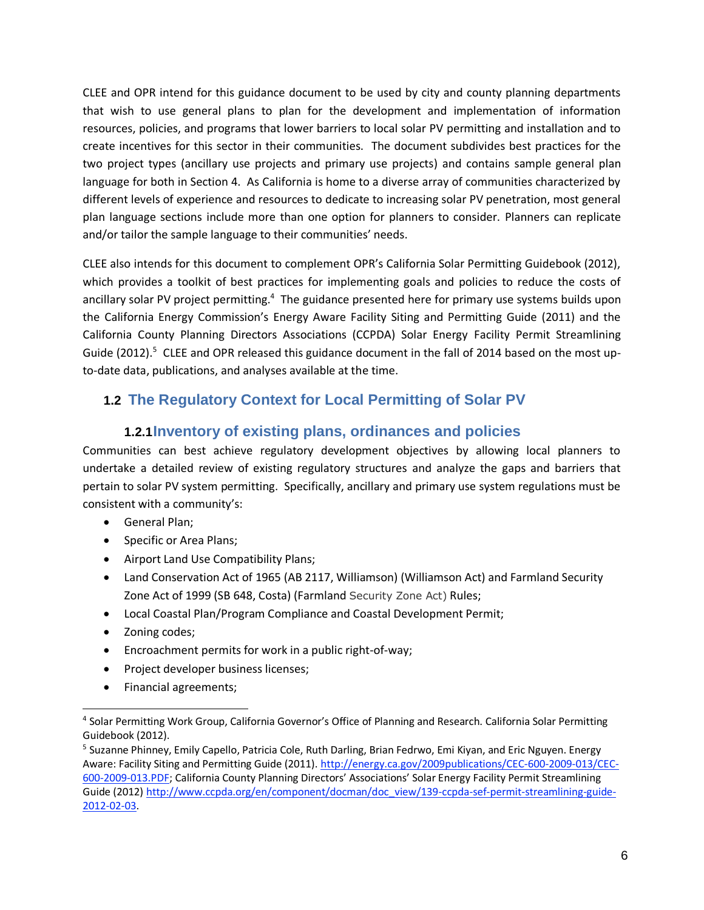CLEE and OPR intend for this guidance document to be used by city and county planning departments that wish to use general plans to plan for the development and implementation of information resources, policies, and programs that lower barriers to local solar PV permitting and installation and to create incentives for this sector in their communities. The document subdivides best practices for the two project types (ancillary use projects and primary use projects) and contains sample general plan language for both in Section 4. As California is home to a diverse array of communities characterized by different levels of experience and resources to dedicate to increasing solar PV penetration, most general plan language sections include more than one option for planners to consider. Planners can replicate and/or tailor the sample language to their communities' needs.

CLEE also intends for this document to complement OPR's California Solar Permitting Guidebook (2012), which provides a toolkit of best practices for implementing goals and policies to reduce the costs of ancillary solar PV project permitting.[4] The guidance presented here for primary use systems builds upon the California Energy Commission's Energy Aware Facility Siting and Permitting Guide (2011) and the California County Planning Directors Associations (CCPDA) Solar Energy Facility Permit Streamlining Guide (2012).[5] CLEE and OPR released this guidance document in the fall of 2014 based on the most up-to-date data, publications, and analyses available at the time.

## 1.2 The Regulatory Context for Local Permitting of Solar PV

### 1.2.1 Inventory of existing plans, ordinances and policies

Communities can best achieve regulatory development objectives by allowing local planners to undertake a detailed review of existing regulatory structures and analyze the gaps and barriers that pertain to solar PV system permitting. Specifically, ancillary and primary use system regulations must be consistent with a community's:

- General Plan;
- Specific or Area Plans;
- Airport Land Use Compatibility Plans;
- Land Conservation Act of 1965 (AB 2117, Williamson) (Williamson Act) and Farmland Security Zone Act of 1999 (SB 648, Costa) (Farmland Security Zone Act) Rules;
- Local Coastal Plan/Program Compliance and Coastal Development Permit;
- Zoning codes;
- Encroachment permits for work in a public right-of-way;
- Project developer business licenses;
- Financial agreements;

---

[4] Solar Permitting Work Group, California Governor's Office of Planning and Research. California Solar Permitting Guidebook (2012).

[5] Suzanne Phinney, Emily Capello, Patricia Cole, Ruth Darling, Brian Fedrwo, Emi Kiyan, and Eric Nguyen. Energy Aware: Facility Siting and Permitting Guide (2011). http://energy.ca.gov/2009publications/CEC-600-2009-013/CEC-600-2009-013.PDF; California County Planning Directors' Associations' Solar Energy Facility Permit Streamlining Guide (2012) http://www.ccpda.org/en/component/docman/doc_view/139-ccpda-sef-permit-streamlining-guide-2012-02-03.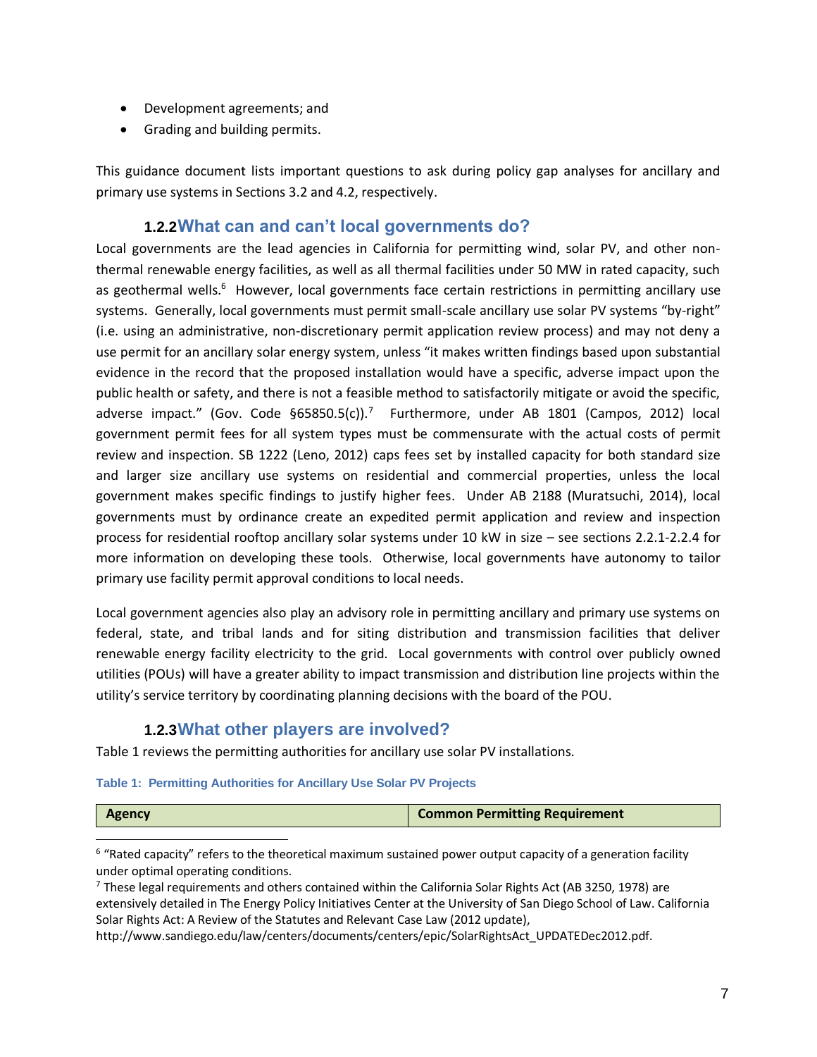- Development agreements; and
- Grading and building permits.

This guidance document lists important questions to ask during policy gap analyses for ancillary and primary use systems in Sections 3.2 and 4.2, respectively.

### 1.2.2 What can and can't local governments do?

Local governments are the lead agencies in California for permitting wind, solar PV, and other non-thermal renewable energy facilities, as well as all thermal facilities under 50 MW in rated capacity, such as geothermal wells.[6] However, local governments face certain restrictions in permitting ancillary use systems. Generally, local governments must permit small-scale ancillary use solar PV systems "by-right" (i.e. using an administrative, non-discretionary permit application review process) and may not deny a use permit for an ancillary solar energy system, unless "it makes written findings based upon substantial evidence in the record that the proposed installation would have a specific, adverse impact upon the public health or safety, and there is not a feasible method to satisfactorily mitigate or avoid the specific, adverse impact." (Gov. Code §65850.5(c)).[7] Furthermore, under AB 1801 (Campos, 2012) local government permit fees for all system types must be commensurate with the actual costs of permit review and inspection. SB 1222 (Leno, 2012) caps fees set by installed capacity for both standard size and larger size ancillary use systems on residential and commercial properties, unless the local government makes specific findings to justify higher fees. Under AB 2188 (Muratsuchi, 2014), local governments must by ordinance create an expedited permit application and review and inspection process for residential rooftop ancillary solar systems under 10 kW in size – see sections 2.2.1-2.2.4 for more information on developing these tools. Otherwise, local governments have autonomy to tailor primary use facility permit approval conditions to local needs.

Local government agencies also play an advisory role in permitting ancillary and primary use systems on federal, state, and tribal lands and for siting distribution and transmission facilities that deliver renewable energy facility electricity to the grid. Local governments with control over publicly owned utilities (POUs) will have a greater ability to impact transmission and distribution line projects within the utility's service territory by coordinating planning decisions with the board of the POU.

### 1.2.3 What other players are involved?

Table 1 reviews the permitting authorities for ancillary use solar PV installations.

**Table 1: Permitting Authorities for Ancillary Use Solar PV Projects**

| Agency | Common Permitting Requirement |
|---|---|

[6] "Rated capacity" refers to the theoretical maximum sustained power output capacity of a generation facility under optimal operating conditions.

[7] These legal requirements and others contained within the California Solar Rights Act (AB 3250, 1978) are extensively detailed in The Energy Policy Initiatives Center at the University of San Diego School of Law. California Solar Rights Act: A Review of the Statutes and Relevant Case Law (2012 update), http://www.sandiego.edu/law/centers/documents/centers/epic/SolarRightsAct_UPDATEDec2012.pdf.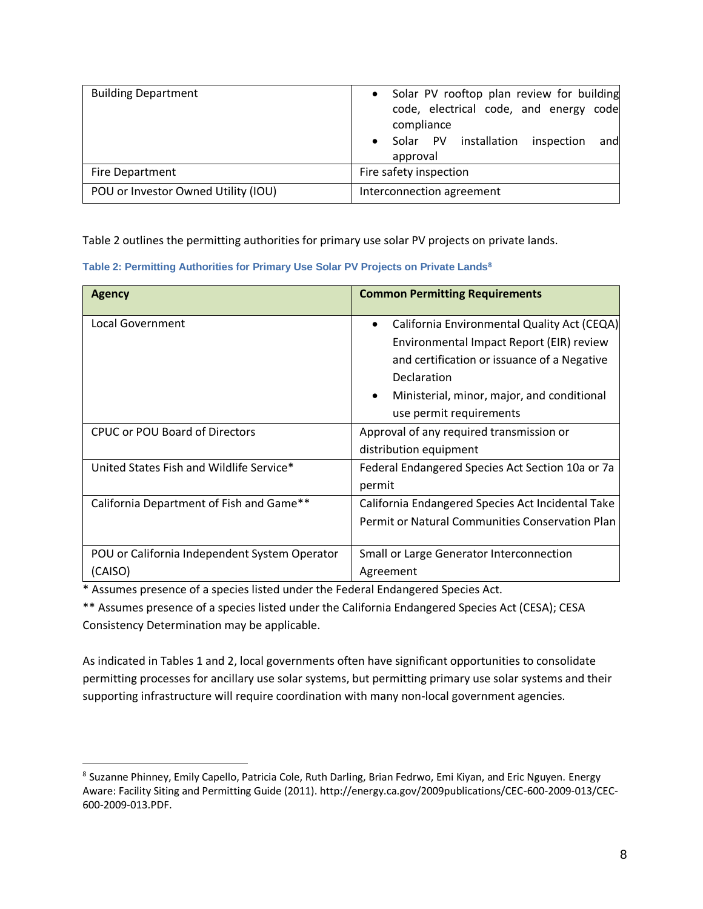| | |
|---|---|
| Building Department | • Solar PV rooftop plan review for building code, electrical code, and energy code compliance<br>• Solar PV installation inspection and approval |
| Fire Department | Fire safety inspection |
| POU or Investor Owned Utility (IOU) | Interconnection agreement |

Table 2 outlines the permitting authorities for primary use solar PV projects on private lands.

**Table 2: Permitting Authorities for Primary Use Solar PV Projects on Private Lands[8]**

| Agency | Common Permitting Requirements |
|---|---|
| Local Government | • California Environmental Quality Act (CEQA) Environmental Impact Report (EIR) review and certification or issuance of a Negative Declaration<br>• Ministerial, minor, major, and conditional use permit requirements |
| CPUC or POU Board of Directors | Approval of any required transmission or distribution equipment |
| United States Fish and Wildlife Service* | Federal Endangered Species Act Section 10a or 7a permit |
| California Department of Fish and Game** | California Endangered Species Act Incidental Take Permit or Natural Communities Conservation Plan |
| POU or California Independent System Operator (CAISO) | Small or Large Generator Interconnection Agreement |

* Assumes presence of a species listed under the Federal Endangered Species Act.

** Assumes presence of a species listed under the California Endangered Species Act (CESA); CESA Consistency Determination may be applicable.

As indicated in Tables 1 and 2, local governments often have significant opportunities to consolidate permitting processes for ancillary use solar systems, but permitting primary use solar systems and their supporting infrastructure will require coordination with many non-local government agencies.

[8] Suzanne Phinney, Emily Capello, Patricia Cole, Ruth Darling, Brian Fedrwo, Emi Kiyan, and Eric Nguyen. Energy Aware: Facility Siting and Permitting Guide (2011). http://energy.ca.gov/2009publications/CEC-600-2009-013/CEC-600-2009-013.PDF.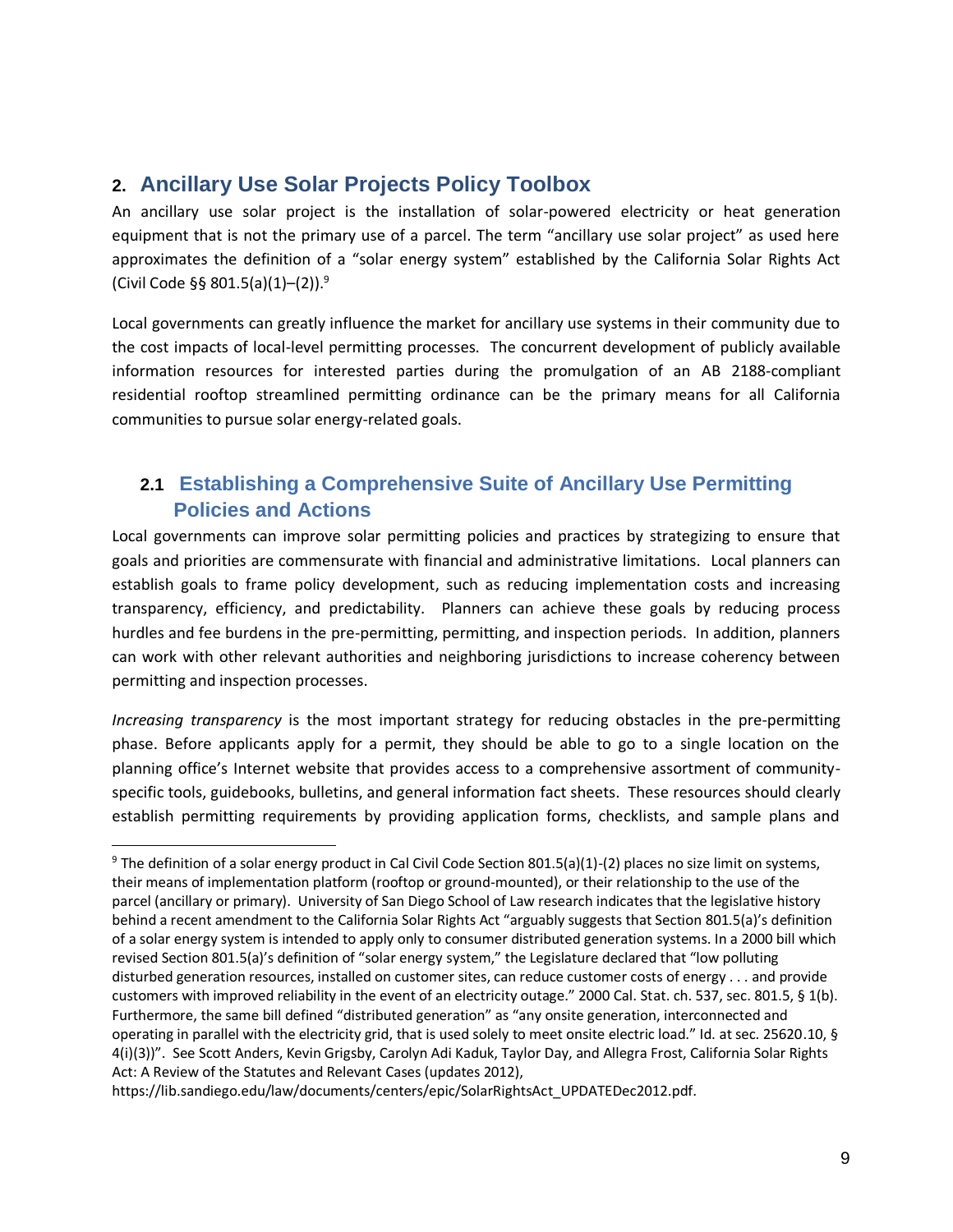## 2. Ancillary Use Solar Projects Policy Toolbox

An ancillary use solar project is the installation of solar-powered electricity or heat generation equipment that is not the primary use of a parcel. The term "ancillary use solar project" as used here approximates the definition of a "solar energy system" established by the California Solar Rights Act (Civil Code §§ 801.5(a)(1)–(2)).[9]

Local governments can greatly influence the market for ancillary use systems in their community due to the cost impacts of local-level permitting processes. The concurrent development of publicly available information resources for interested parties during the promulgation of an AB 2188-compliant residential rooftop streamlined permitting ordinance can be the primary means for all California communities to pursue solar energy-related goals.

### 2.1 Establishing a Comprehensive Suite of Ancillary Use Permitting Policies and Actions

Local governments can improve solar permitting policies and practices by strategizing to ensure that goals and priorities are commensurate with financial and administrative limitations. Local planners can establish goals to frame policy development, such as reducing implementation costs and increasing transparency, efficiency, and predictability. Planners can achieve these goals by reducing process hurdles and fee burdens in the pre-permitting, permitting, and inspection periods. In addition, planners can work with other relevant authorities and neighboring jurisdictions to increase coherency between permitting and inspection processes.

*Increasing transparency* is the most important strategy for reducing obstacles in the pre-permitting phase. Before applicants apply for a permit, they should be able to go to a single location on the planning office's Internet website that provides access to a comprehensive assortment of community-specific tools, guidebooks, bulletins, and general information fact sheets. These resources should clearly establish permitting requirements by providing application forms, checklists, and sample plans and

---

[9] The definition of a solar energy product in Cal Civil Code Section 801.5(a)(1)-(2) places no size limit on systems, their means of implementation platform (rooftop or ground-mounted), or their relationship to the use of the parcel (ancillary or primary). University of San Diego School of Law research indicates that the legislative history behind a recent amendment to the California Solar Rights Act "arguably suggests that Section 801.5(a)'s definition of a solar energy system is intended to apply only to consumer distributed generation systems. In a 2000 bill which revised Section 801.5(a)'s definition of "solar energy system," the Legislature declared that "low polluting disturbed generation resources, installed on customer sites, can reduce customer costs of energy . . . and provide customers with improved reliability in the event of an electricity outage." 2000 Cal. Stat. ch. 537, sec. 801.5, § 1(b). Furthermore, the same bill defined "distributed generation" as "any onsite generation, interconnected and operating in parallel with the electricity grid, that is used solely to meet onsite electric load." Id. at sec. 25620.10, § 4(i)(3))". See Scott Anders, Kevin Grigsby, Carolyn Adi Kaduk, Taylor Day, and Allegra Frost, California Solar Rights Act: A Review of the Statutes and Relevant Cases (updates 2012), https://lib.sandiego.edu/law/documents/centers/epic/SolarRightsAct_UPDATEDec2012.pdf.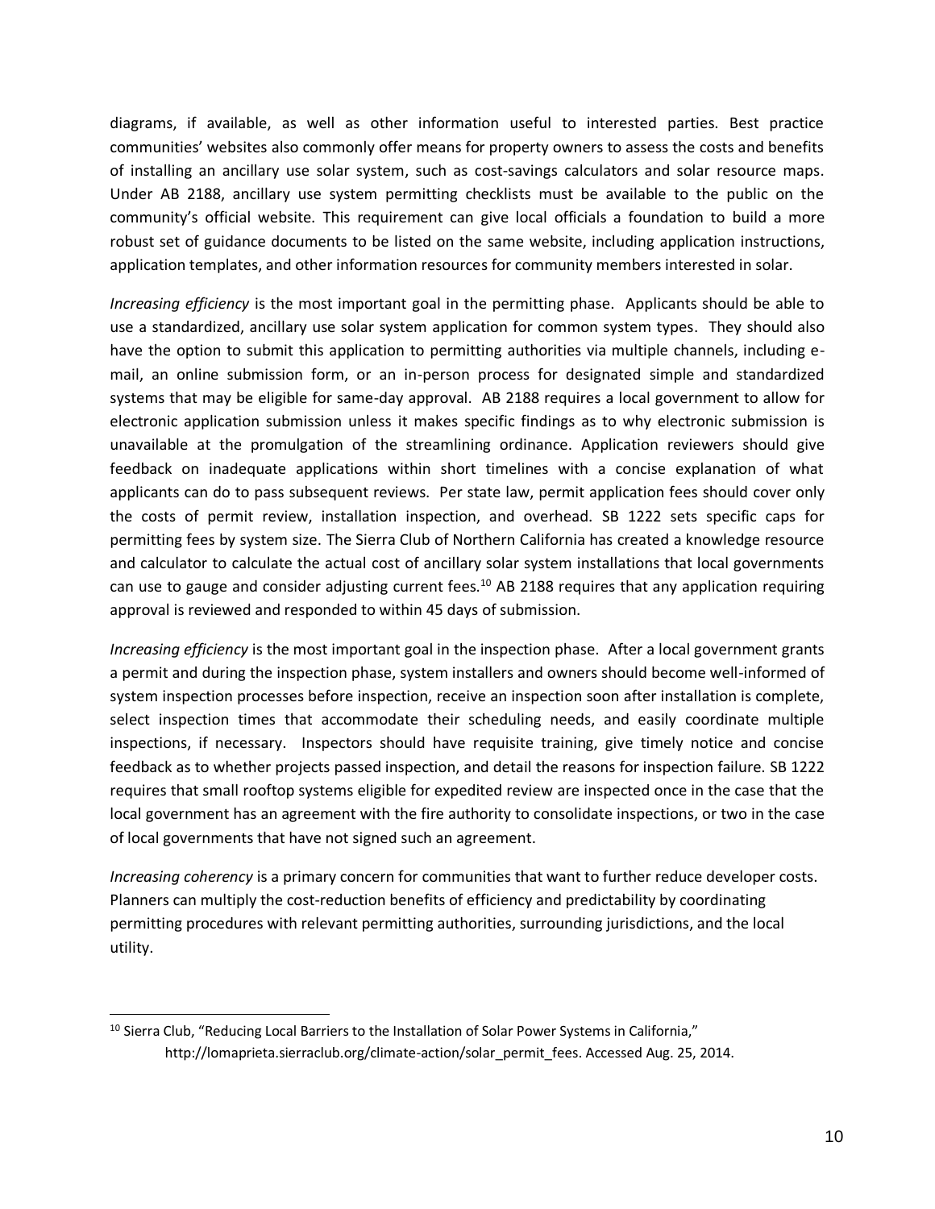diagrams, if available, as well as other information useful to interested parties. Best practice communities' websites also commonly offer means for property owners to assess the costs and benefits of installing an ancillary use solar system, such as cost-savings calculators and solar resource maps. Under AB 2188, ancillary use system permitting checklists must be available to the public on the community's official website. This requirement can give local officials a foundation to build a more robust set of guidance documents to be listed on the same website, including application instructions, application templates, and other information resources for community members interested in solar.

*Increasing efficiency* is the most important goal in the permitting phase. Applicants should be able to use a standardized, ancillary use solar system application for common system types. They should also have the option to submit this application to permitting authorities via multiple channels, including e-mail, an online submission form, or an in-person process for designated simple and standardized systems that may be eligible for same-day approval. AB 2188 requires a local government to allow for electronic application submission unless it makes specific findings as to why electronic submission is unavailable at the promulgation of the streamlining ordinance. Application reviewers should give feedback on inadequate applications within short timelines with a concise explanation of what applicants can do to pass subsequent reviews. Per state law, permit application fees should cover only the costs of permit review, installation inspection, and overhead. SB 1222 sets specific caps for permitting fees by system size. The Sierra Club of Northern California has created a knowledge resource and calculator to calculate the actual cost of ancillary solar system installations that local governments can use to gauge and consider adjusting current fees.[10] AB 2188 requires that any application requiring approval is reviewed and responded to within 45 days of submission.

*Increasing efficiency* is the most important goal in the inspection phase. After a local government grants a permit and during the inspection phase, system installers and owners should become well-informed of system inspection processes before inspection, receive an inspection soon after installation is complete, select inspection times that accommodate their scheduling needs, and easily coordinate multiple inspections, if necessary. Inspectors should have requisite training, give timely notice and concise feedback as to whether projects passed inspection, and detail the reasons for inspection failure. SB 1222 requires that small rooftop systems eligible for expedited review are inspected once in the case that the local government has an agreement with the fire authority to consolidate inspections, or two in the case of local governments that have not signed such an agreement.

*Increasing coherency* is a primary concern for communities that want to further reduce developer costs. Planners can multiply the cost-reduction benefits of efficiency and predictability by coordinating permitting procedures with relevant permitting authorities, surrounding jurisdictions, and the local utility.

---

[10] Sierra Club, "Reducing Local Barriers to the Installation of Solar Power Systems in California," http://lomaprieta.sierraclub.org/climate-action/solar_permit_fees. Accessed Aug. 25, 2014.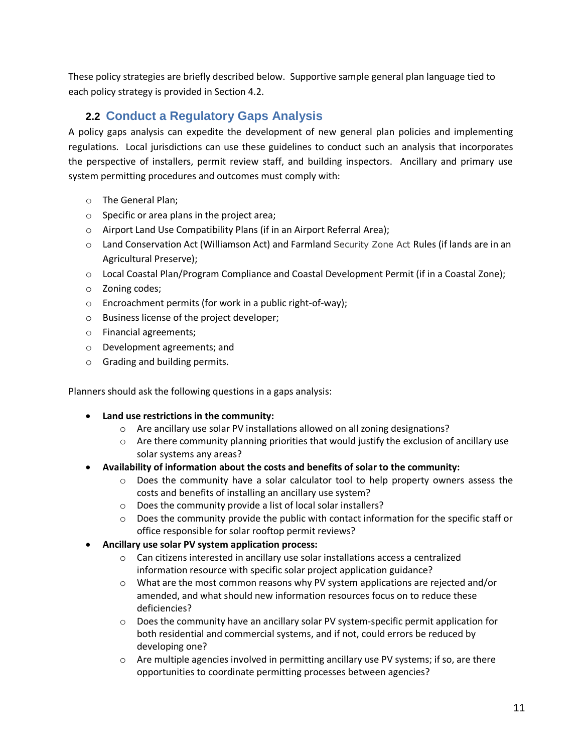These policy strategies are briefly described below. Supportive sample general plan language tied to each policy strategy is provided in Section 4.2.

## 2.2 Conduct a Regulatory Gaps Analysis

A policy gaps analysis can expedite the development of new general plan policies and implementing regulations. Local jurisdictions can use these guidelines to conduct such an analysis that incorporates the perspective of installers, permit review staff, and building inspectors. Ancillary and primary use system permitting procedures and outcomes must comply with:

- The General Plan;
- Specific or area plans in the project area;
- Airport Land Use Compatibility Plans (if in an Airport Referral Area);
- Land Conservation Act (Williamson Act) and Farmland Security Zone Act Rules (if lands are in an Agricultural Preserve);
- Local Coastal Plan/Program Compliance and Coastal Development Permit (if in a Coastal Zone);
- Zoning codes;
- Encroachment permits (for work in a public right-of-way);
- Business license of the project developer;
- Financial agreements;
- Development agreements; and
- Grading and building permits.

Planners should ask the following questions in a gaps analysis:

- **Land use restrictions in the community:**
  - Are ancillary use solar PV installations allowed on all zoning designations?
  - Are there community planning priorities that would justify the exclusion of ancillary use solar systems any areas?
- **Availability of information about the costs and benefits of solar to the community:**
  - Does the community have a solar calculator tool to help property owners assess the costs and benefits of installing an ancillary use system?
  - Does the community provide a list of local solar installers?
  - Does the community provide the public with contact information for the specific staff or office responsible for solar rooftop permit reviews?
- **Ancillary use solar PV system application process:**
  - Can citizens interested in ancillary use solar installations access a centralized information resource with specific solar project application guidance?
  - What are the most common reasons why PV system applications are rejected and/or amended, and what should new information resources focus on to reduce these deficiencies?
  - Does the community have an ancillary solar PV system-specific permit application for both residential and commercial systems, and if not, could errors be reduced by developing one?
  - Are multiple agencies involved in permitting ancillary use PV systems; if so, are there opportunities to coordinate permitting processes between agencies?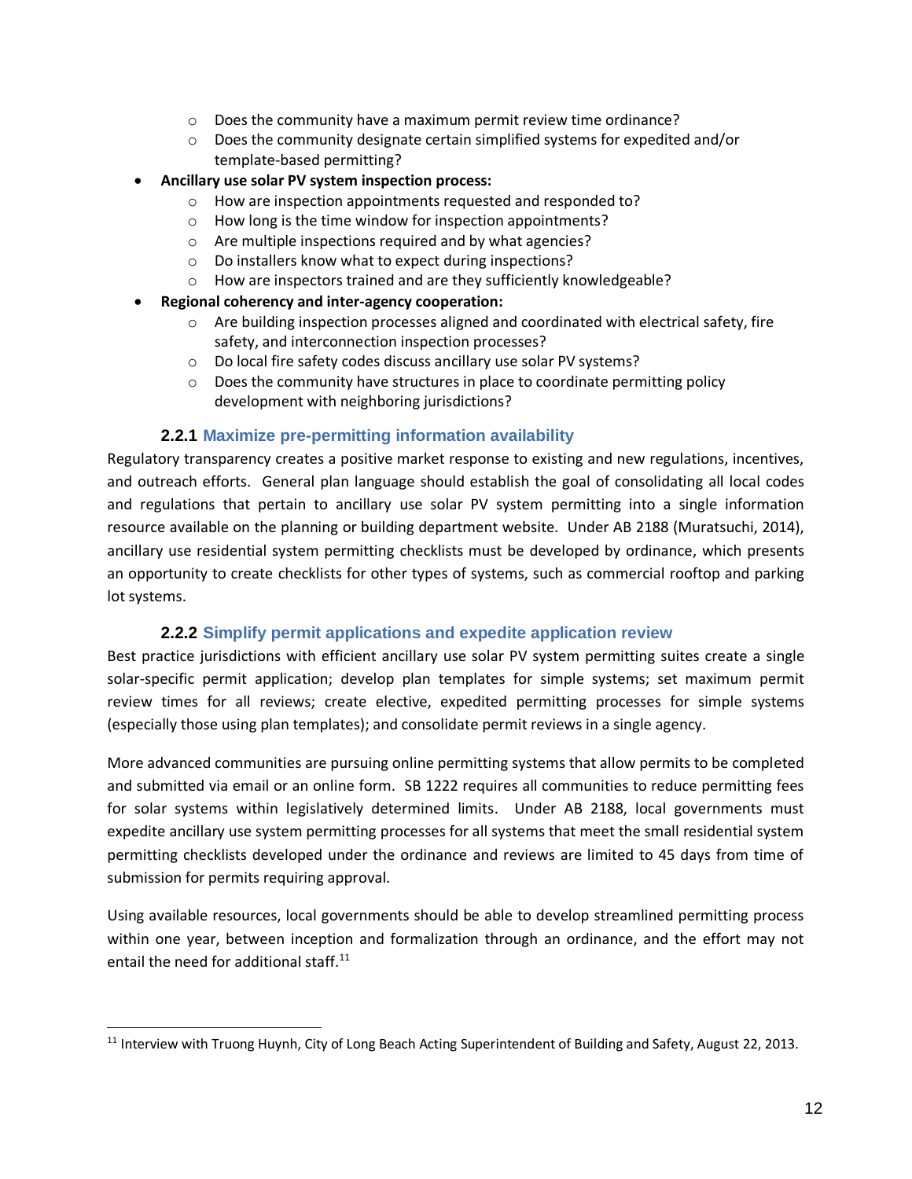- Does the community have a maximum permit review time ordinance?
    - Does the community designate certain simplified systems for expedited and/or template-based permitting?
- **Ancillary use solar PV system inspection process:**
    - How are inspection appointments requested and responded to?
    - How long is the time window for inspection appointments?
    - Are multiple inspections required and by what agencies?
    - Do installers know what to expect during inspections?
    - How are inspectors trained and are they sufficiently knowledgeable?
- **Regional coherency and inter-agency cooperation:**
    - Are building inspection processes aligned and coordinated with electrical safety, fire safety, and interconnection inspection processes?
    - Do local fire safety codes discuss ancillary use solar PV systems?
    - Does the community have structures in place to coordinate permitting policy development with neighboring jurisdictions?

### 2.2.1 Maximize pre-permitting information availability

Regulatory transparency creates a positive market response to existing and new regulations, incentives, and outreach efforts. General plan language should establish the goal of consolidating all local codes and regulations that pertain to ancillary use solar PV system permitting into a single information resource available on the planning or building department website. Under AB 2188 (Muratsuchi, 2014), ancillary use residential system permitting checklists must be developed by ordinance, which presents an opportunity to create checklists for other types of systems, such as commercial rooftop and parking lot systems.

### 2.2.2 Simplify permit applications and expedite application review

Best practice jurisdictions with efficient ancillary use solar PV system permitting suites create a single solar-specific permit application; develop plan templates for simple systems; set maximum permit review times for all reviews; create elective, expedited permitting processes for simple systems (especially those using plan templates); and consolidate permit reviews in a single agency.

More advanced communities are pursuing online permitting systems that allow permits to be completed and submitted via email or an online form. SB 1222 requires all communities to reduce permitting fees for solar systems within legislatively determined limits. Under AB 2188, local governments must expedite ancillary use system permitting processes for all systems that meet the small residential system permitting checklists developed under the ordinance and reviews are limited to 45 days from time of submission for permits requiring approval.

Using available resources, local governments should be able to develop streamlined permitting process within one year, between inception and formalization through an ordinance, and the effort may not entail the need for additional staff.[11]

[11] Interview with Truong Huynh, City of Long Beach Acting Superintendent of Building and Safety, August 22, 2013.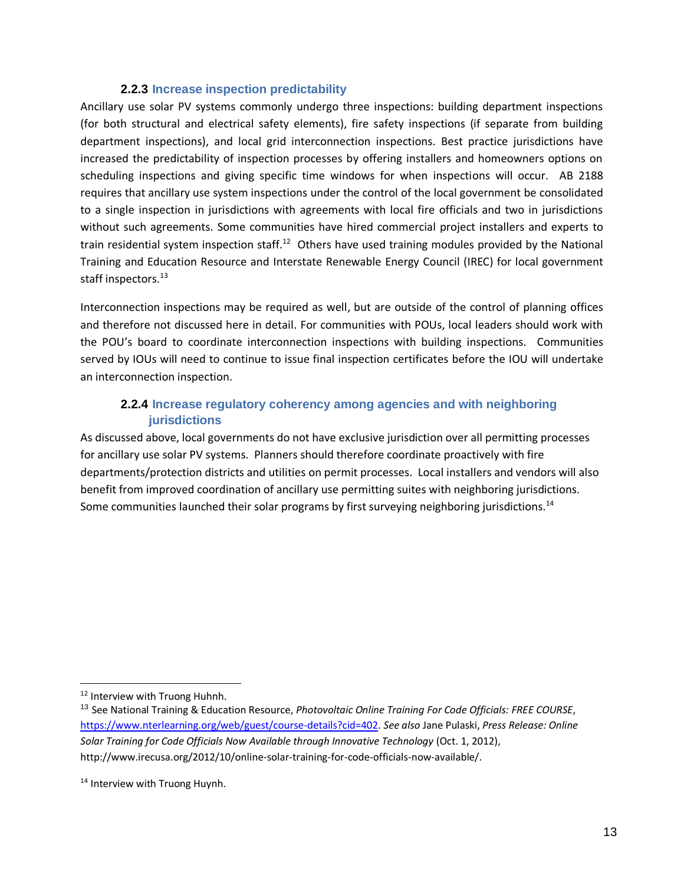### 2.2.3 Increase inspection predictability

Ancillary use solar PV systems commonly undergo three inspections: building department inspections (for both structural and electrical safety elements), fire safety inspections (if separate from building department inspections), and local grid interconnection inspections. Best practice jurisdictions have increased the predictability of inspection processes by offering installers and homeowners options on scheduling inspections and giving specific time windows for when inspections will occur. AB 2188 requires that ancillary use system inspections under the control of the local government be consolidated to a single inspection in jurisdictions with agreements with local fire officials and two in jurisdictions without such agreements. Some communities have hired commercial project installers and experts to train residential system inspection staff.[12] Others have used training modules provided by the National Training and Education Resource and Interstate Renewable Energy Council (IREC) for local government staff inspectors.[13]

Interconnection inspections may be required as well, but are outside of the control of planning offices and therefore not discussed here in detail. For communities with POUs, local leaders should work with the POU's board to coordinate interconnection inspections with building inspections. Communities served by IOUs will need to continue to issue final inspection certificates before the IOU will undertake an interconnection inspection.

### 2.2.4 Increase regulatory coherency among agencies and with neighboring jurisdictions

As discussed above, local governments do not have exclusive jurisdiction over all permitting processes for ancillary use solar PV systems. Planners should therefore coordinate proactively with fire departments/protection districts and utilities on permit processes. Local installers and vendors will also benefit from improved coordination of ancillary use permitting suites with neighboring jurisdictions. Some communities launched their solar programs by first surveying neighboring jurisdictions.[14]

---

[12] Interview with Truong Huhnh.

[13] See National Training & Education Resource, *Photovoltaic Online Training For Code Officials: FREE COURSE*, https://www.nterlearning.org/web/guest/course-details?cid=402. *See also* Jane Pulaski, *Press Release: Online Solar Training for Code Officials Now Available through Innovative Technology* (Oct. 1, 2012), http://www.irecusa.org/2012/10/online-solar-training-for-code-officials-now-available/.

[14] Interview with Truong Huynh.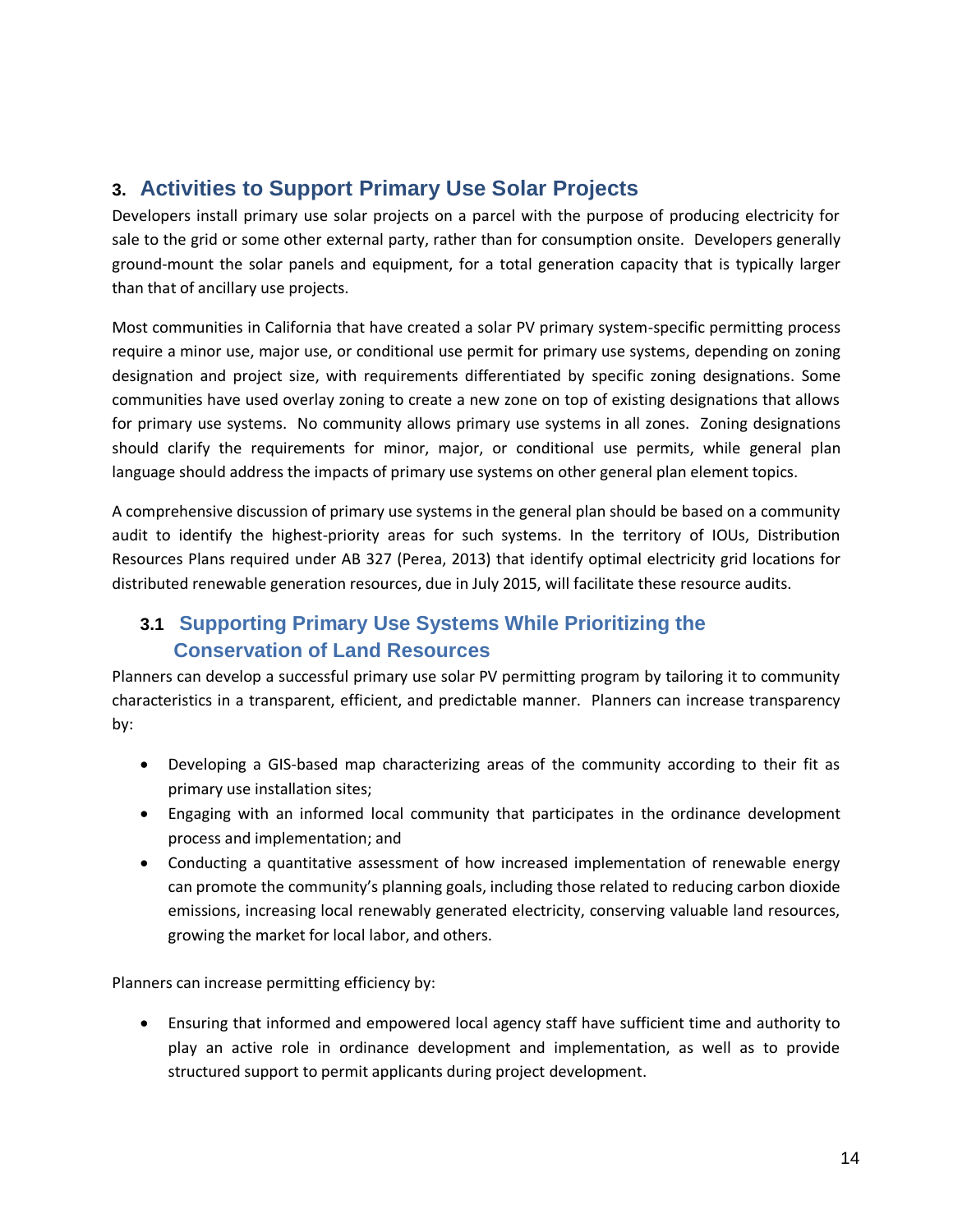## 3. Activities to Support Primary Use Solar Projects

Developers install primary use solar projects on a parcel with the purpose of producing electricity for sale to the grid or some other external party, rather than for consumption onsite. Developers generally ground-mount the solar panels and equipment, for a total generation capacity that is typically larger than that of ancillary use projects.

Most communities in California that have created a solar PV primary system-specific permitting process require a minor use, major use, or conditional use permit for primary use systems, depending on zoning designation and project size, with requirements differentiated by specific zoning designations. Some communities have used overlay zoning to create a new zone on top of existing designations that allows for primary use systems. No community allows primary use systems in all zones. Zoning designations should clarify the requirements for minor, major, or conditional use permits, while general plan language should address the impacts of primary use systems on other general plan element topics.

A comprehensive discussion of primary use systems in the general plan should be based on a community audit to identify the highest-priority areas for such systems. In the territory of IOUs, Distribution Resources Plans required under AB 327 (Perea, 2013) that identify optimal electricity grid locations for distributed renewable generation resources, due in July 2015, will facilitate these resource audits.

### 3.1 Supporting Primary Use Systems While Prioritizing the Conservation of Land Resources

Planners can develop a successful primary use solar PV permitting program by tailoring it to community characteristics in a transparent, efficient, and predictable manner. Planners can increase transparency by:

- Developing a GIS-based map characterizing areas of the community according to their fit as primary use installation sites;
- Engaging with an informed local community that participates in the ordinance development process and implementation; and
- Conducting a quantitative assessment of how increased implementation of renewable energy can promote the community's planning goals, including those related to reducing carbon dioxide emissions, increasing local renewably generated electricity, conserving valuable land resources, growing the market for local labor, and others.

Planners can increase permitting efficiency by:

- Ensuring that informed and empowered local agency staff have sufficient time and authority to play an active role in ordinance development and implementation, as well as to provide structured support to permit applicants during project development.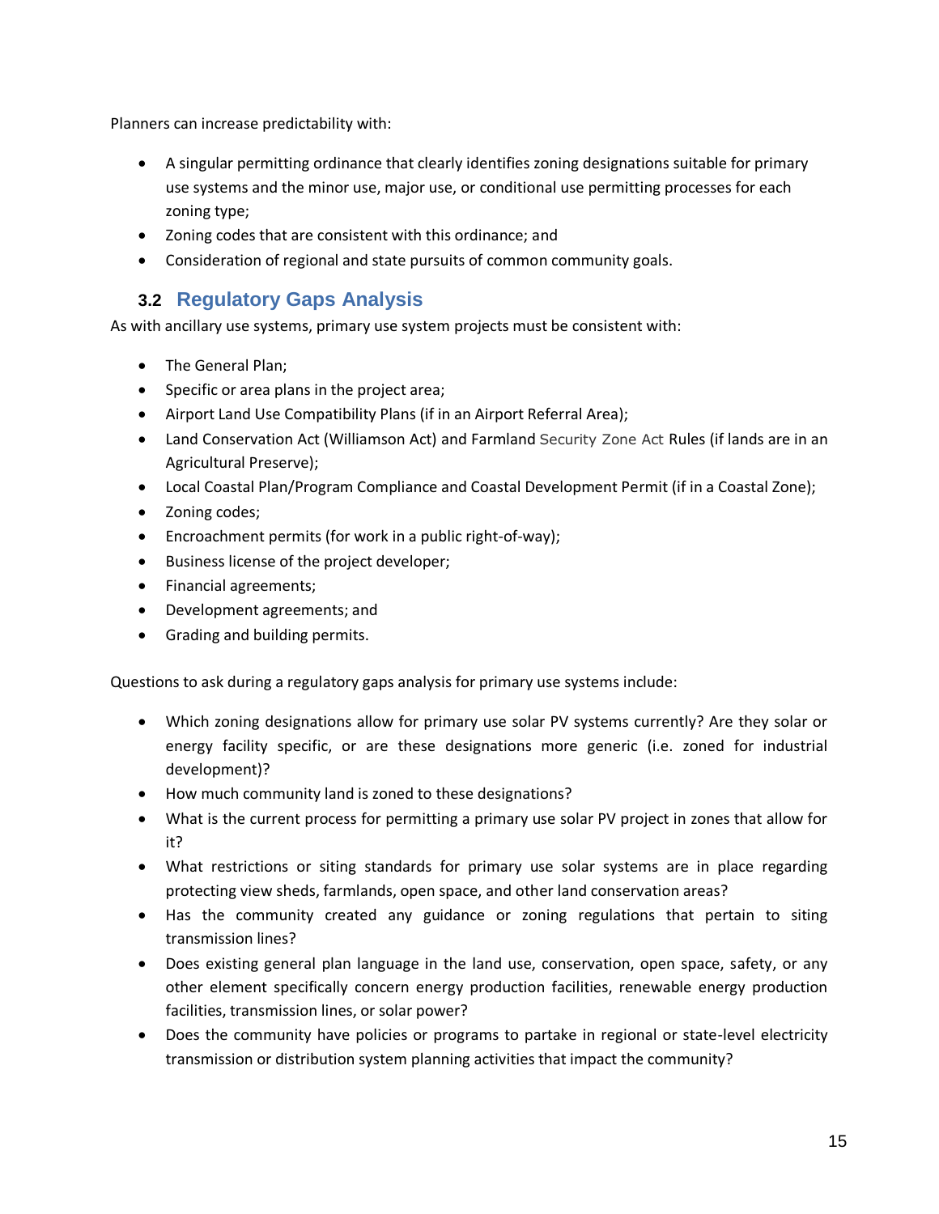Planners can increase predictability with:

- A singular permitting ordinance that clearly identifies zoning designations suitable for primary use systems and the minor use, major use, or conditional use permitting processes for each zoning type;
- Zoning codes that are consistent with this ordinance; and
- Consideration of regional and state pursuits of common community goals.

## 3.2 Regulatory Gaps Analysis

As with ancillary use systems, primary use system projects must be consistent with:

- The General Plan;
- Specific or area plans in the project area;
- Airport Land Use Compatibility Plans (if in an Airport Referral Area);
- Land Conservation Act (Williamson Act) and Farmland Security Zone Act Rules (if lands are in an Agricultural Preserve);
- Local Coastal Plan/Program Compliance and Coastal Development Permit (if in a Coastal Zone);
- Zoning codes;
- Encroachment permits (for work in a public right-of-way);
- Business license of the project developer;
- Financial agreements;
- Development agreements; and
- Grading and building permits.

Questions to ask during a regulatory gaps analysis for primary use systems include:

- Which zoning designations allow for primary use solar PV systems currently? Are they solar or energy facility specific, or are these designations more generic (i.e. zoned for industrial development)?
- How much community land is zoned to these designations?
- What is the current process for permitting a primary use solar PV project in zones that allow for it?
- What restrictions or siting standards for primary use solar systems are in place regarding protecting view sheds, farmlands, open space, and other land conservation areas?
- Has the community created any guidance or zoning regulations that pertain to siting transmission lines?
- Does existing general plan language in the land use, conservation, open space, safety, or any other element specifically concern energy production facilities, renewable energy production facilities, transmission lines, or solar power?
- Does the community have policies or programs to partake in regional or state-level electricity transmission or distribution system planning activities that impact the community?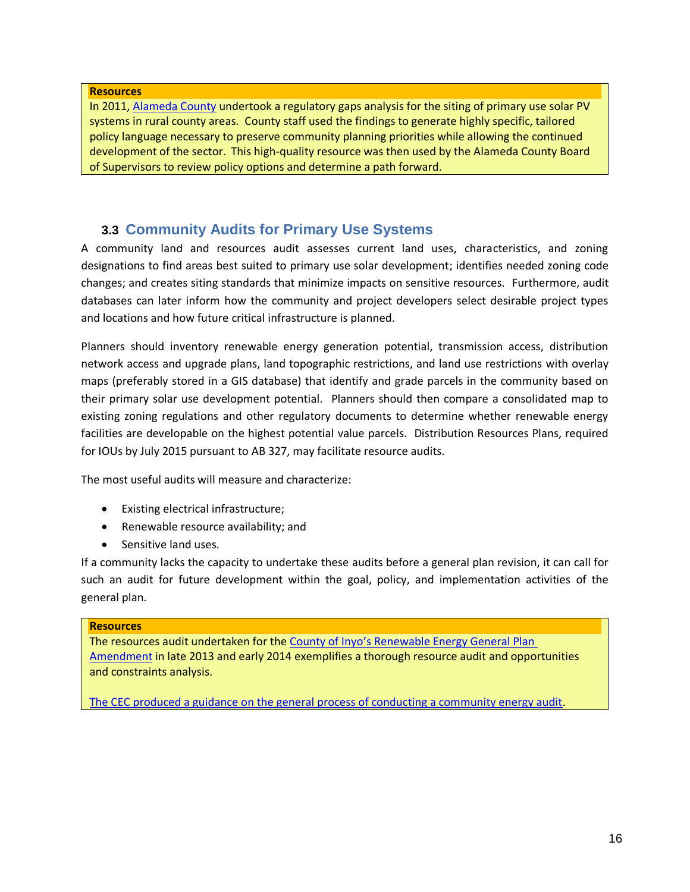**Resources**

In 2011, Alameda County undertook a regulatory gaps analysis for the siting of primary use solar PV systems in rural county areas. County staff used the findings to generate highly specific, tailored policy language necessary to preserve community planning priorities while allowing the continued development of the sector. This high-quality resource was then used by the Alameda County Board of Supervisors to review policy options and determine a path forward.

### 3.3 Community Audits for Primary Use Systems

A community land and resources audit assesses current land uses, characteristics, and zoning designations to find areas best suited to primary use solar development; identifies needed zoning code changes; and creates siting standards that minimize impacts on sensitive resources. Furthermore, audit databases can later inform how the community and project developers select desirable project types and locations and how future critical infrastructure is planned.

Planners should inventory renewable energy generation potential, transmission access, distribution network access and upgrade plans, land topographic restrictions, and land use restrictions with overlay maps (preferably stored in a GIS database) that identify and grade parcels in the community based on their primary solar use development potential. Planners should then compare a consolidated map to existing zoning regulations and other regulatory documents to determine whether renewable energy facilities are developable on the highest potential value parcels. Distribution Resources Plans, required for IOUs by July 2015 pursuant to AB 327, may facilitate resource audits.

The most useful audits will measure and characterize:

- Existing electrical infrastructure;
- Renewable resource availability; and
- Sensitive land uses.

If a community lacks the capacity to undertake these audits before a general plan revision, it can call for such an audit for future development within the goal, policy, and implementation activities of the general plan.

**Resources**

The resources audit undertaken for the County of Inyo's Renewable Energy General Plan Amendment in late 2013 and early 2014 exemplifies a thorough resource audit and opportunities and constraints analysis.

The CEC produced a guidance on the general process of conducting a community energy audit.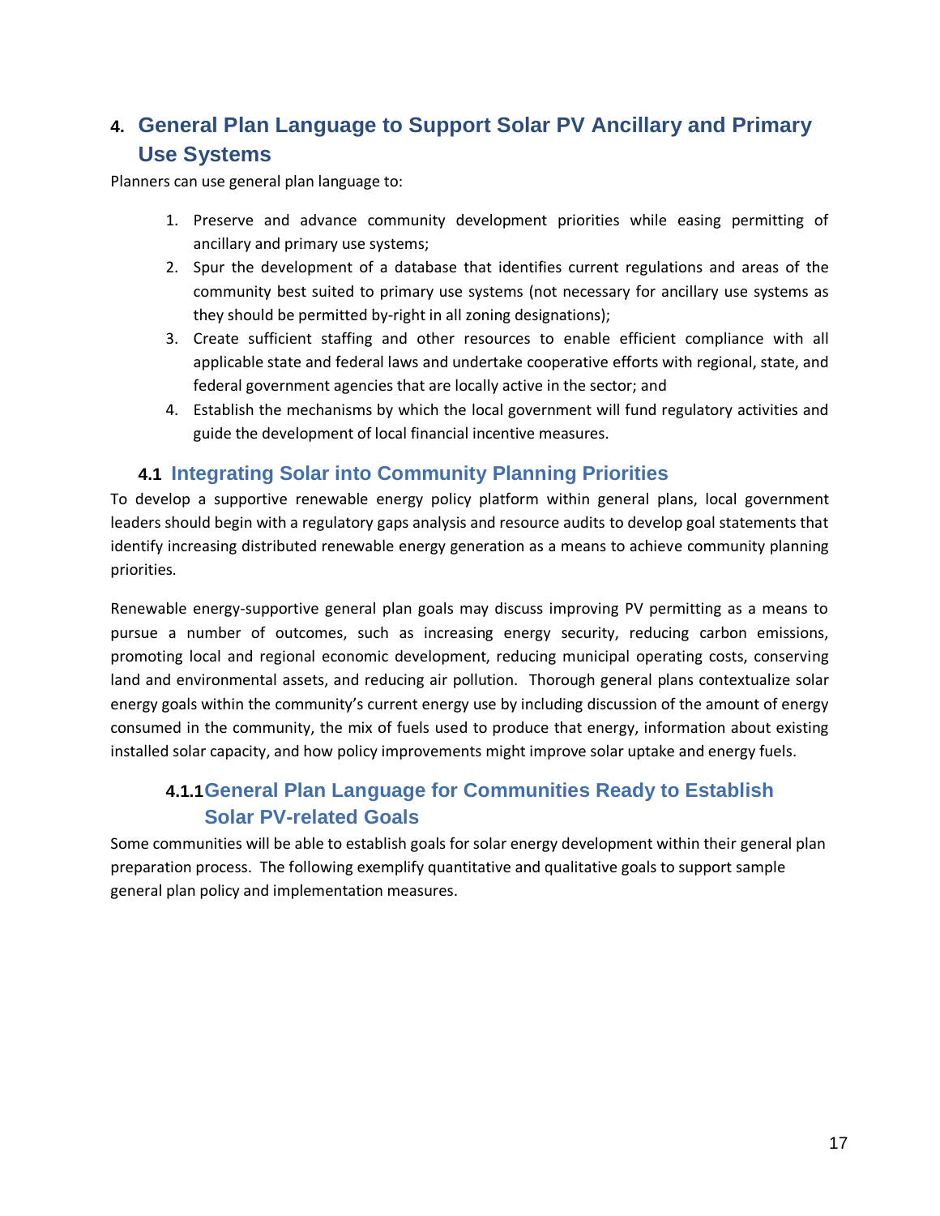# 4. General Plan Language to Support Solar PV Ancillary and Primary Use Systems

Planners can use general plan language to:

1. Preserve and advance community development priorities while easing permitting of ancillary and primary use systems;
2. Spur the development of a database that identifies current regulations and areas of the community best suited to primary use systems (not necessary for ancillary use systems as they should be permitted by-right in all zoning designations);
3. Create sufficient staffing and other resources to enable efficient compliance with all applicable state and federal laws and undertake cooperative efforts with regional, state, and federal government agencies that are locally active in the sector; and
4. Establish the mechanisms by which the local government will fund regulatory activities and guide the development of local financial incentive measures.

## 4.1 Integrating Solar into Community Planning Priorities

To develop a supportive renewable energy policy platform within general plans, local government leaders should begin with a regulatory gaps analysis and resource audits to develop goal statements that identify increasing distributed renewable energy generation as a means to achieve community planning priorities.

Renewable energy-supportive general plan goals may discuss improving PV permitting as a means to pursue a number of outcomes, such as increasing energy security, reducing carbon emissions, promoting local and regional economic development, reducing municipal operating costs, conserving land and environmental assets, and reducing air pollution. Thorough general plans contextualize solar energy goals within the community's current energy use by including discussion of the amount of energy consumed in the community, the mix of fuels used to produce that energy, information about existing installed solar capacity, and how policy improvements might improve solar uptake and energy fuels.

### 4.1.1 General Plan Language for Communities Ready to Establish Solar PV-related Goals

Some communities will be able to establish goals for solar energy development within their general plan preparation process. The following exemplify quantitative and qualitative goals to support sample general plan policy and implementation measures.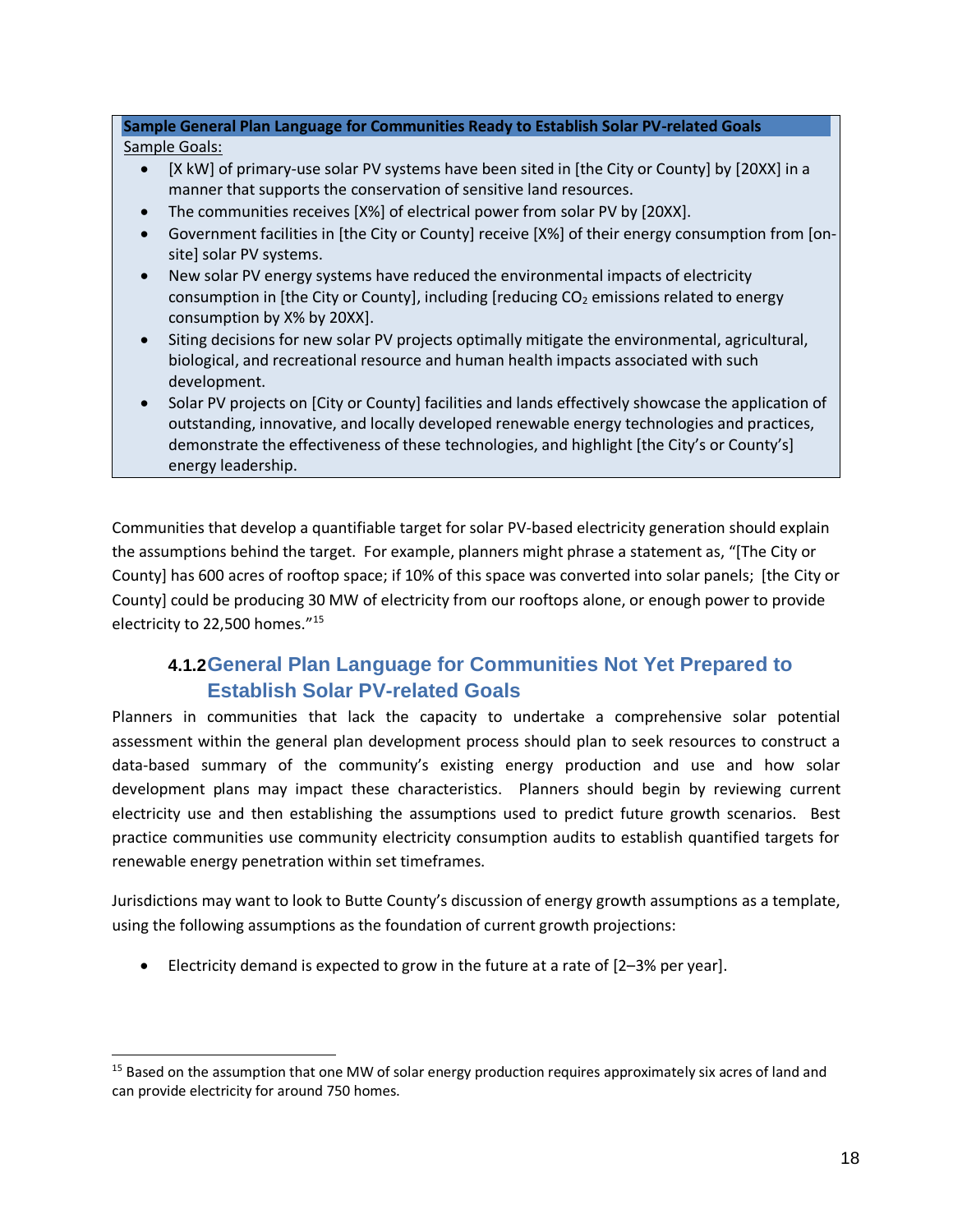**Sample General Plan Language for Communities Ready to Establish Solar PV-related Goals**

Sample Goals:

- [X kW] of primary-use solar PV systems have been sited in [the City or County] by [20XX] in a manner that supports the conservation of sensitive land resources.
- The communities receives [X%] of electrical power from solar PV by [20XX].
- Government facilities in [the City or County] receive [X%] of their energy consumption from [on-site] solar PV systems.
- New solar PV energy systems have reduced the environmental impacts of electricity consumption in [the City or County], including [reducing $CO_2$ emissions related to energy consumption by X% by 20XX].
- Siting decisions for new solar PV projects optimally mitigate the environmental, agricultural, biological, and recreational resource and human health impacts associated with such development.
- Solar PV projects on [City or County] facilities and lands effectively showcase the application of outstanding, innovative, and locally developed renewable energy technologies and practices, demonstrate the effectiveness of these technologies, and highlight [the City's or County's] energy leadership.

Communities that develop a quantifiable target for solar PV-based electricity generation should explain the assumptions behind the target. For example, planners might phrase a statement as, "[The City or County] has 600 acres of rooftop space; if 10% of this space was converted into solar panels; [the City or County] could be producing 30 MW of electricity from our rooftops alone, or enough power to provide electricity to 22,500 homes."[15]

### 4.1.2 General Plan Language for Communities Not Yet Prepared to Establish Solar PV-related Goals

Planners in communities that lack the capacity to undertake a comprehensive solar potential assessment within the general plan development process should plan to seek resources to construct a data-based summary of the community's existing energy production and use and how solar development plans may impact these characteristics. Planners should begin by reviewing current electricity use and then establishing the assumptions used to predict future growth scenarios. Best practice communities use community electricity consumption audits to establish quantified targets for renewable energy penetration within set timeframes.

Jurisdictions may want to look to Butte County's discussion of energy growth assumptions as a template, using the following assumptions as the foundation of current growth projections:

- Electricity demand is expected to grow in the future at a rate of [2–3% per year].

[15] Based on the assumption that one MW of solar energy production requires approximately six acres of land and can provide electricity for around 750 homes.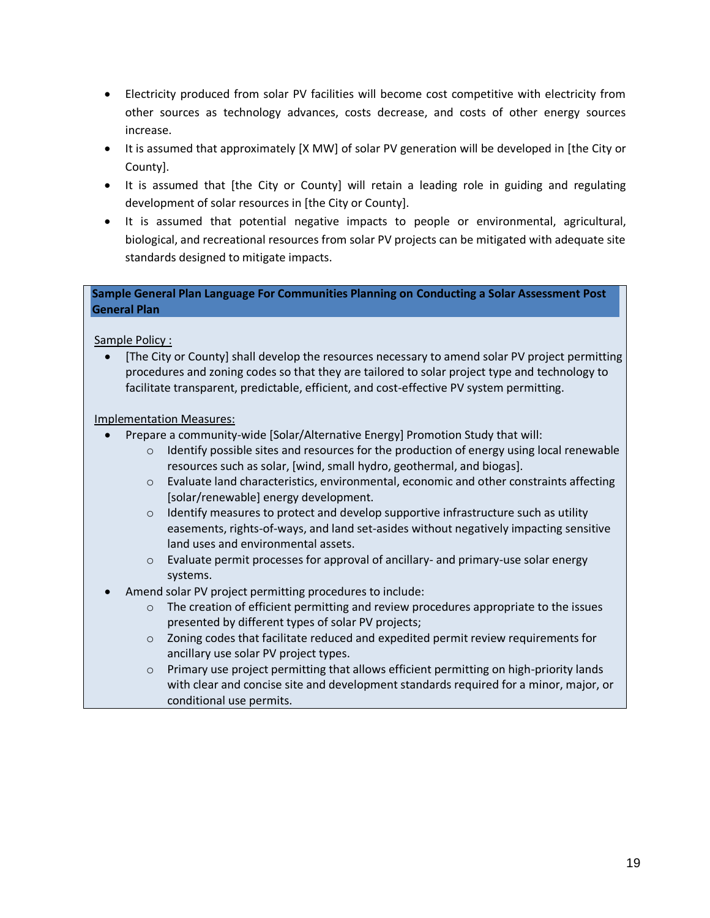- Electricity produced from solar PV facilities will become cost competitive with electricity from other sources as technology advances, costs decrease, and costs of other energy sources increase.
- It is assumed that approximately [X MW] of solar PV generation will be developed in [the City or County].
- It is assumed that [the City or County] will retain a leading role in guiding and regulating development of solar resources in [the City or County].
- It is assumed that potential negative impacts to people or environmental, agricultural, biological, and recreational resources from solar PV projects can be mitigated with adequate site standards designed to mitigate impacts.

**Sample General Plan Language For Communities Planning on Conducting a Solar Assessment Post General Plan**

Sample Policy :

- [The City or County] shall develop the resources necessary to amend solar PV project permitting procedures and zoning codes so that they are tailored to solar project type and technology to facilitate transparent, predictable, efficient, and cost-effective PV system permitting.

Implementation Measures:

- Prepare a community-wide [Solar/Alternative Energy] Promotion Study that will:
  - Identify possible sites and resources for the production of energy using local renewable resources such as solar, [wind, small hydro, geothermal, and biogas].
  - Evaluate land characteristics, environmental, economic and other constraints affecting [solar/renewable] energy development.
  - Identify measures to protect and develop supportive infrastructure such as utility easements, rights-of-ways, and land set-asides without negatively impacting sensitive land uses and environmental assets.
  - Evaluate permit processes for approval of ancillary- and primary-use solar energy systems.
- Amend solar PV project permitting procedures to include:
  - The creation of efficient permitting and review procedures appropriate to the issues presented by different types of solar PV projects;
  - Zoning codes that facilitate reduced and expedited permit review requirements for ancillary use solar PV project types.
  - Primary use project permitting that allows efficient permitting on high-priority lands with clear and concise site and development standards required for a minor, major, or conditional use permits.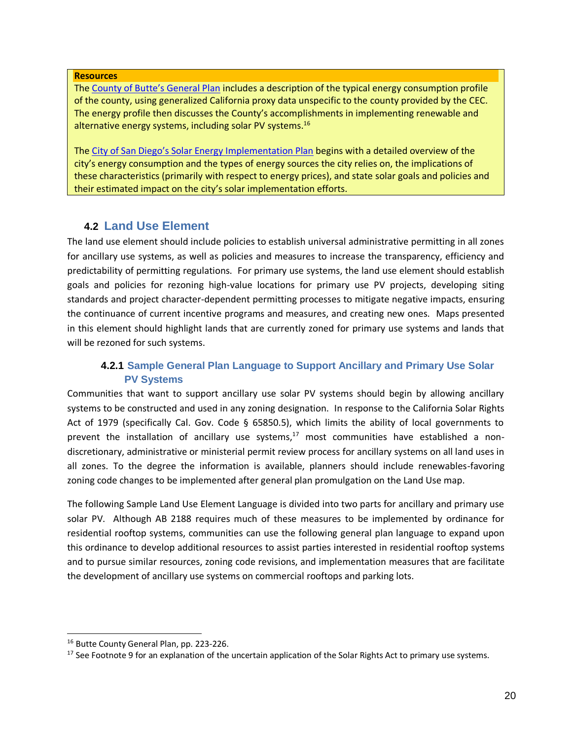**Resources**

The County of Butte's General Plan includes a description of the typical energy consumption profile of the county, using generalized California proxy data unspecific to the county provided by the CEC. The energy profile then discusses the County's accomplishments in implementing renewable and alternative energy systems, including solar PV systems.[16]

The City of San Diego's Solar Energy Implementation Plan begins with a detailed overview of the city's energy consumption and the types of energy sources the city relies on, the implications of these characteristics (primarily with respect to energy prices), and state solar goals and policies and their estimated impact on the city's solar implementation efforts.

## 4.2 Land Use Element

The land use element should include policies to establish universal administrative permitting in all zones for ancillary use systems, as well as policies and measures to increase the transparency, efficiency and predictability of permitting regulations. For primary use systems, the land use element should establish goals and policies for rezoning high-value locations for primary use PV projects, developing siting standards and project character-dependent permitting processes to mitigate negative impacts, ensuring the continuance of current incentive programs and measures, and creating new ones. Maps presented in this element should highlight lands that are currently zoned for primary use systems and lands that will be rezoned for such systems.

### 4.2.1 Sample General Plan Language to Support Ancillary and Primary Use Solar PV Systems

Communities that want to support ancillary use solar PV systems should begin by allowing ancillary systems to be constructed and used in any zoning designation. In response to the California Solar Rights Act of 1979 (specifically Cal. Gov. Code § 65850.5), which limits the ability of local governments to prevent the installation of ancillary use systems,[17] most communities have established a non-discretionary, administrative or ministerial permit review process for ancillary systems on all land uses in all zones. To the degree the information is available, planners should include renewables-favoring zoning code changes to be implemented after general plan promulgation on the Land Use map.

The following Sample Land Use Element Language is divided into two parts for ancillary and primary use solar PV. Although AB 2188 requires much of these measures to be implemented by ordinance for residential rooftop systems, communities can use the following general plan language to expand upon this ordinance to develop additional resources to assist parties interested in residential rooftop systems and to pursue similar resources, zoning code revisions, and implementation measures that are facilitate the development of ancillary use systems on commercial rooftops and parking lots.

---

[16] Butte County General Plan, pp. 223-226.

[17] See Footnote 9 for an explanation of the uncertain application of the Solar Rights Act to primary use systems.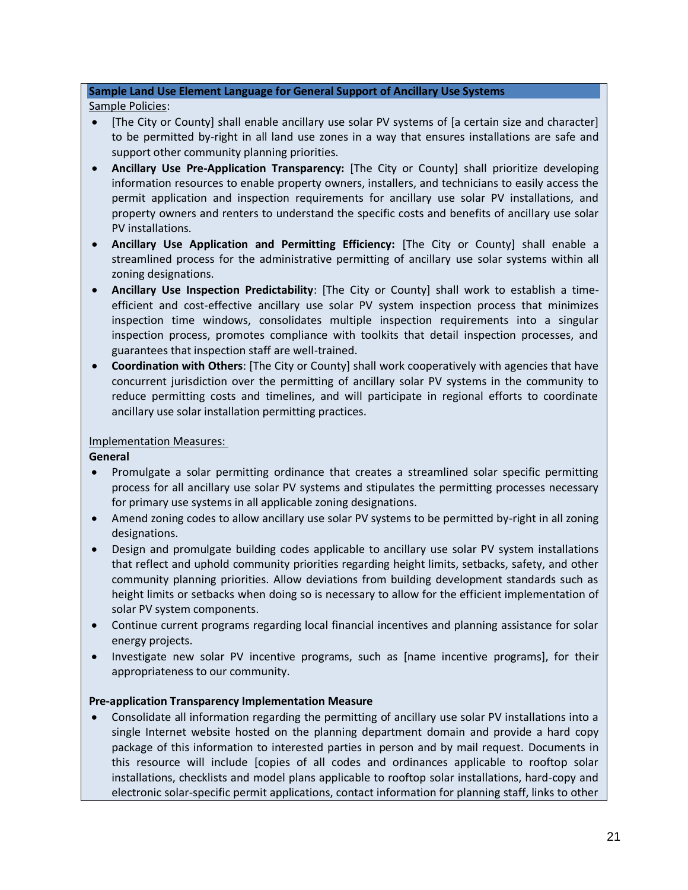**Sample Land Use Element Language for General Support of Ancillary Use Systems**

Sample Policies:

- [The City or County] shall enable ancillary use solar PV systems of [a certain size and character] to be permitted by-right in all land use zones in a way that ensures installations are safe and support other community planning priorities.
- **Ancillary Use Pre-Application Transparency:** [The City or County] shall prioritize developing information resources to enable property owners, installers, and technicians to easily access the permit application and inspection requirements for ancillary use solar PV installations, and property owners and renters to understand the specific costs and benefits of ancillary use solar PV installations.
- **Ancillary Use Application and Permitting Efficiency:** [The City or County] shall enable a streamlined process for the administrative permitting of ancillary use solar systems within all zoning designations.
- **Ancillary Use Inspection Predictability**: [The City or County] shall work to establish a time-efficient and cost-effective ancillary use solar PV system inspection process that minimizes inspection time windows, consolidates multiple inspection requirements into a singular inspection process, promotes compliance with toolkits that detail inspection processes, and guarantees that inspection staff are well-trained.
- **Coordination with Others**: [The City or County] shall work cooperatively with agencies that have concurrent jurisdiction over the permitting of ancillary solar PV systems in the community to reduce permitting costs and timelines, and will participate in regional efforts to coordinate ancillary use solar installation permitting practices.

Implementation Measures:

**General**

- Promulgate a solar permitting ordinance that creates a streamlined solar specific permitting process for all ancillary use solar PV systems and stipulates the permitting processes necessary for primary use systems in all applicable zoning designations.
- Amend zoning codes to allow ancillary use solar PV systems to be permitted by-right in all zoning designations.
- Design and promulgate building codes applicable to ancillary use solar PV system installations that reflect and uphold community priorities regarding height limits, setbacks, safety, and other community planning priorities. Allow deviations from building development standards such as height limits or setbacks when doing so is necessary to allow for the efficient implementation of solar PV system components.
- Continue current programs regarding local financial incentives and planning assistance for solar energy projects.
- Investigate new solar PV incentive programs, such as [name incentive programs], for their appropriateness to our community.

**Pre-application Transparency Implementation Measure**

- Consolidate all information regarding the permitting of ancillary use solar PV installations into a single Internet website hosted on the planning department domain and provide a hard copy package of this information to interested parties in person and by mail request. Documents in this resource will include [copies of all codes and ordinances applicable to rooftop solar installations, checklists and model plans applicable to rooftop solar installations, hard-copy and electronic solar-specific permit applications, contact information for planning staff, links to other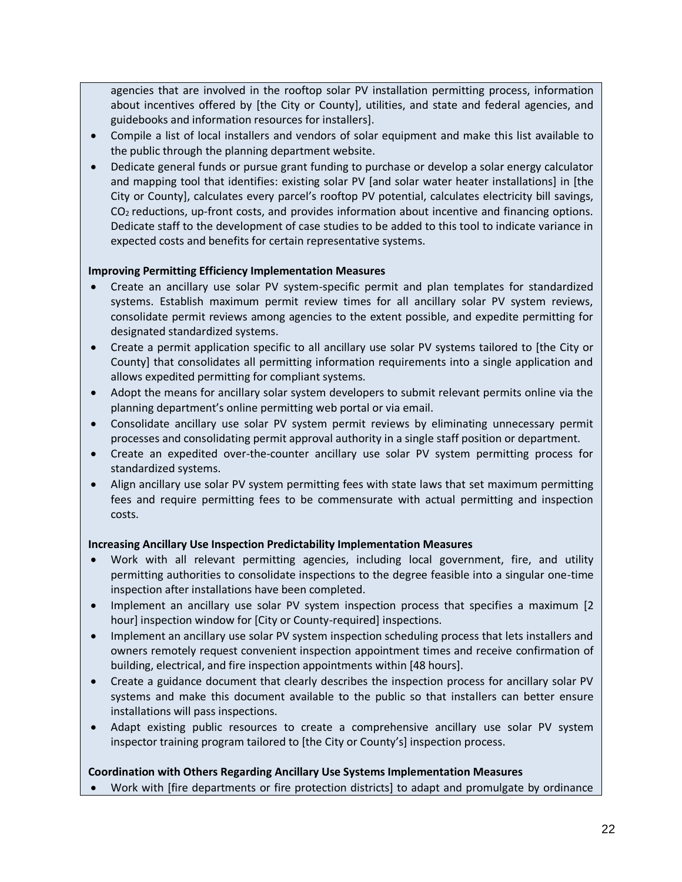agencies that are involved in the rooftop solar PV installation permitting process, information about incentives offered by [the City or County], utilities, and state and federal agencies, and guidebooks and information resources for installers].

- Compile a list of local installers and vendors of solar equipment and make this list available to the public through the planning department website.
- Dedicate general funds or pursue grant funding to purchase or develop a solar energy calculator and mapping tool that identifies: existing solar PV [and solar water heater installations] in [the City or County], calculates every parcel's rooftop PV potential, calculates electricity bill savings, $CO_2$ reductions, up-front costs, and provides information about incentive and financing options. Dedicate staff to the development of case studies to be added to this tool to indicate variance in expected costs and benefits for certain representative systems.

**Improving Permitting Efficiency Implementation Measures**

- Create an ancillary use solar PV system-specific permit and plan templates for standardized systems. Establish maximum permit review times for all ancillary solar PV system reviews, consolidate permit reviews among agencies to the extent possible, and expedite permitting for designated standardized systems.
- Create a permit application specific to all ancillary use solar PV systems tailored to [the City or County] that consolidates all permitting information requirements into a single application and allows expedited permitting for compliant systems.
- Adopt the means for ancillary solar system developers to submit relevant permits online via the planning department's online permitting web portal or via email.
- Consolidate ancillary use solar PV system permit reviews by eliminating unnecessary permit processes and consolidating permit approval authority in a single staff position or department.
- Create an expedited over-the-counter ancillary use solar PV system permitting process for standardized systems.
- Align ancillary use solar PV system permitting fees with state laws that set maximum permitting fees and require permitting fees to be commensurate with actual permitting and inspection costs.

**Increasing Ancillary Use Inspection Predictability Implementation Measures**

- Work with all relevant permitting agencies, including local government, fire, and utility permitting authorities to consolidate inspections to the degree feasible into a singular one-time inspection after installations have been completed.
- Implement an ancillary use solar PV system inspection process that specifies a maximum [2 hour] inspection window for [City or County-required] inspections.
- Implement an ancillary use solar PV system inspection scheduling process that lets installers and owners remotely request convenient inspection appointment times and receive confirmation of building, electrical, and fire inspection appointments within [48 hours].
- Create a guidance document that clearly describes the inspection process for ancillary solar PV systems and make this document available to the public so that installers can better ensure installations will pass inspections.
- Adapt existing public resources to create a comprehensive ancillary use solar PV system inspector training program tailored to [the City or County's] inspection process.

**Coordination with Others Regarding Ancillary Use Systems Implementation Measures**

- Work with [fire departments or fire protection districts] to adapt and promulgate by ordinance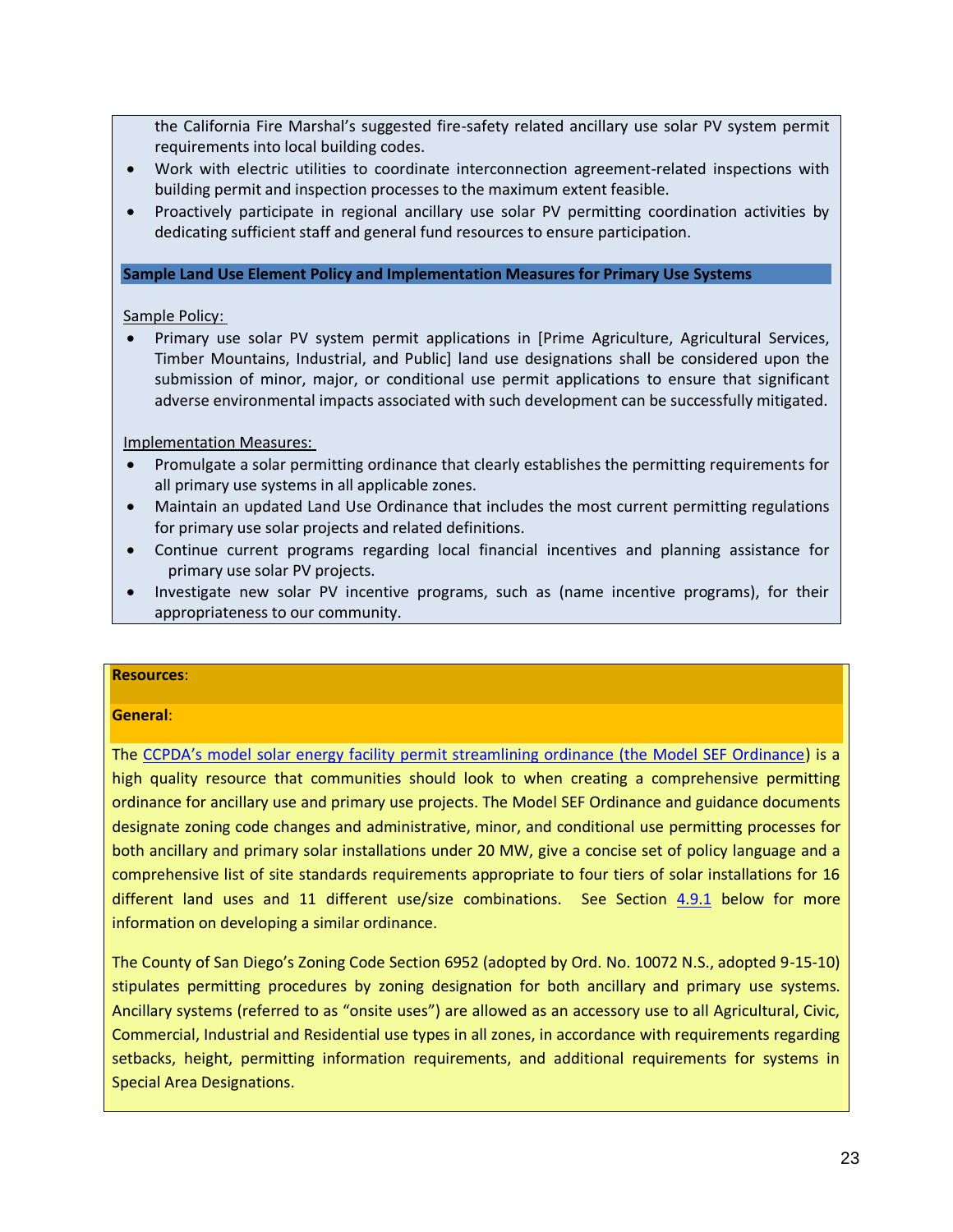the California Fire Marshal's suggested fire-safety related ancillary use solar PV system permit requirements into local building codes.

- Work with electric utilities to coordinate interconnection agreement-related inspections with building permit and inspection processes to the maximum extent feasible.
- Proactively participate in regional ancillary use solar PV permitting coordination activities by dedicating sufficient staff and general fund resources to ensure participation.

**Sample Land Use Element Policy and Implementation Measures for Primary Use Systems**

Sample Policy:

- Primary use solar PV system permit applications in [Prime Agriculture, Agricultural Services, Timber Mountains, Industrial, and Public] land use designations shall be considered upon the submission of minor, major, or conditional use permit applications to ensure that significant adverse environmental impacts associated with such development can be successfully mitigated.

Implementation Measures:

- Promulgate a solar permitting ordinance that clearly establishes the permitting requirements for all primary use systems in all applicable zones.
- Maintain an updated Land Use Ordinance that includes the most current permitting regulations for primary use solar projects and related definitions.
- Continue current programs regarding local financial incentives and planning assistance for primary use solar PV projects.
- Investigate new solar PV incentive programs, such as (name incentive programs), for their appropriateness to our community.

**Resources**:

**General**:

The CCPDA's model solar energy facility permit streamlining ordinance (the Model SEF Ordinance) is a high quality resource that communities should look to when creating a comprehensive permitting ordinance for ancillary use and primary use projects. The Model SEF Ordinance and guidance documents designate zoning code changes and administrative, minor, and conditional use permitting processes for both ancillary and primary solar installations under 20 MW, give a concise set of policy language and a comprehensive list of site standards requirements appropriate to four tiers of solar installations for 16 different land uses and 11 different use/size combinations. See Section 4.9.1 below for more information on developing a similar ordinance.

The County of San Diego's Zoning Code Section 6952 (adopted by Ord. No. 10072 N.S., adopted 9-15-10) stipulates permitting procedures by zoning designation for both ancillary and primary use systems. Ancillary systems (referred to as "onsite uses") are allowed as an accessory use to all Agricultural, Civic, Commercial, Industrial and Residential use types in all zones, in accordance with requirements regarding setbacks, height, permitting information requirements, and additional requirements for systems in Special Area Designations.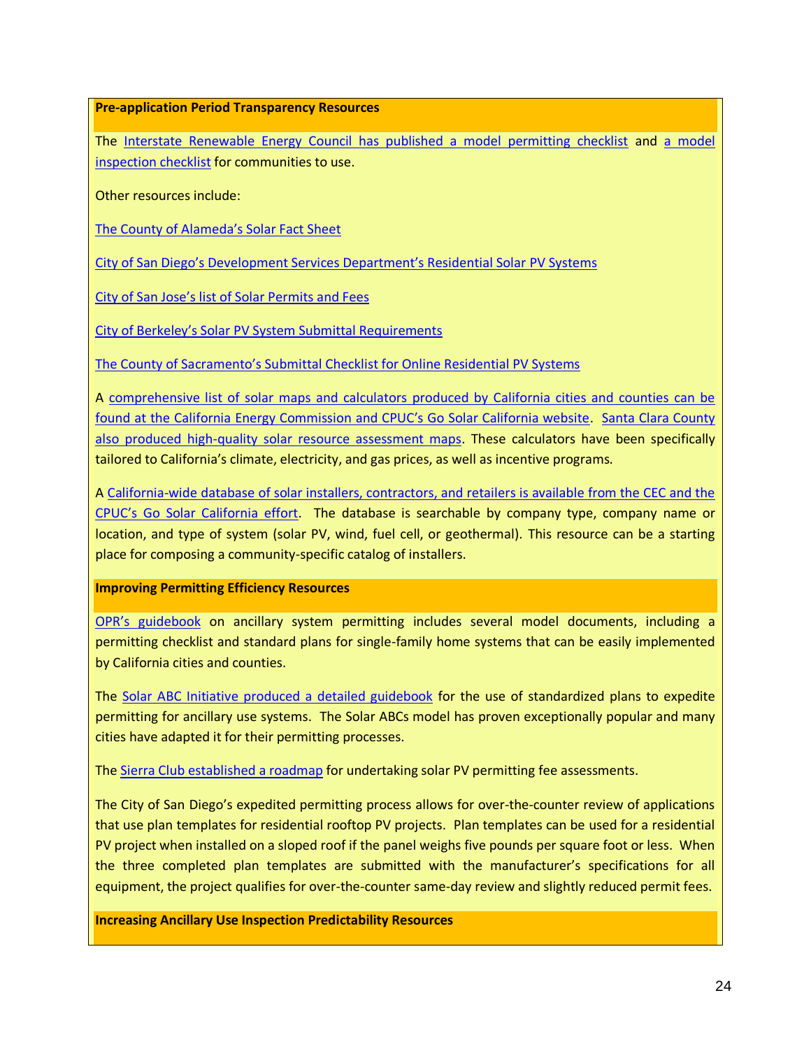**Pre-application Period Transparency Resources**

The Interstate Renewable Energy Council has published a model permitting checklist and a model inspection checklist for communities to use.

Other resources include:

The County of Alameda's Solar Fact Sheet

City of San Diego's Development Services Department's Residential Solar PV Systems

City of San Jose's list of Solar Permits and Fees

City of Berkeley's Solar PV System Submittal Requirements

The County of Sacramento's Submittal Checklist for Online Residential PV Systems

A comprehensive list of solar maps and calculators produced by California cities and counties can be found at the California Energy Commission and CPUC's Go Solar California website. Santa Clara County also produced high-quality solar resource assessment maps. These calculators have been specifically tailored to California's climate, electricity, and gas prices, as well as incentive programs.

A California-wide database of solar installers, contractors, and retailers is available from the CEC and the CPUC's Go Solar California effort. The database is searchable by company type, company name or location, and type of system (solar PV, wind, fuel cell, or geothermal). This resource can be a starting place for composing a community-specific catalog of installers.

**Improving Permitting Efficiency Resources**

OPR's guidebook on ancillary system permitting includes several model documents, including a permitting checklist and standard plans for single-family home systems that can be easily implemented by California cities and counties.

The Solar ABC Initiative produced a detailed guidebook for the use of standardized plans to expedite permitting for ancillary use systems. The Solar ABCs model has proven exceptionally popular and many cities have adapted it for their permitting processes.

The Sierra Club established a roadmap for undertaking solar PV permitting fee assessments.

The City of San Diego's expedited permitting process allows for over-the-counter review of applications that use plan templates for residential rooftop PV projects. Plan templates can be used for a residential PV project when installed on a sloped roof if the panel weighs five pounds per square foot or less. When the three completed plan templates are submitted with the manufacturer's specifications for all equipment, the project qualifies for over-the-counter same-day review and slightly reduced permit fees.

**Increasing Ancillary Use Inspection Predictability Resources**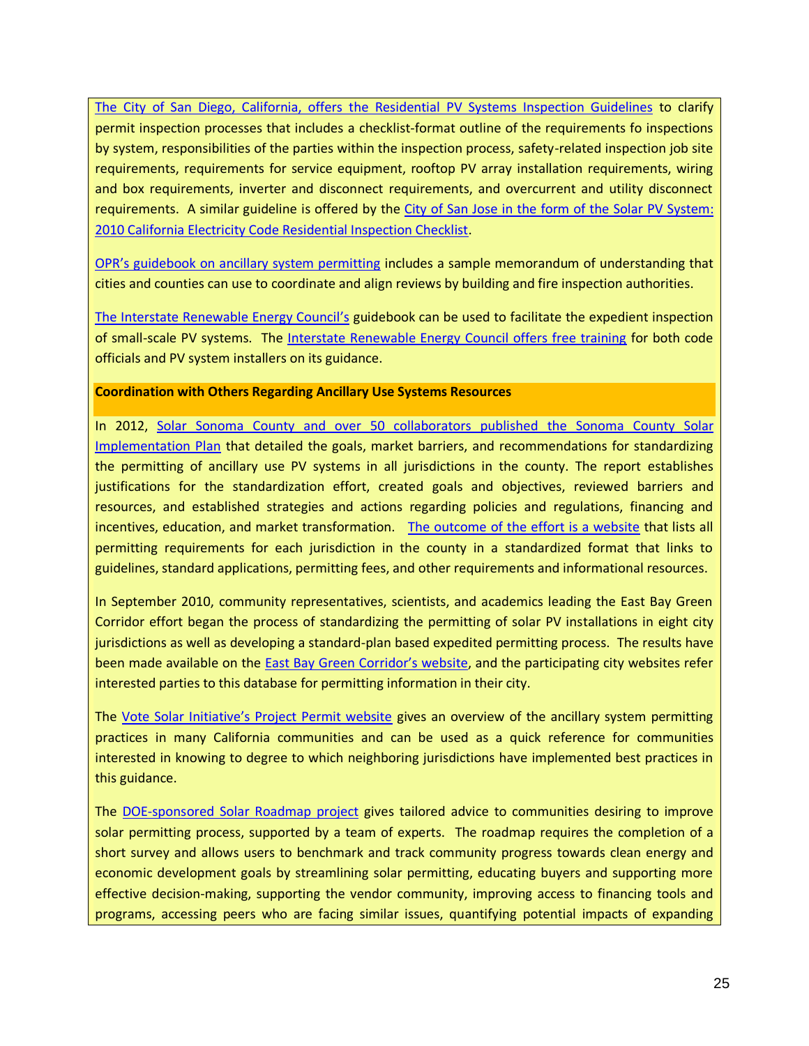The City of San Diego, California, offers the Residential PV Systems Inspection Guidelines to clarify permit inspection processes that includes a checklist-format outline of the requirements fo inspections by system, responsibilities of the parties within the inspection process, safety-related inspection job site requirements, requirements for service equipment, rooftop PV array installation requirements, wiring and box requirements, inverter and disconnect requirements, and overcurrent and utility disconnect requirements. A similar guideline is offered by the City of San Jose in the form of the Solar PV System: 2010 California Electricity Code Residential Inspection Checklist.

OPR's guidebook on ancillary system permitting includes a sample memorandum of understanding that cities and counties can use to coordinate and align reviews by building and fire inspection authorities.

The Interstate Renewable Energy Council's guidebook can be used to facilitate the expedient inspection of small-scale PV systems. The Interstate Renewable Energy Council offers free training for both code officials and PV system installers on its guidance.

**Coordination with Others Regarding Ancillary Use Systems Resources**

In 2012, Solar Sonoma County and over 50 collaborators published the Sonoma County Solar Implementation Plan that detailed the goals, market barriers, and recommendations for standardizing the permitting of ancillary use PV systems in all jurisdictions in the county. The report establishes justifications for the standardization effort, created goals and objectives, reviewed barriers and resources, and established strategies and actions regarding policies and regulations, financing and incentives, education, and market transformation. The outcome of the effort is a website that lists all permitting requirements for each jurisdiction in the county in a standardized format that links to guidelines, standard applications, permitting fees, and other requirements and informational resources.

In September 2010, community representatives, scientists, and academics leading the East Bay Green Corridor effort began the process of standardizing the permitting of solar PV installations in eight city jurisdictions as well as developing a standard-plan based expedited permitting process. The results have been made available on the East Bay Green Corridor's website, and the participating city websites refer interested parties to this database for permitting information in their city.

The Vote Solar Initiative's Project Permit website gives an overview of the ancillary system permitting practices in many California communities and can be used as a quick reference for communities interested in knowing to degree to which neighboring jurisdictions have implemented best practices in this guidance.

The DOE-sponsored Solar Roadmap project gives tailored advice to communities desiring to improve solar permitting process, supported by a team of experts. The roadmap requires the completion of a short survey and allows users to benchmark and track community progress towards clean energy and economic development goals by streamlining solar permitting, educating buyers and supporting more effective decision-making, supporting the vendor community, improving access to financing tools and programs, accessing peers who are facing similar issues, quantifying potential impacts of expanding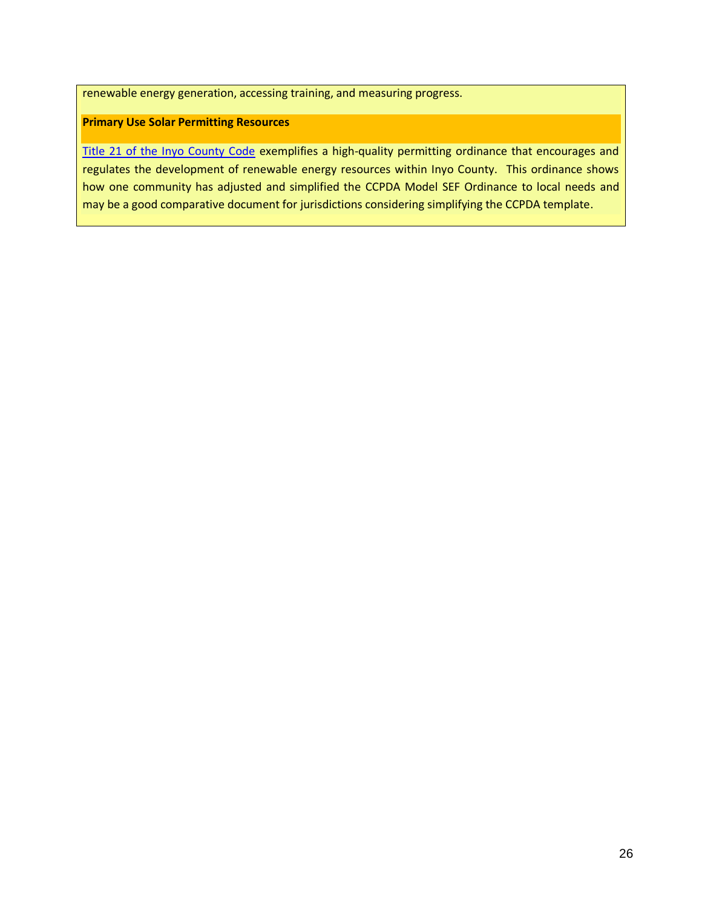renewable energy generation, accessing training, and measuring progress.

**Primary Use Solar Permitting Resources**

Title 21 of the Inyo County Code exemplifies a high-quality permitting ordinance that encourages and regulates the development of renewable energy resources within Inyo County. This ordinance shows how one community has adjusted and simplified the CCPDA Model SEF Ordinance to local needs and may be a good comparative document for jurisdictions considering simplifying the CCPDA template.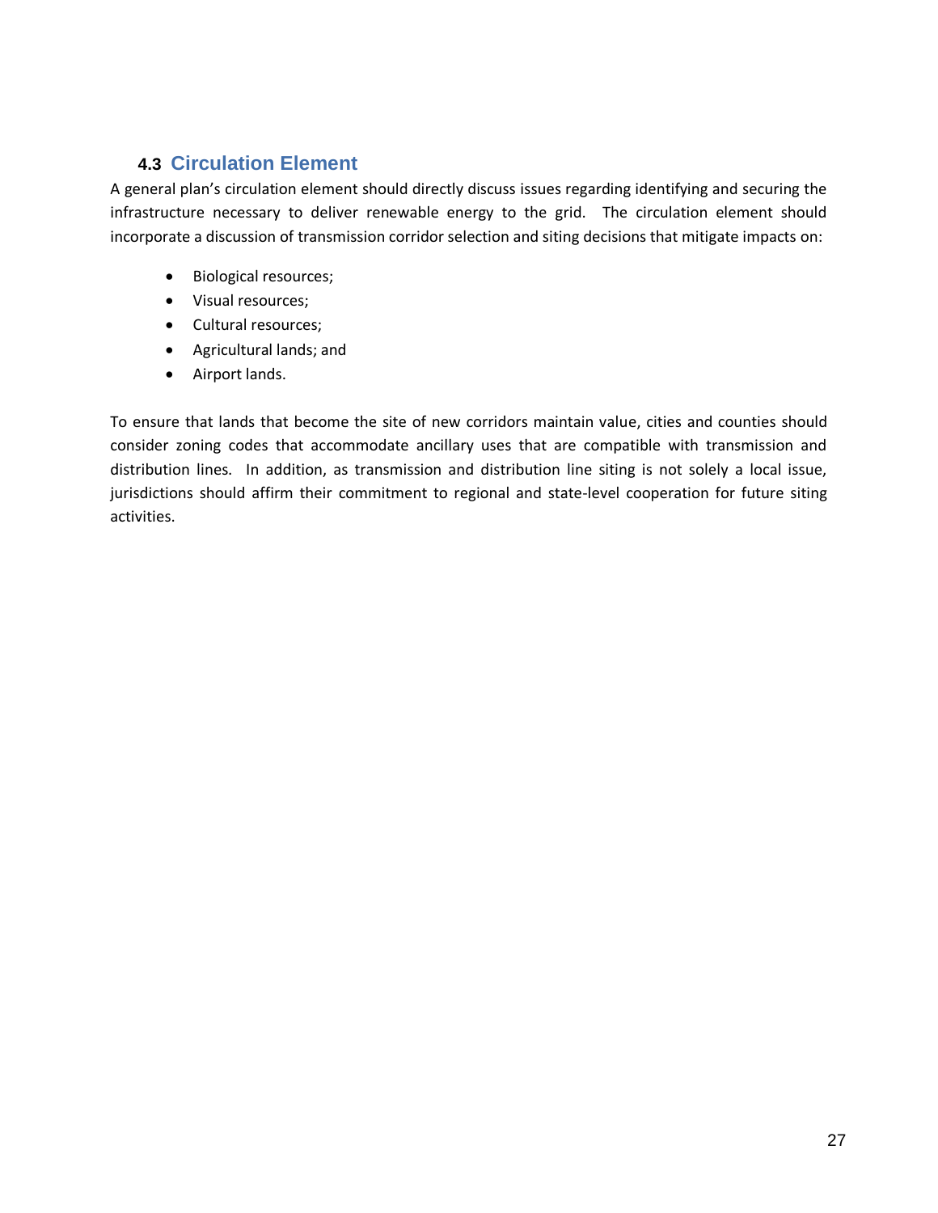## 4.3 Circulation Element

A general plan's circulation element should directly discuss issues regarding identifying and securing the infrastructure necessary to deliver renewable energy to the grid. The circulation element should incorporate a discussion of transmission corridor selection and siting decisions that mitigate impacts on:

- Biological resources;
- Visual resources;
- Cultural resources;
- Agricultural lands; and
- Airport lands.

To ensure that lands that become the site of new corridors maintain value, cities and counties should consider zoning codes that accommodate ancillary uses that are compatible with transmission and distribution lines. In addition, as transmission and distribution line siting is not solely a local issue, jurisdictions should affirm their commitment to regional and state-level cooperation for future siting activities.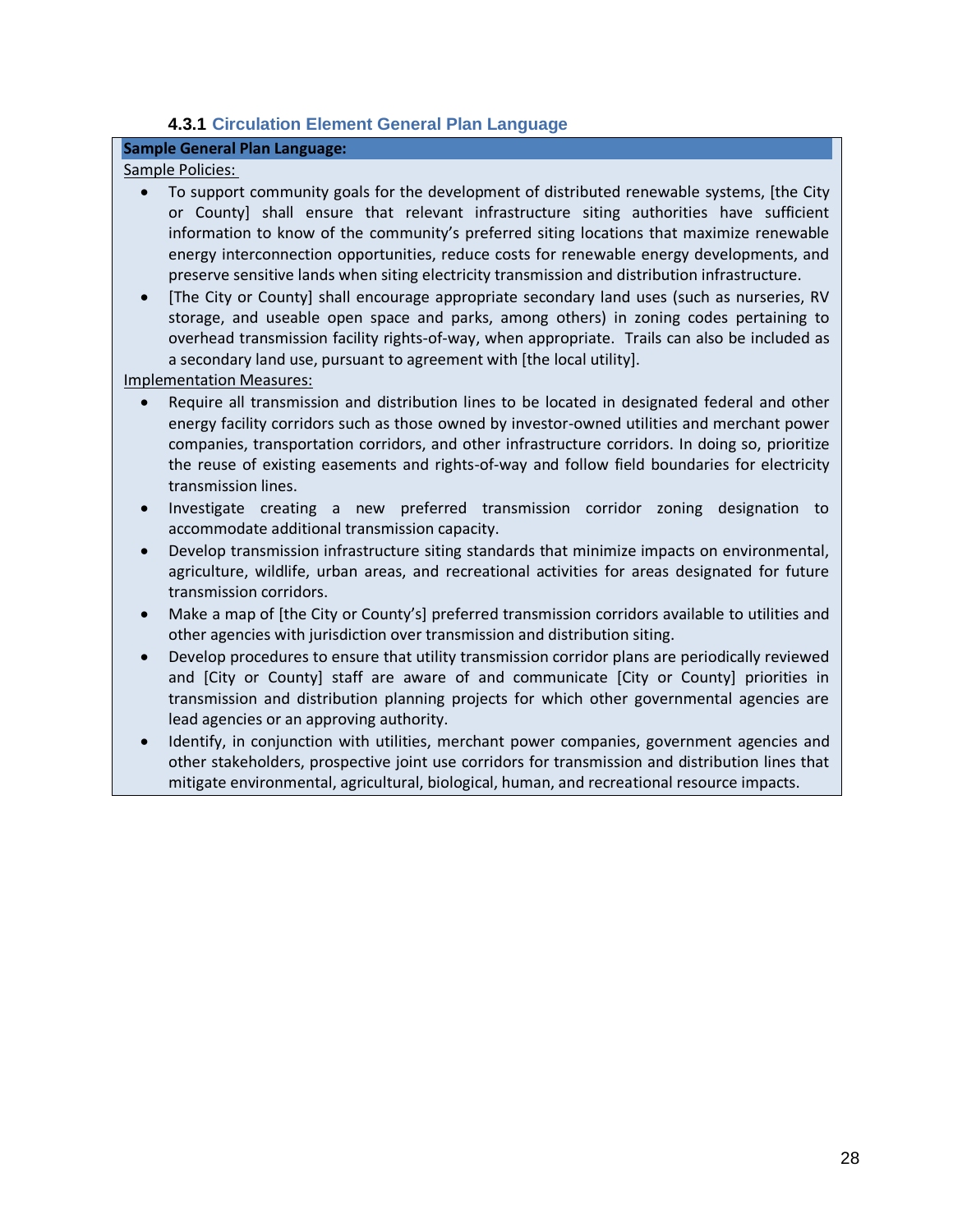### 4.3.1 Circulation Element General Plan Language

**Sample General Plan Language:**

Sample Policies:

- To support community goals for the development of distributed renewable systems, [the City or County] shall ensure that relevant infrastructure siting authorities have sufficient information to know of the community's preferred siting locations that maximize renewable energy interconnection opportunities, reduce costs for renewable energy developments, and preserve sensitive lands when siting electricity transmission and distribution infrastructure.
- [The City or County] shall encourage appropriate secondary land uses (such as nurseries, RV storage, and useable open space and parks, among others) in zoning codes pertaining to overhead transmission facility rights-of-way, when appropriate. Trails can also be included as a secondary land use, pursuant to agreement with [the local utility].

Implementation Measures:

- Require all transmission and distribution lines to be located in designated federal and other energy facility corridors such as those owned by investor-owned utilities and merchant power companies, transportation corridors, and other infrastructure corridors. In doing so, prioritize the reuse of existing easements and rights-of-way and follow field boundaries for electricity transmission lines.
- Investigate creating a new preferred transmission corridor zoning designation to accommodate additional transmission capacity.
- Develop transmission infrastructure siting standards that minimize impacts on environmental, agriculture, wildlife, urban areas, and recreational activities for areas designated for future transmission corridors.
- Make a map of [the City or County's] preferred transmission corridors available to utilities and other agencies with jurisdiction over transmission and distribution siting.
- Develop procedures to ensure that utility transmission corridor plans are periodically reviewed and [City or County] staff are aware of and communicate [City or County] priorities in transmission and distribution planning projects for which other governmental agencies are lead agencies or an approving authority.
- Identify, in conjunction with utilities, merchant power companies, government agencies and other stakeholders, prospective joint use corridors for transmission and distribution lines that mitigate environmental, agricultural, biological, human, and recreational resource impacts.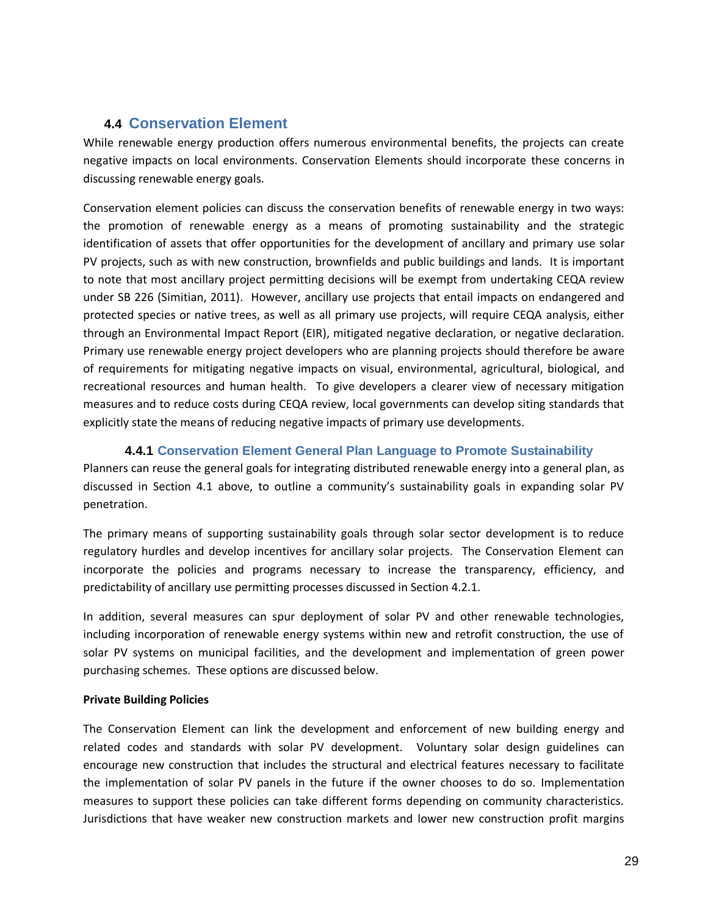## 4.4 Conservation Element

While renewable energy production offers numerous environmental benefits, the projects can create negative impacts on local environments. Conservation Elements should incorporate these concerns in discussing renewable energy goals.

Conservation element policies can discuss the conservation benefits of renewable energy in two ways: the promotion of renewable energy as a means of promoting sustainability and the strategic identification of assets that offer opportunities for the development of ancillary and primary use solar PV projects, such as with new construction, brownfields and public buildings and lands. It is important to note that most ancillary project permitting decisions will be exempt from undertaking CEQA review under SB 226 (Simitian, 2011). However, ancillary use projects that entail impacts on endangered and protected species or native trees, as well as all primary use projects, will require CEQA analysis, either through an Environmental Impact Report (EIR), mitigated negative declaration, or negative declaration. Primary use renewable energy project developers who are planning projects should therefore be aware of requirements for mitigating negative impacts on visual, environmental, agricultural, biological, and recreational resources and human health. To give developers a clearer view of necessary mitigation measures and to reduce costs during CEQA review, local governments can develop siting standards that explicitly state the means of reducing negative impacts of primary use developments.

### 4.4.1 Conservation Element General Plan Language to Promote Sustainability

Planners can reuse the general goals for integrating distributed renewable energy into a general plan, as discussed in Section 4.1 above, to outline a community's sustainability goals in expanding solar PV penetration.

The primary means of supporting sustainability goals through solar sector development is to reduce regulatory hurdles and develop incentives for ancillary solar projects. The Conservation Element can incorporate the policies and programs necessary to increase the transparency, efficiency, and predictability of ancillary use permitting processes discussed in Section 4.2.1.

In addition, several measures can spur deployment of solar PV and other renewable technologies, including incorporation of renewable energy systems within new and retrofit construction, the use of solar PV systems on municipal facilities, and the development and implementation of green power purchasing schemes. These options are discussed below.

**Private Building Policies**

The Conservation Element can link the development and enforcement of new building energy and related codes and standards with solar PV development. Voluntary solar design guidelines can encourage new construction that includes the structural and electrical features necessary to facilitate the implementation of solar PV panels in the future if the owner chooses to do so. Implementation measures to support these policies can take different forms depending on community characteristics. Jurisdictions that have weaker new construction markets and lower new construction profit margins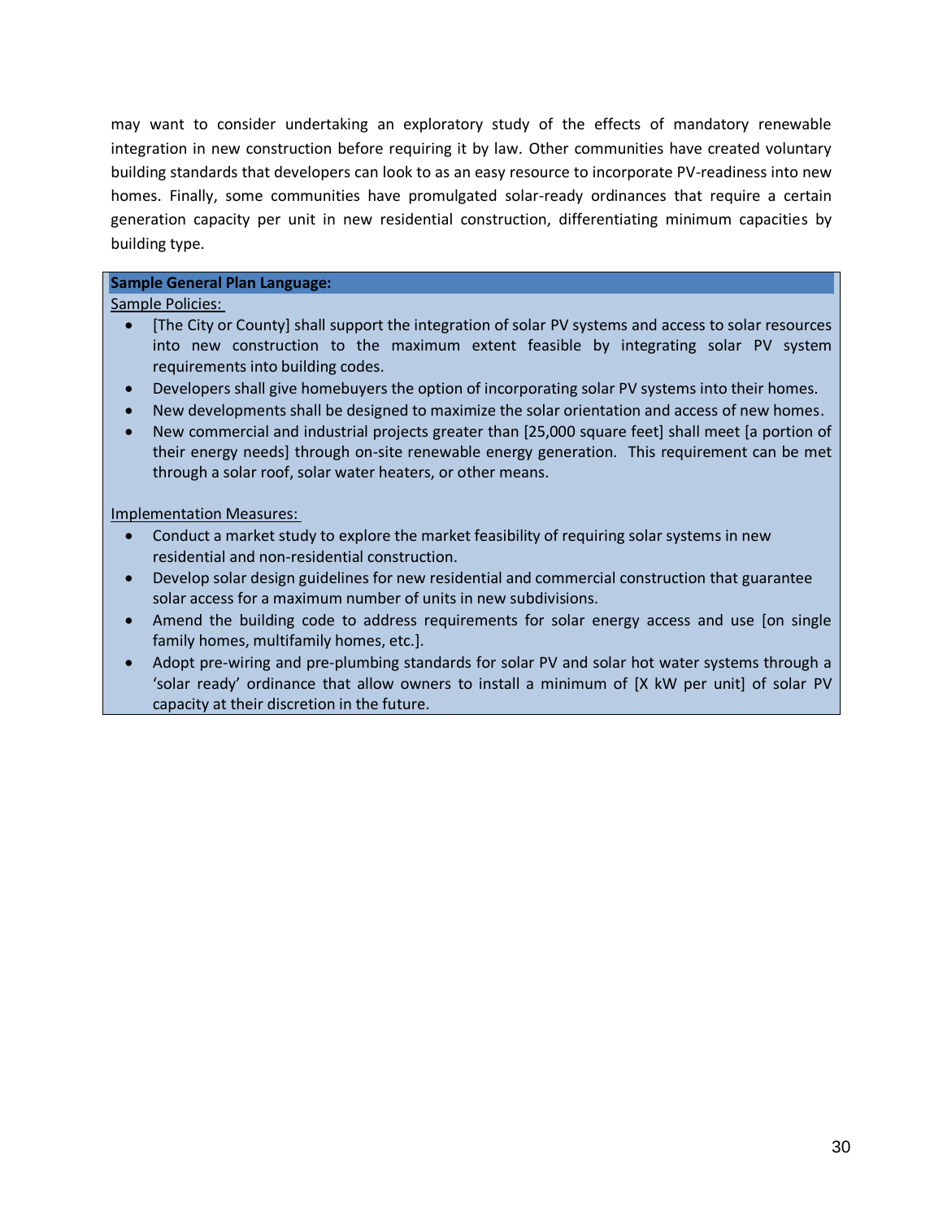may want to consider undertaking an exploratory study of the effects of mandatory renewable integration in new construction before requiring it by law. Other communities have created voluntary building standards that developers can look to as an easy resource to incorporate PV-readiness into new homes. Finally, some communities have promulgated solar-ready ordinances that require a certain generation capacity per unit in new residential construction, differentiating minimum capacities by building type.

**Sample General Plan Language:**

Sample Policies:

- [The City or County] shall support the integration of solar PV systems and access to solar resources into new construction to the maximum extent feasible by integrating solar PV system requirements into building codes.
- Developers shall give homebuyers the option of incorporating solar PV systems into their homes.
- New developments shall be designed to maximize the solar orientation and access of new homes.
- New commercial and industrial projects greater than [25,000 square feet] shall meet [a portion of their energy needs] through on-site renewable energy generation. This requirement can be met through a solar roof, solar water heaters, or other means.

Implementation Measures:

- Conduct a market study to explore the market feasibility of requiring solar systems in new residential and non-residential construction.
- Develop solar design guidelines for new residential and commercial construction that guarantee solar access for a maximum number of units in new subdivisions.
- Amend the building code to address requirements for solar energy access and use [on single family homes, multifamily homes, etc.].
- Adopt pre-wiring and pre-plumbing standards for solar PV and solar hot water systems through a 'solar ready' ordinance that allow owners to install a minimum of [X kW per unit] of solar PV capacity at their discretion in the future.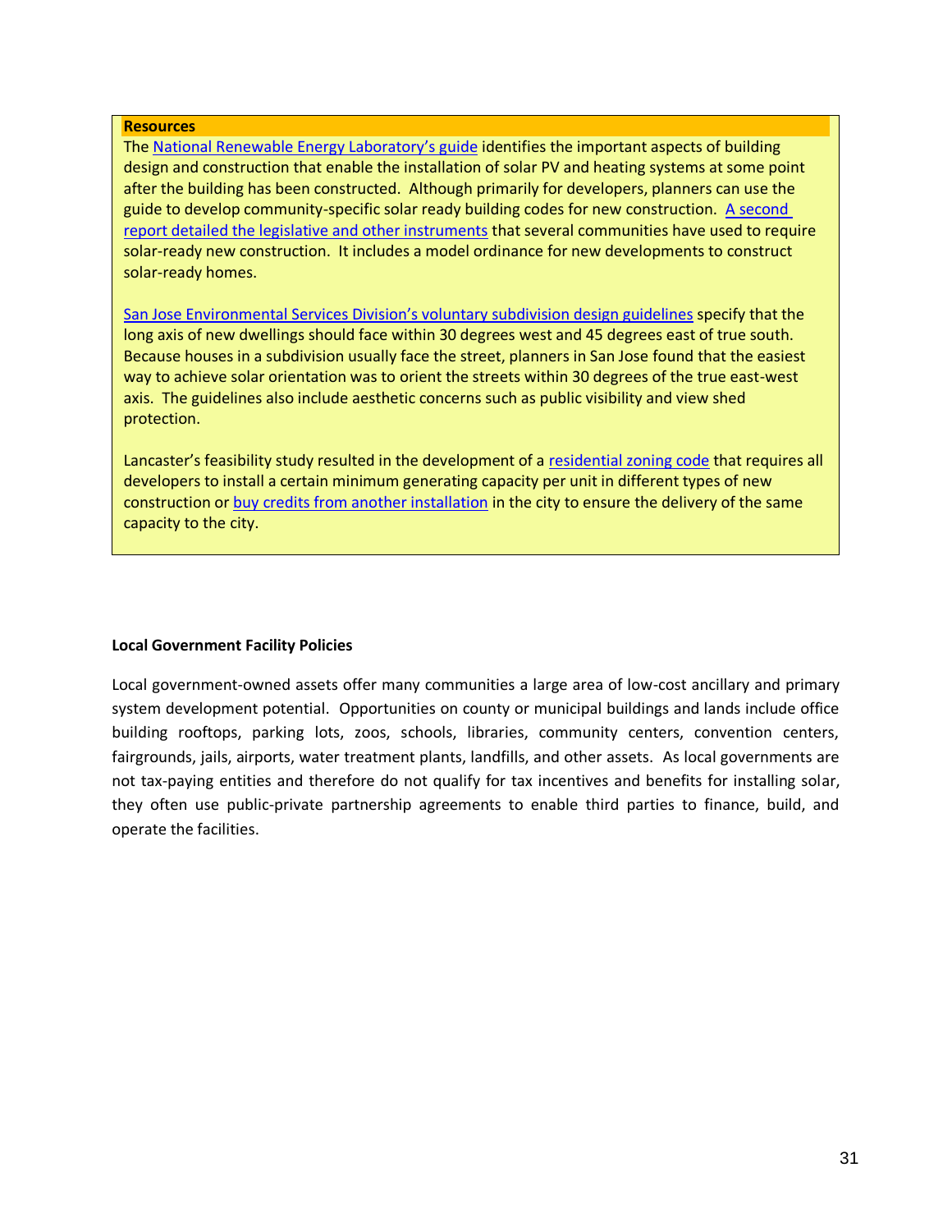**Resources**

The National Renewable Energy Laboratory's guide identifies the important aspects of building design and construction that enable the installation of solar PV and heating systems at some point after the building has been constructed. Although primarily for developers, planners can use the guide to develop community-specific solar ready building codes for new construction. A second report detailed the legislative and other instruments that several communities have used to require solar-ready new construction. It includes a model ordinance for new developments to construct solar-ready homes.

San Jose Environmental Services Division's voluntary subdivision design guidelines specify that the long axis of new dwellings should face within 30 degrees west and 45 degrees east of true south. Because houses in a subdivision usually face the street, planners in San Jose found that the easiest way to achieve solar orientation was to orient the streets within 30 degrees of the true east-west axis. The guidelines also include aesthetic concerns such as public visibility and view shed protection.

Lancaster's feasibility study resulted in the development of a residential zoning code that requires all developers to install a certain minimum generating capacity per unit in different types of new construction or buy credits from another installation in the city to ensure the delivery of the same capacity to the city.

**Local Government Facility Policies**

Local government-owned assets offer many communities a large area of low-cost ancillary and primary system development potential. Opportunities on county or municipal buildings and lands include office building rooftops, parking lots, zoos, schools, libraries, community centers, convention centers, fairgrounds, jails, airports, water treatment plants, landfills, and other assets. As local governments are not tax-paying entities and therefore do not qualify for tax incentives and benefits for installing solar, they often use public-private partnership agreements to enable third parties to finance, build, and operate the facilities.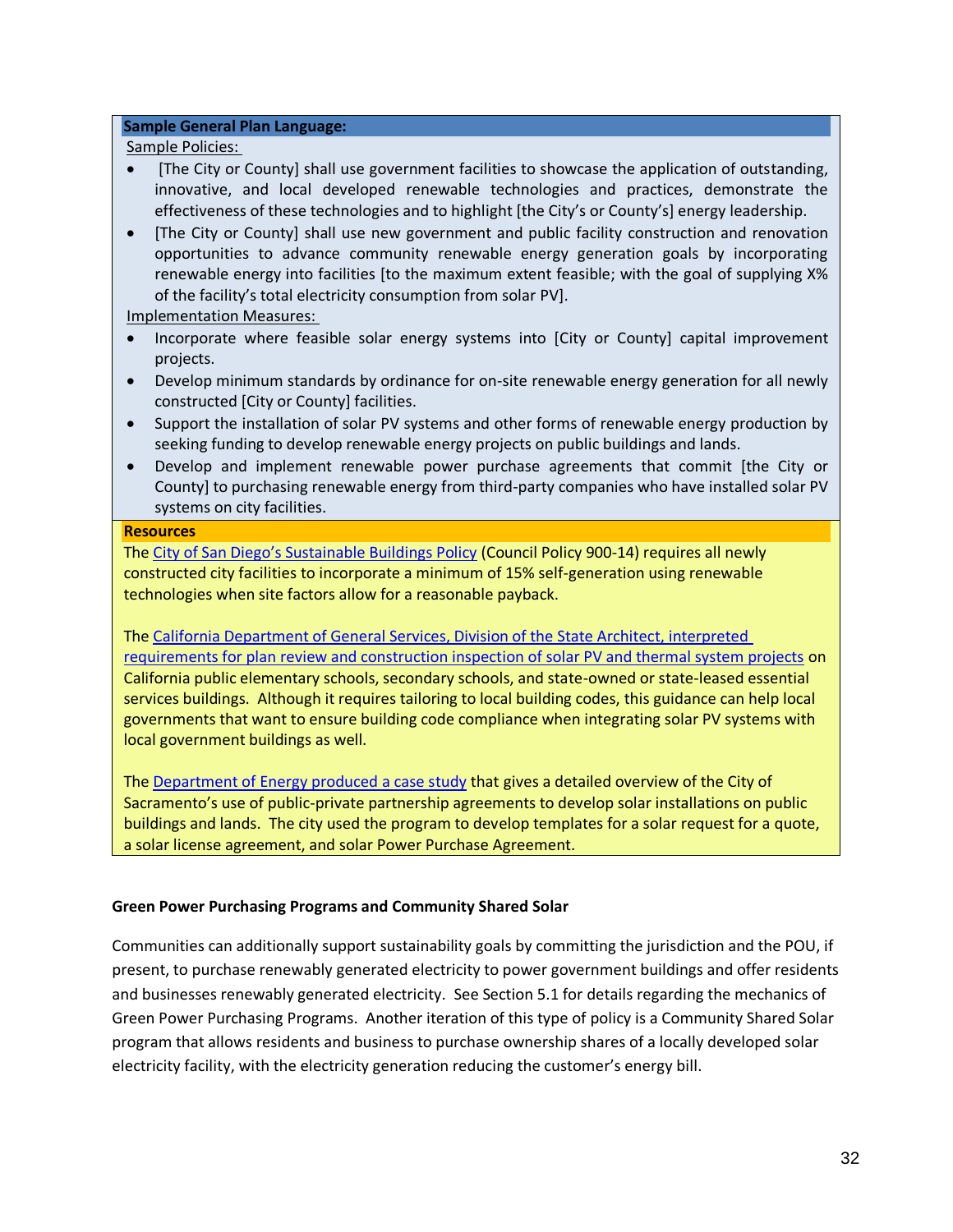**Sample General Plan Language:**

Sample Policies:

- [The City or County] shall use government facilities to showcase the application of outstanding, innovative, and local developed renewable technologies and practices, demonstrate the effectiveness of these technologies and to highlight [the City's or County's] energy leadership.
- [The City or County] shall use new government and public facility construction and renovation opportunities to advance community renewable energy generation goals by incorporating renewable energy into facilities [to the maximum extent feasible; with the goal of supplying X% of the facility's total electricity consumption from solar PV].

Implementation Measures:

- Incorporate where feasible solar energy systems into [City or County] capital improvement projects.
- Develop minimum standards by ordinance for on-site renewable energy generation for all newly constructed [City or County] facilities.
- Support the installation of solar PV systems and other forms of renewable energy production by seeking funding to develop renewable energy projects on public buildings and lands.
- Develop and implement renewable power purchase agreements that commit [the City or County] to purchasing renewable energy from third-party companies who have installed solar PV systems on city facilities.

**Resources**

The City of San Diego's Sustainable Buildings Policy (Council Policy 900-14) requires all newly constructed city facilities to incorporate a minimum of 15% self-generation using renewable technologies when site factors allow for a reasonable payback.

The California Department of General Services, Division of the State Architect, interpreted requirements for plan review and construction inspection of solar PV and thermal system projects on California public elementary schools, secondary schools, and state-owned or state-leased essential services buildings. Although it requires tailoring to local building codes, this guidance can help local governments that want to ensure building code compliance when integrating solar PV systems with local government buildings as well.

The Department of Energy produced a case study that gives a detailed overview of the City of Sacramento's use of public-private partnership agreements to develop solar installations on public buildings and lands. The city used the program to develop templates for a solar request for a quote, a solar license agreement, and solar Power Purchase Agreement.

**Green Power Purchasing Programs and Community Shared Solar**

Communities can additionally support sustainability goals by committing the jurisdiction and the POU, if present, to purchase renewably generated electricity to power government buildings and offer residents and businesses renewably generated electricity. See Section 5.1 for details regarding the mechanics of Green Power Purchasing Programs. Another iteration of this type of policy is a Community Shared Solar program that allows residents and business to purchase ownership shares of a locally developed solar electricity facility, with the electricity generation reducing the customer's energy bill.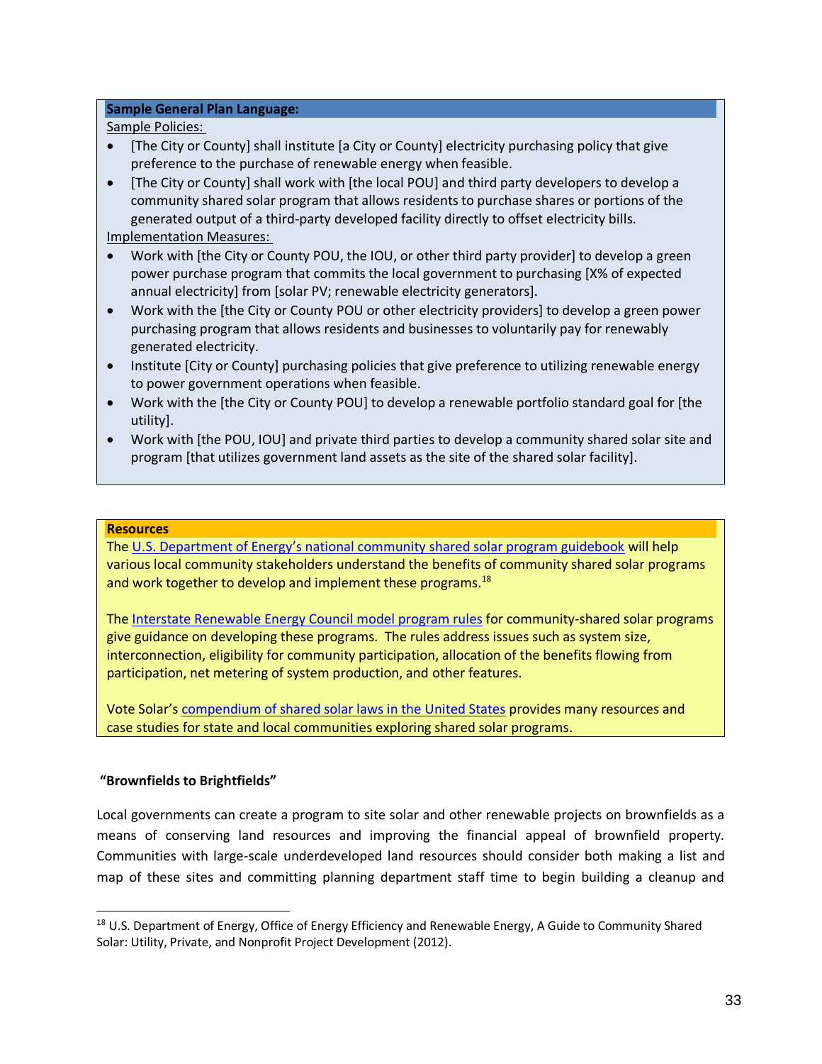**Sample General Plan Language:**

Sample Policies:

- [The City or County] shall institute [a City or County] electricity purchasing policy that give preference to the purchase of renewable energy when feasible.
- [The City or County] shall work with [the local POU] and third party developers to develop a community shared solar program that allows residents to purchase shares or portions of the generated output of a third-party developed facility directly to offset electricity bills.

Implementation Measures:

- Work with [the City or County POU, the IOU, or other third party provider] to develop a green power purchase program that commits the local government to purchasing [X% of expected annual electricity] from [solar PV; renewable electricity generators].
- Work with the [the City or County POU or other electricity providers] to develop a green power purchasing program that allows residents and businesses to voluntarily pay for renewably generated electricity.
- Institute [City or County] purchasing policies that give preference to utilizing renewable energy to power government operations when feasible.
- Work with the [the City or County POU] to develop a renewable portfolio standard goal for [the utility].
- Work with [the POU, IOU] and private third parties to develop a community shared solar site and program [that utilizes government land assets as the site of the shared solar facility].

**Resources**

The U.S. Department of Energy's national community shared solar program guidebook will help various local community stakeholders understand the benefits of community shared solar programs and work together to develop and implement these programs.[18]

The Interstate Renewable Energy Council model program rules for community-shared solar programs give guidance on developing these programs. The rules address issues such as system size, interconnection, eligibility for community participation, allocation of the benefits flowing from participation, net metering of system production, and other features.

Vote Solar's compendium of shared solar laws in the United States provides many resources and case studies for state and local communities exploring shared solar programs.

**"Brownfields to Brightfields"**

Local governments can create a program to site solar and other renewable projects on brownfields as a means of conserving land resources and improving the financial appeal of brownfield property. Communities with large-scale underdeveloped land resources should consider both making a list and map of these sites and committing planning department staff time to begin building a cleanup and

[18] U.S. Department of Energy, Office of Energy Efficiency and Renewable Energy, A Guide to Community Shared Solar: Utility, Private, and Nonprofit Project Development (2012).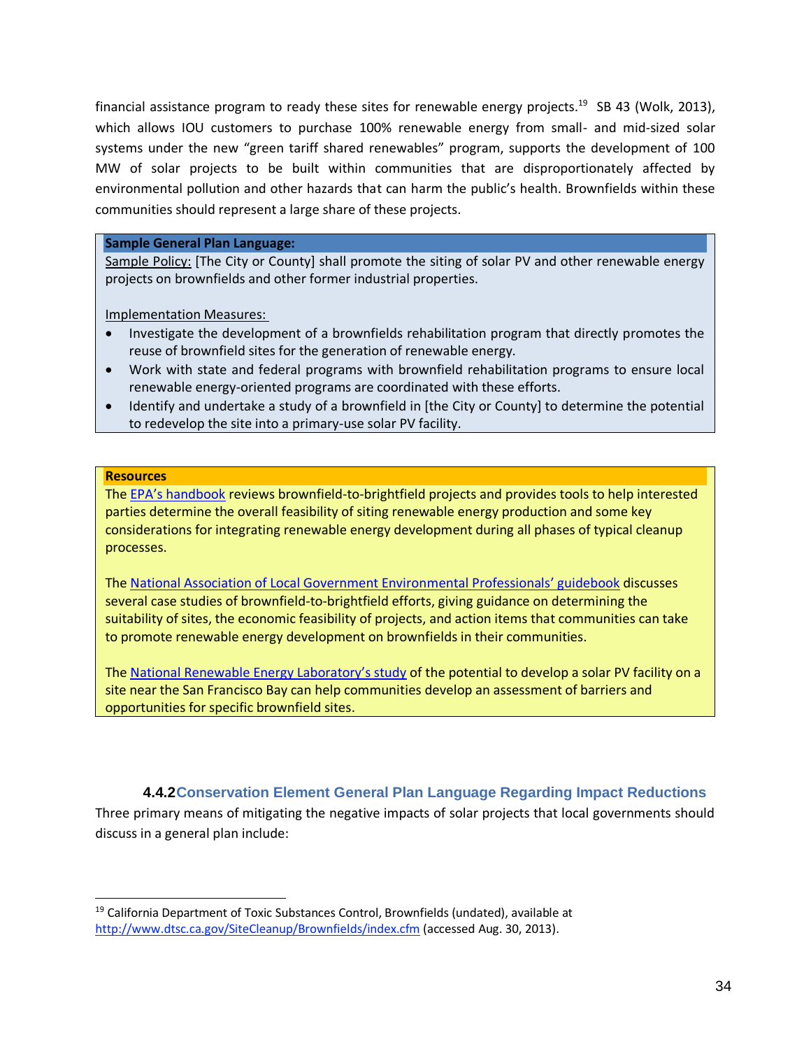financial assistance program to ready these sites for renewable energy projects.[19] SB 43 (Wolk, 2013), which allows IOU customers to purchase 100% renewable energy from small- and mid-sized solar systems under the new "green tariff shared renewables" program, supports the development of 100 MW of solar projects to be built within communities that are disproportionately affected by environmental pollution and other hazards that can harm the public's health. Brownfields within these communities should represent a large share of these projects.

**Sample General Plan Language:**

Sample Policy: [The City or County] shall promote the siting of solar PV and other renewable energy projects on brownfields and other former industrial properties.

Implementation Measures:

- Investigate the development of a brownfields rehabilitation program that directly promotes the reuse of brownfield sites for the generation of renewable energy.
- Work with state and federal programs with brownfield rehabilitation programs to ensure local renewable energy-oriented programs are coordinated with these efforts.
- Identify and undertake a study of a brownfield in [the City or County] to determine the potential to redevelop the site into a primary-use solar PV facility.

**Resources**

The EPA's handbook reviews brownfield-to-brightfield projects and provides tools to help interested parties determine the overall feasibility of siting renewable energy production and some key considerations for integrating renewable energy development during all phases of typical cleanup processes.

The National Association of Local Government Environmental Professionals' guidebook discusses several case studies of brownfield-to-brightfield efforts, giving guidance on determining the suitability of sites, the economic feasibility of projects, and action items that communities can take to promote renewable energy development on brownfields in their communities.

The National Renewable Energy Laboratory's study of the potential to develop a solar PV facility on a site near the San Francisco Bay can help communities develop an assessment of barriers and opportunities for specific brownfield sites.

### 4.4.2 Conservation Element General Plan Language Regarding Impact Reductions

Three primary means of mitigating the negative impacts of solar projects that local governments should discuss in a general plan include:

---

[19] California Department of Toxic Substances Control, Brownfields (undated), available at http://www.dtsc.ca.gov/SiteCleanup/Brownfields/index.cfm (accessed Aug. 30, 2013).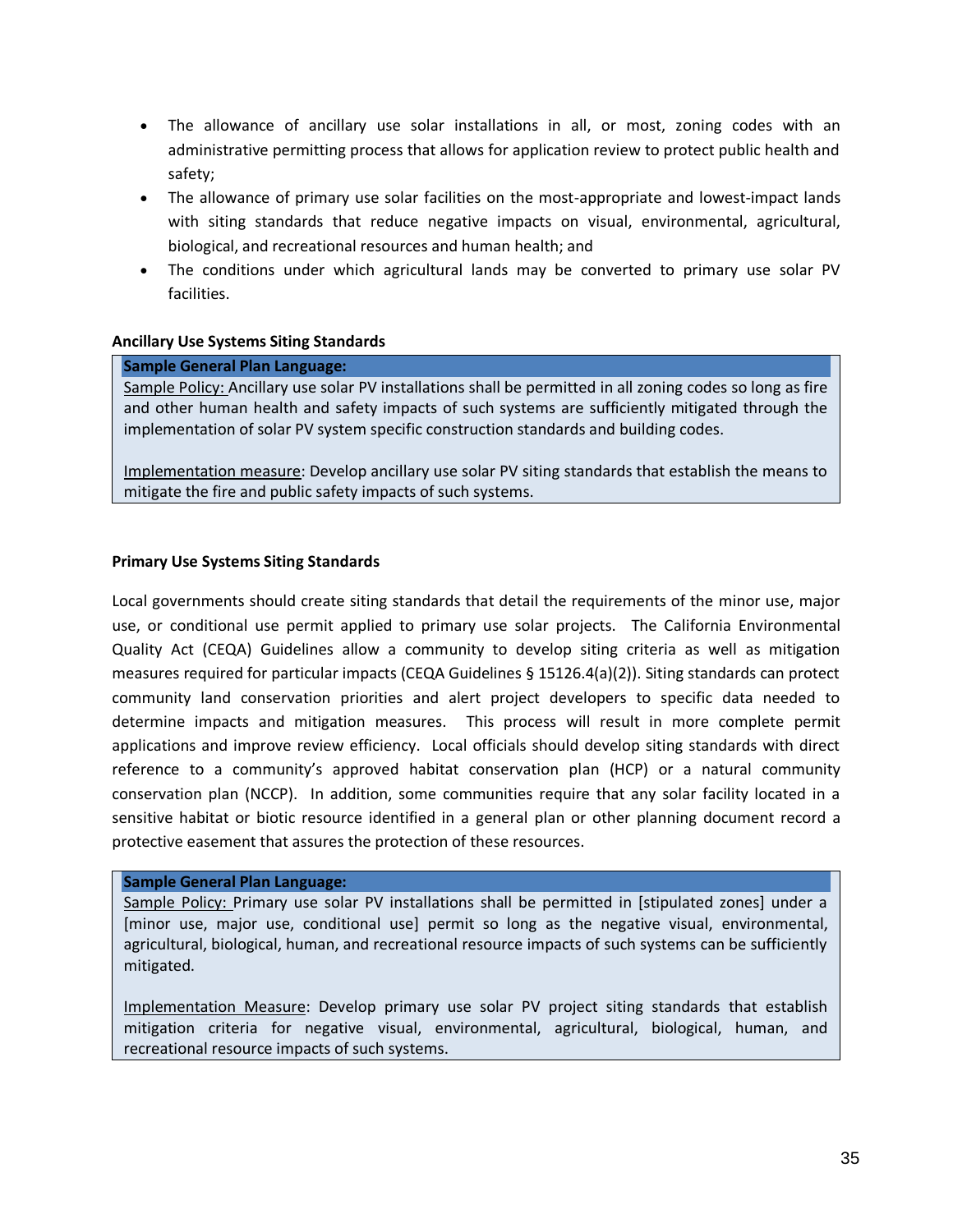- The allowance of ancillary use solar installations in all, or most, zoning codes with an administrative permitting process that allows for application review to protect public health and safety;
- The allowance of primary use solar facilities on the most-appropriate and lowest-impact lands with siting standards that reduce negative impacts on visual, environmental, agricultural, biological, and recreational resources and human health; and
- The conditions under which agricultural lands may be converted to primary use solar PV facilities.

**Ancillary Use Systems Siting Standards**

> **Sample General Plan Language:**
>
> Sample Policy: Ancillary use solar PV installations shall be permitted in all zoning codes so long as fire and other human health and safety impacts of such systems are sufficiently mitigated through the implementation of solar PV system specific construction standards and building codes.
>
> Implementation measure: Develop ancillary use solar PV siting standards that establish the means to mitigate the fire and public safety impacts of such systems.

**Primary Use Systems Siting Standards**

Local governments should create siting standards that detail the requirements of the minor use, major use, or conditional use permit applied to primary use solar projects. The California Environmental Quality Act (CEQA) Guidelines allow a community to develop siting criteria as well as mitigation measures required for particular impacts (CEQA Guidelines § 15126.4(a)(2)). Siting standards can protect community land conservation priorities and alert project developers to specific data needed to determine impacts and mitigation measures. This process will result in more complete permit applications and improve review efficiency. Local officials should develop siting standards with direct reference to a community's approved habitat conservation plan (HCP) or a natural community conservation plan (NCCP). In addition, some communities require that any solar facility located in a sensitive habitat or biotic resource identified in a general plan or other planning document record a protective easement that assures the protection of these resources.

> **Sample General Plan Language:**
>
> Sample Policy: Primary use solar PV installations shall be permitted in [stipulated zones] under a [minor use, major use, conditional use] permit so long as the negative visual, environmental, agricultural, biological, human, and recreational resource impacts of such systems can be sufficiently mitigated.
>
> Implementation Measure: Develop primary use solar PV project siting standards that establish mitigation criteria for negative visual, environmental, agricultural, biological, human, and recreational resource impacts of such systems.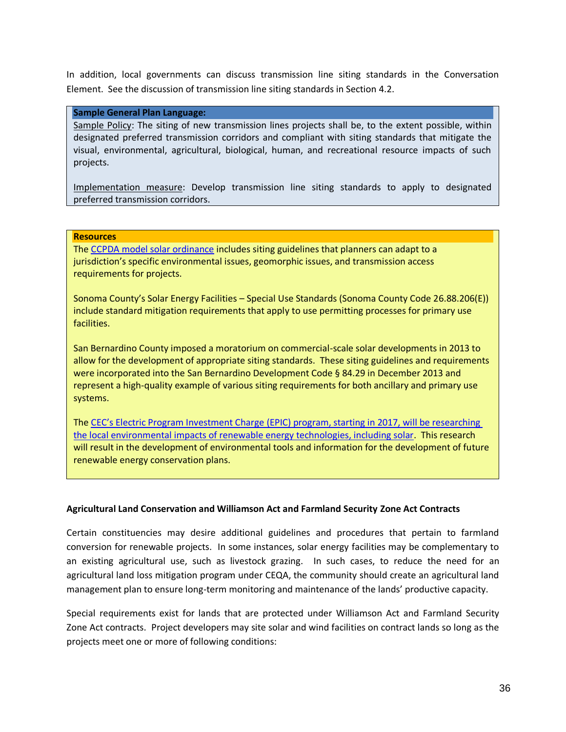In addition, local governments can discuss transmission line siting standards in the Conversation Element. See the discussion of transmission line siting standards in Section 4.2.

**Sample General Plan Language:**

Sample Policy: The siting of new transmission lines projects shall be, to the extent possible, within designated preferred transmission corridors and compliant with siting standards that mitigate the visual, environmental, agricultural, biological, human, and recreational resource impacts of such projects.

Implementation measure: Develop transmission line siting standards to apply to designated preferred transmission corridors.

**Resources**

The CCPDA model solar ordinance includes siting guidelines that planners can adapt to a jurisdiction's specific environmental issues, geomorphic issues, and transmission access requirements for projects.

Sonoma County's Solar Energy Facilities – Special Use Standards (Sonoma County Code 26.88.206(E)) include standard mitigation requirements that apply to use permitting processes for primary use facilities.

San Bernardino County imposed a moratorium on commercial-scale solar developments in 2013 to allow for the development of appropriate siting standards. These siting guidelines and requirements were incorporated into the San Bernardino Development Code § 84.29 in December 2013 and represent a high-quality example of various siting requirements for both ancillary and primary use systems.

The CEC's Electric Program Investment Charge (EPIC) program, starting in 2017, will be researching the local environmental impacts of renewable energy technologies, including solar. This research will result in the development of environmental tools and information for the development of future renewable energy conservation plans.

**Agricultural Land Conservation and Williamson Act and Farmland Security Zone Act Contracts**

Certain constituencies may desire additional guidelines and procedures that pertain to farmland conversion for renewable projects. In some instances, solar energy facilities may be complementary to an existing agricultural use, such as livestock grazing. In such cases, to reduce the need for an agricultural land loss mitigation program under CEQA, the community should create an agricultural land management plan to ensure long-term monitoring and maintenance of the lands' productive capacity.

Special requirements exist for lands that are protected under Williamson Act and Farmland Security Zone Act contracts. Project developers may site solar and wind facilities on contract lands so long as the projects meet one or more of following conditions: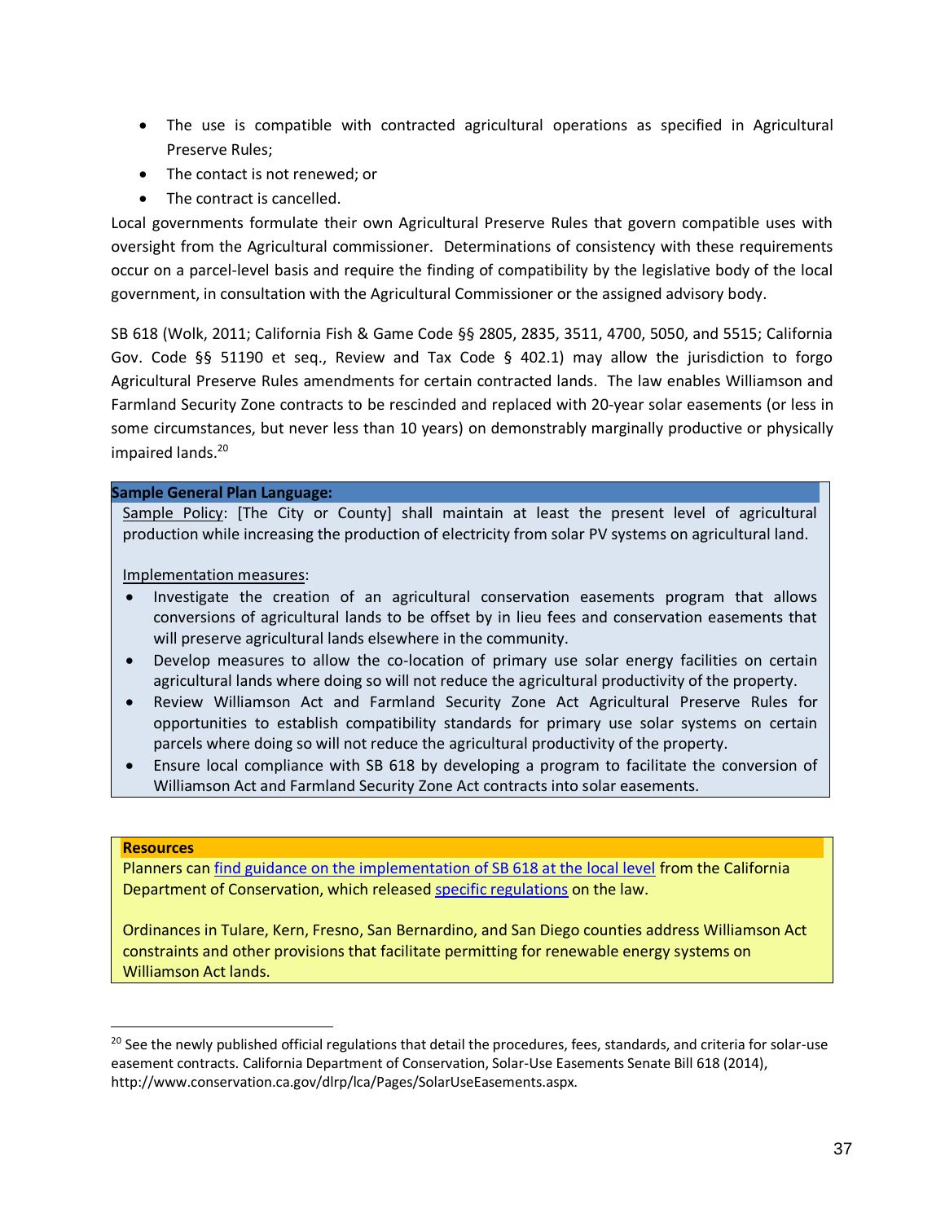- The use is compatible with contracted agricultural operations as specified in Agricultural Preserve Rules;
- The contact is not renewed; or
- The contract is cancelled.

Local governments formulate their own Agricultural Preserve Rules that govern compatible uses with oversight from the Agricultural commissioner. Determinations of consistency with these requirements occur on a parcel-level basis and require the finding of compatibility by the legislative body of the local government, in consultation with the Agricultural Commissioner or the assigned advisory body.

SB 618 (Wolk, 2011; California Fish & Game Code §§ 2805, 2835, 3511, 4700, 5050, and 5515; California Gov. Code §§ 51190 et seq., Review and Tax Code § 402.1) may allow the jurisdiction to forgo Agricultural Preserve Rules amendments for certain contracted lands. The law enables Williamson and Farmland Security Zone contracts to be rescinded and replaced with 20-year solar easements (or less in some circumstances, but never less than 10 years) on demonstrably marginally productive or physically impaired lands.[20]

**Sample General Plan Language:**

Sample Policy: [The City or County] shall maintain at least the present level of agricultural production while increasing the production of electricity from solar PV systems on agricultural land.

Implementation measures:

- Investigate the creation of an agricultural conservation easements program that allows conversions of agricultural lands to be offset by in lieu fees and conservation easements that will preserve agricultural lands elsewhere in the community.
- Develop measures to allow the co-location of primary use solar energy facilities on certain agricultural lands where doing so will not reduce the agricultural productivity of the property.
- Review Williamson Act and Farmland Security Zone Act Agricultural Preserve Rules for opportunities to establish compatibility standards for primary use solar systems on certain parcels where doing so will not reduce the agricultural productivity of the property.
- Ensure local compliance with SB 618 by developing a program to facilitate the conversion of Williamson Act and Farmland Security Zone Act contracts into solar easements.

**Resources**

Planners can find guidance on the implementation of SB 618 at the local level from the California Department of Conservation, which released specific regulations on the law.

Ordinances in Tulare, Kern, Fresno, San Bernardino, and San Diego counties address Williamson Act constraints and other provisions that facilitate permitting for renewable energy systems on Williamson Act lands.

[20] See the newly published official regulations that detail the procedures, fees, standards, and criteria for solar-use easement contracts. California Department of Conservation, Solar-Use Easements Senate Bill 618 (2014), http://www.conservation.ca.gov/dlrp/lca/Pages/SolarUseEasements.aspx.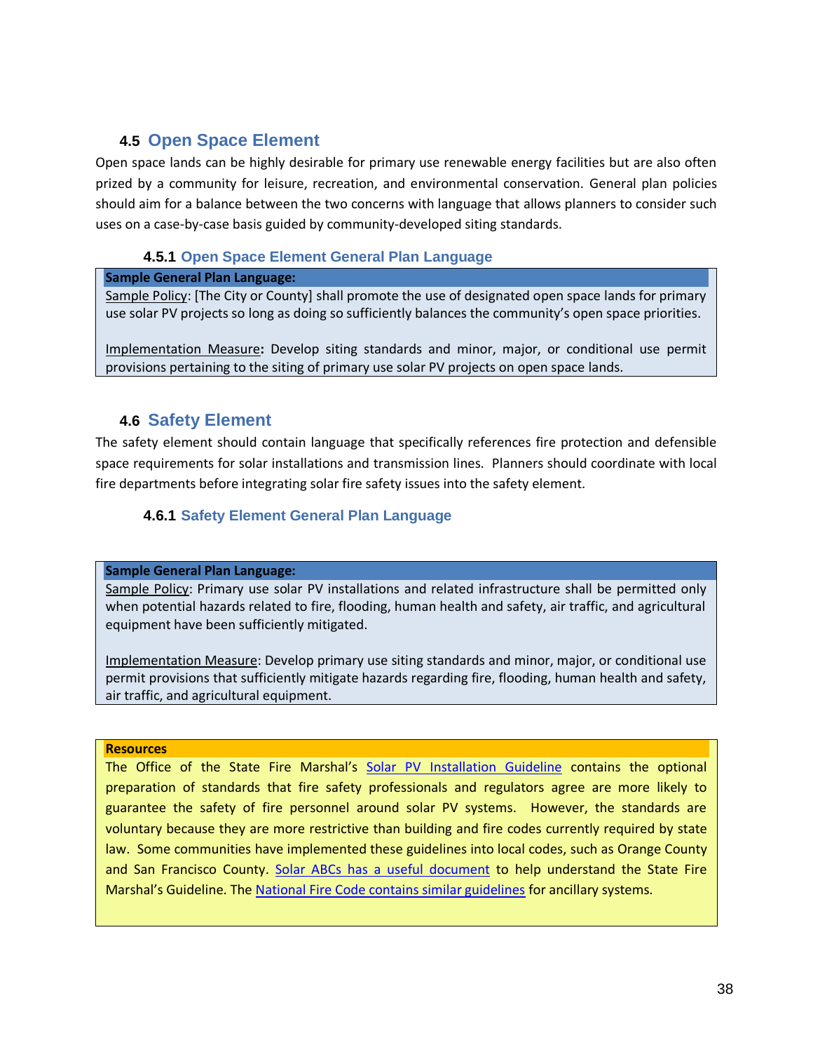## 4.5 Open Space Element

Open space lands can be highly desirable for primary use renewable energy facilities but are also often prized by a community for leisure, recreation, and environmental conservation. General plan policies should aim for a balance between the two concerns with language that allows planners to consider such uses on a case-by-case basis guided by community-developed siting standards.

### 4.5.1 Open Space Element General Plan Language

**Sample General Plan Language:**

Sample Policy: [The City or County] shall promote the use of designated open space lands for primary use solar PV projects so long as doing so sufficiently balances the community's open space priorities.

Implementation Measure**:** Develop siting standards and minor, major, or conditional use permit provisions pertaining to the siting of primary use solar PV projects on open space lands.

## 4.6 Safety Element

The safety element should contain language that specifically references fire protection and defensible space requirements for solar installations and transmission lines. Planners should coordinate with local fire departments before integrating solar fire safety issues into the safety element.

### 4.6.1 Safety Element General Plan Language

**Sample General Plan Language:**

Sample Policy: Primary use solar PV installations and related infrastructure shall be permitted only when potential hazards related to fire, flooding, human health and safety, air traffic, and agricultural equipment have been sufficiently mitigated.

Implementation Measure: Develop primary use siting standards and minor, major, or conditional use permit provisions that sufficiently mitigate hazards regarding fire, flooding, human health and safety, air traffic, and agricultural equipment.

**Resources**

The Office of the State Fire Marshal's Solar PV Installation Guideline contains the optional preparation of standards that fire safety professionals and regulators agree are more likely to guarantee the safety of fire personnel around solar PV systems. However, the standards are voluntary because they are more restrictive than building and fire codes currently required by state law. Some communities have implemented these guidelines into local codes, such as Orange County and San Francisco County. Solar ABCs has a useful document to help understand the State Fire Marshal's Guideline. The National Fire Code contains similar guidelines for ancillary systems.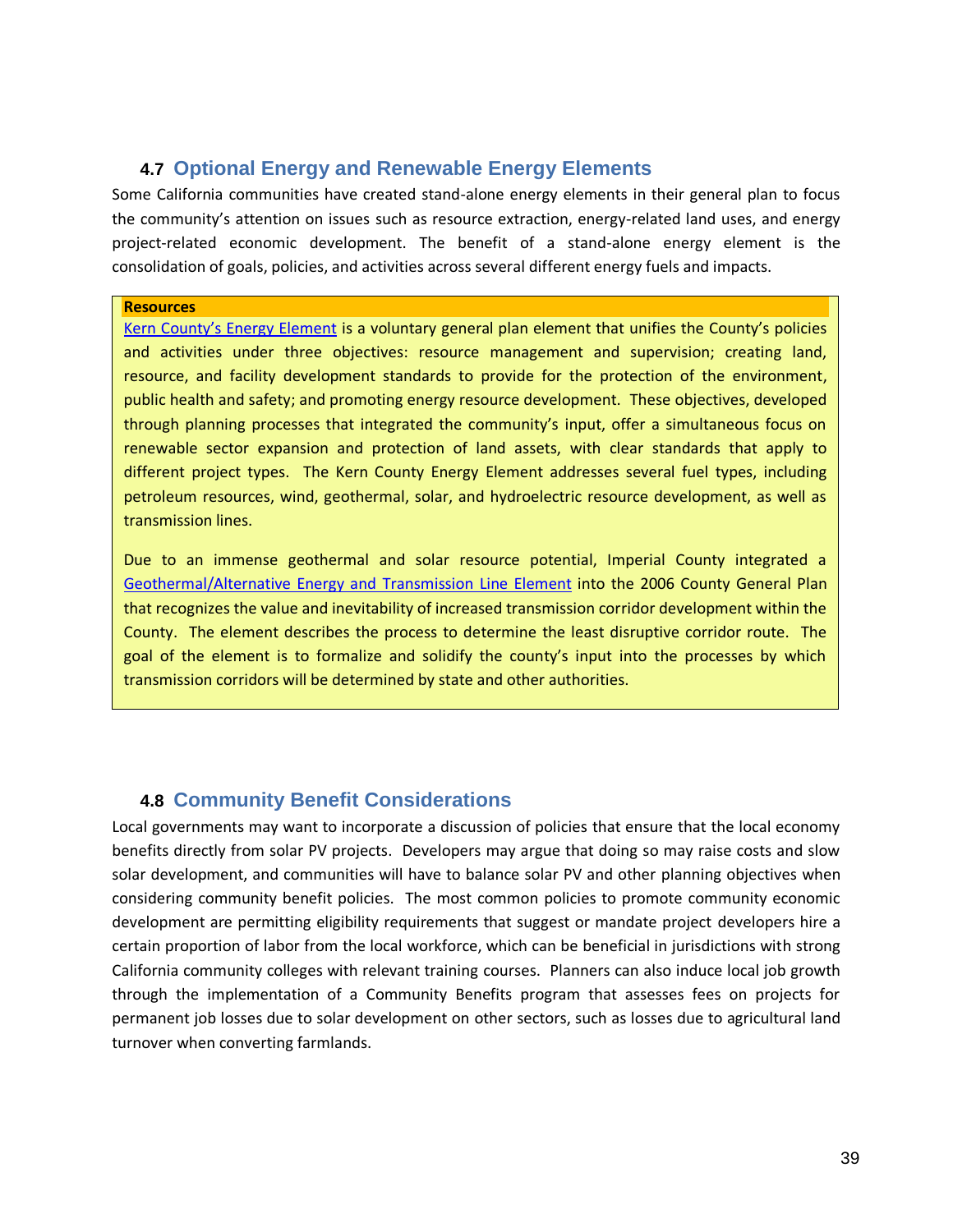## 4.7 Optional Energy and Renewable Energy Elements

Some California communities have created stand-alone energy elements in their general plan to focus the community's attention on issues such as resource extraction, energy-related land uses, and energy project-related economic development. The benefit of a stand-alone energy element is the consolidation of goals, policies, and activities across several different energy fuels and impacts.

> **Resources**
>
> Kern County's Energy Element is a voluntary general plan element that unifies the County's policies and activities under three objectives: resource management and supervision; creating land, resource, and facility development standards to provide for the protection of the environment, public health and safety; and promoting energy resource development. These objectives, developed through planning processes that integrated the community's input, offer a simultaneous focus on renewable sector expansion and protection of land assets, with clear standards that apply to different project types. The Kern County Energy Element addresses several fuel types, including petroleum resources, wind, geothermal, solar, and hydroelectric resource development, as well as transmission lines.
>
> Due to an immense geothermal and solar resource potential, Imperial County integrated a Geothermal/Alternative Energy and Transmission Line Element into the 2006 County General Plan that recognizes the value and inevitability of increased transmission corridor development within the County. The element describes the process to determine the least disruptive corridor route. The goal of the element is to formalize and solidify the county's input into the processes by which transmission corridors will be determined by state and other authorities.

## 4.8 Community Benefit Considerations

Local governments may want to incorporate a discussion of policies that ensure that the local economy benefits directly from solar PV projects. Developers may argue that doing so may raise costs and slow solar development, and communities will have to balance solar PV and other planning objectives when considering community benefit policies. The most common policies to promote community economic development are permitting eligibility requirements that suggest or mandate project developers hire a certain proportion of labor from the local workforce, which can be beneficial in jurisdictions with strong California community colleges with relevant training courses. Planners can also induce local job growth through the implementation of a Community Benefits program that assesses fees on projects for permanent job losses due to solar development on other sectors, such as losses due to agricultural land turnover when converting farmlands.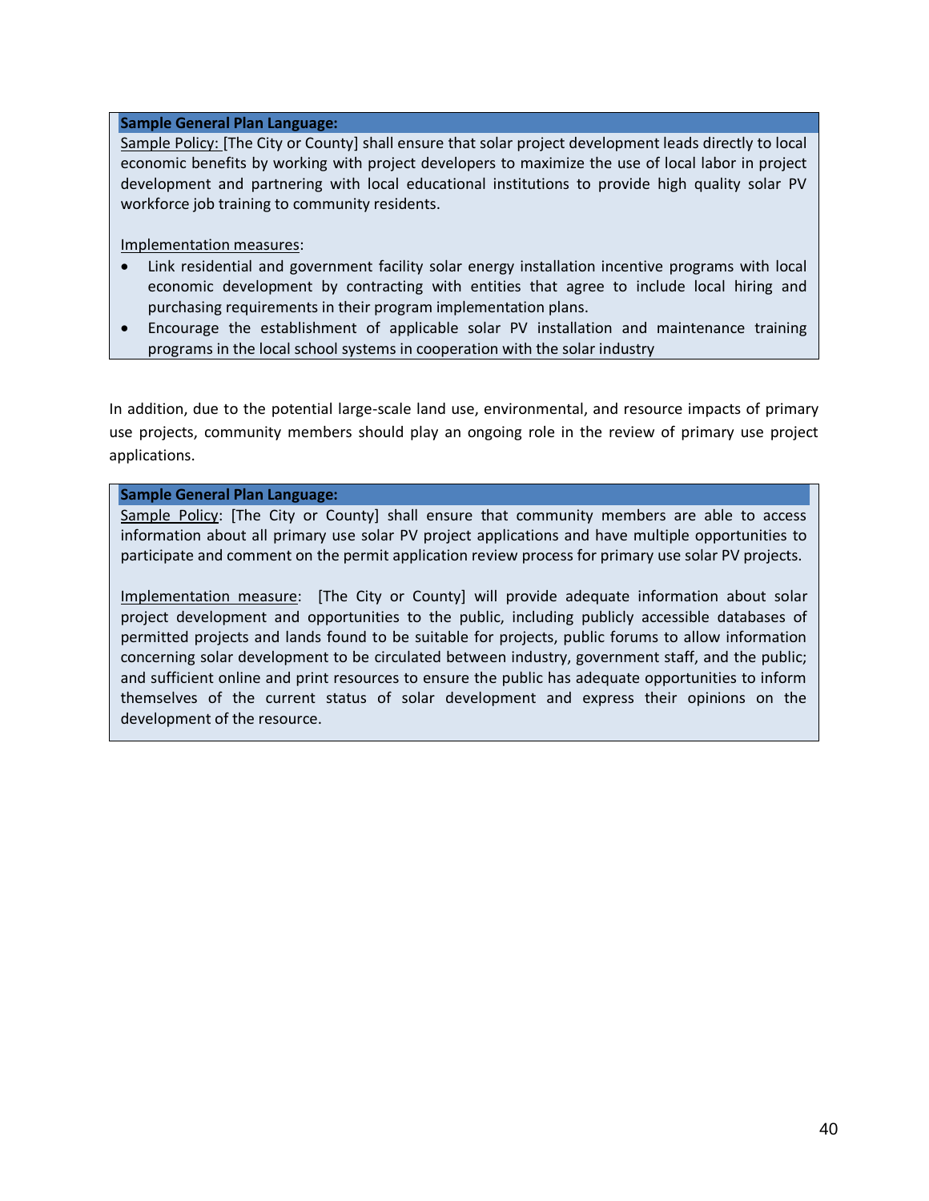**Sample General Plan Language:**

Sample Policy: [The City or County] shall ensure that solar project development leads directly to local economic benefits by working with project developers to maximize the use of local labor in project development and partnering with local educational institutions to provide high quality solar PV workforce job training to community residents.

Implementation measures:

- Link residential and government facility solar energy installation incentive programs with local economic development by contracting with entities that agree to include local hiring and purchasing requirements in their program implementation plans.
- Encourage the establishment of applicable solar PV installation and maintenance training programs in the local school systems in cooperation with the solar industry

In addition, due to the potential large-scale land use, environmental, and resource impacts of primary use projects, community members should play an ongoing role in the review of primary use project applications.

**Sample General Plan Language:**

Sample Policy: [The City or County] shall ensure that community members are able to access information about all primary use solar PV project applications and have multiple opportunities to participate and comment on the permit application review process for primary use solar PV projects.

Implementation measure: [The City or County] will provide adequate information about solar project development and opportunities to the public, including publicly accessible databases of permitted projects and lands found to be suitable for projects, public forums to allow information concerning solar development to be circulated between industry, government staff, and the public; and sufficient online and print resources to ensure the public has adequate opportunities to inform themselves of the current status of solar development and express their opinions on the development of the resource.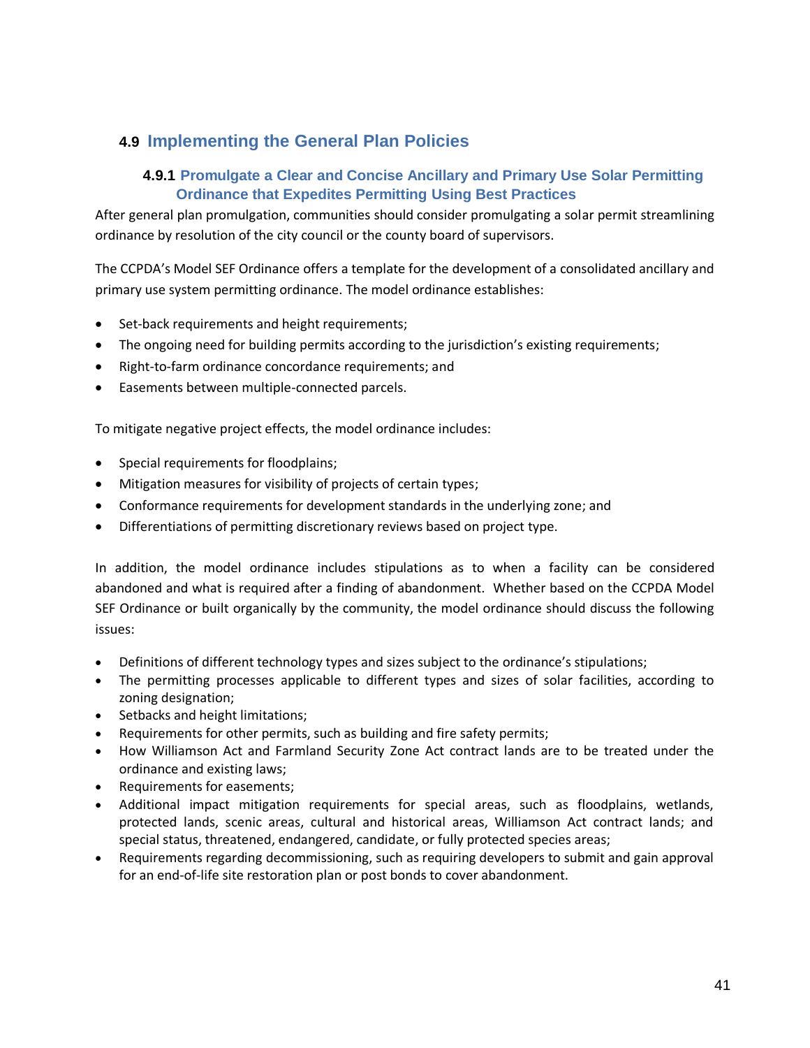## 4.9 Implementing the General Plan Policies

### 4.9.1 Promulgate a Clear and Concise Ancillary and Primary Use Solar Permitting Ordinance that Expedites Permitting Using Best Practices

After general plan promulgation, communities should consider promulgating a solar permit streamlining ordinance by resolution of the city council or the county board of supervisors.

The CCPDA's Model SEF Ordinance offers a template for the development of a consolidated ancillary and primary use system permitting ordinance. The model ordinance establishes:

- Set-back requirements and height requirements;
- The ongoing need for building permits according to the jurisdiction's existing requirements;
- Right-to-farm ordinance concordance requirements; and
- Easements between multiple-connected parcels.

To mitigate negative project effects, the model ordinance includes:

- Special requirements for floodplains;
- Mitigation measures for visibility of projects of certain types;
- Conformance requirements for development standards in the underlying zone; and
- Differentiations of permitting discretionary reviews based on project type.

In addition, the model ordinance includes stipulations as to when a facility can be considered abandoned and what is required after a finding of abandonment. Whether based on the CCPDA Model SEF Ordinance or built organically by the community, the model ordinance should discuss the following issues:

- Definitions of different technology types and sizes subject to the ordinance's stipulations;
- The permitting processes applicable to different types and sizes of solar facilities, according to zoning designation;
- Setbacks and height limitations;
- Requirements for other permits, such as building and fire safety permits;
- How Williamson Act and Farmland Security Zone Act contract lands are to be treated under the ordinance and existing laws;
- Requirements for easements;
- Additional impact mitigation requirements for special areas, such as floodplains, wetlands, protected lands, scenic areas, cultural and historical areas, Williamson Act contract lands; and special status, threatened, endangered, candidate, or fully protected species areas;
- Requirements regarding decommissioning, such as requiring developers to submit and gain approval for an end-of-life site restoration plan or post bonds to cover abandonment.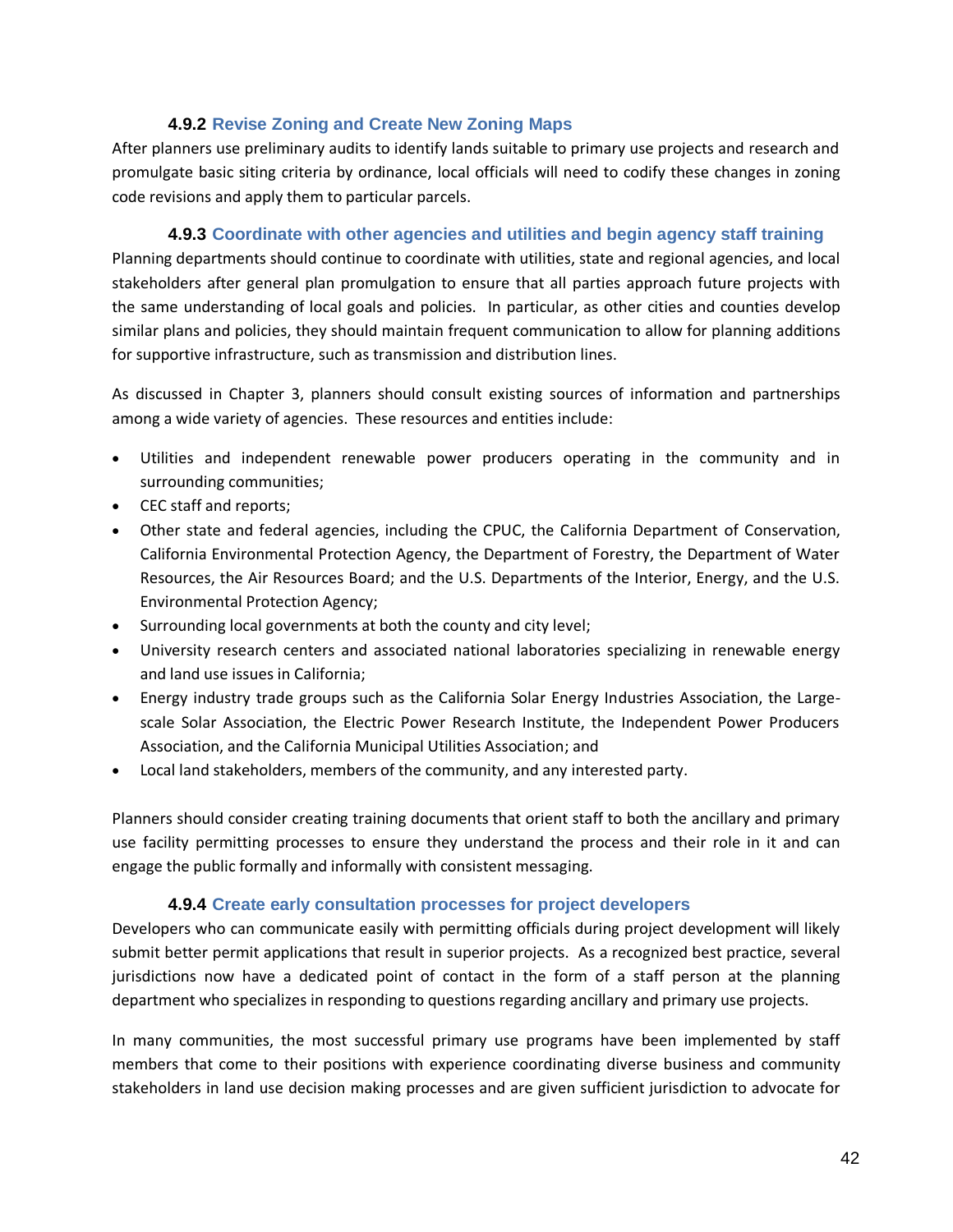### 4.9.2 Revise Zoning and Create New Zoning Maps

After planners use preliminary audits to identify lands suitable to primary use projects and research and promulgate basic siting criteria by ordinance, local officials will need to codify these changes in zoning code revisions and apply them to particular parcels.

### 4.9.3 Coordinate with other agencies and utilities and begin agency staff training

Planning departments should continue to coordinate with utilities, state and regional agencies, and local stakeholders after general plan promulgation to ensure that all parties approach future projects with the same understanding of local goals and policies. In particular, as other cities and counties develop similar plans and policies, they should maintain frequent communication to allow for planning additions for supportive infrastructure, such as transmission and distribution lines.

As discussed in Chapter 3, planners should consult existing sources of information and partnerships among a wide variety of agencies. These resources and entities include:

- Utilities and independent renewable power producers operating in the community and in surrounding communities;
- CEC staff and reports;
- Other state and federal agencies, including the CPUC, the California Department of Conservation, California Environmental Protection Agency, the Department of Forestry, the Department of Water Resources, the Air Resources Board; and the U.S. Departments of the Interior, Energy, and the U.S. Environmental Protection Agency;
- Surrounding local governments at both the county and city level;
- University research centers and associated national laboratories specializing in renewable energy and land use issues in California;
- Energy industry trade groups such as the California Solar Energy Industries Association, the Large-scale Solar Association, the Electric Power Research Institute, the Independent Power Producers Association, and the California Municipal Utilities Association; and
- Local land stakeholders, members of the community, and any interested party.

Planners should consider creating training documents that orient staff to both the ancillary and primary use facility permitting processes to ensure they understand the process and their role in it and can engage the public formally and informally with consistent messaging.

### 4.9.4 Create early consultation processes for project developers

Developers who can communicate easily with permitting officials during project development will likely submit better permit applications that result in superior projects. As a recognized best practice, several jurisdictions now have a dedicated point of contact in the form of a staff person at the planning department who specializes in responding to questions regarding ancillary and primary use projects.

In many communities, the most successful primary use programs have been implemented by staff members that come to their positions with experience coordinating diverse business and community stakeholders in land use decision making processes and are given sufficient jurisdiction to advocate for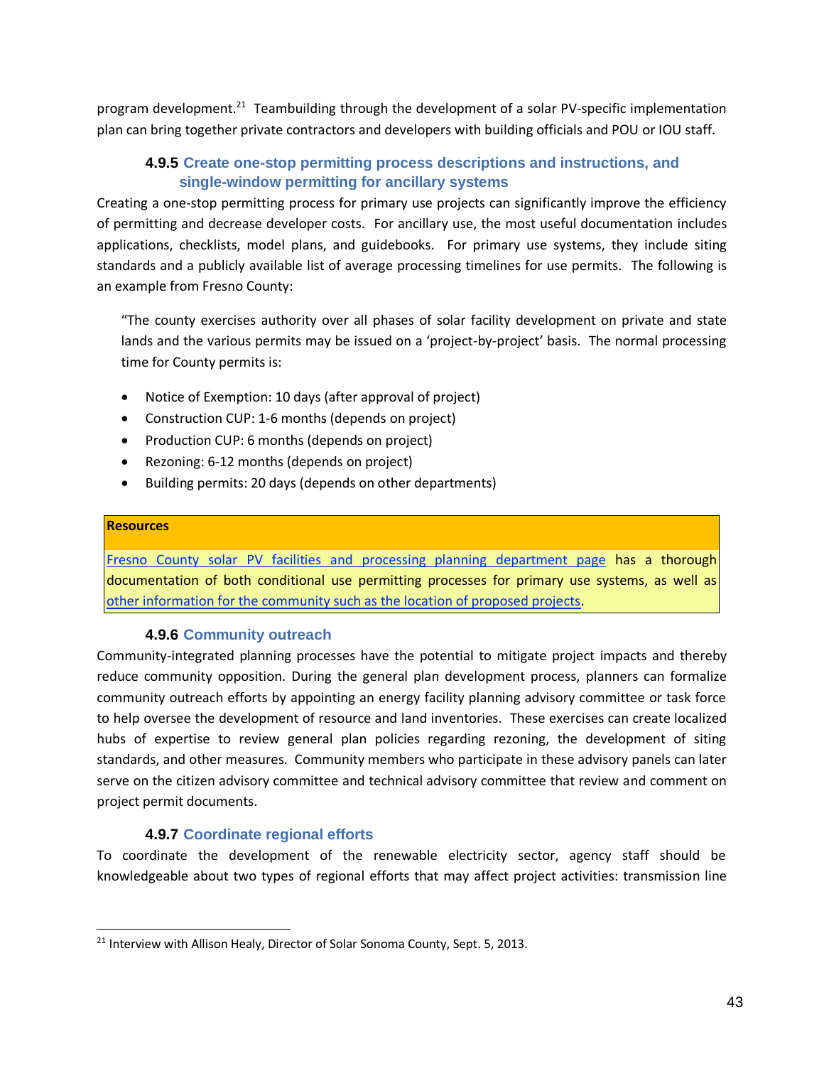program development.[21] Teambuilding through the development of a solar PV-specific implementation plan can bring together private contractors and developers with building officials and POU or IOU staff.

#### 4.9.5 Create one-stop permitting process descriptions and instructions, and single-window permitting for ancillary systems

Creating a one-stop permitting process for primary use projects can significantly improve the efficiency of permitting and decrease developer costs. For ancillary use, the most useful documentation includes applications, checklists, model plans, and guidebooks. For primary use systems, they include siting standards and a publicly available list of average processing timelines for use permits. The following is an example from Fresno County:

> "The county exercises authority over all phases of solar facility development on private and state lands and the various permits may be issued on a 'project-by-project' basis. The normal processing time for County permits is:
>
> - Notice of Exemption: 10 days (after approval of project)
> - Construction CUP: 1-6 months (depends on project)
> - Production CUP: 6 months (depends on project)
> - Rezoning: 6-12 months (depends on project)
> - Building permits: 20 days (depends on other departments)

| Resources |
|---|
| Fresno County solar PV facilities and processing planning department page has a thorough documentation of both conditional use permitting processes for primary use systems, as well as other information for the community such as the location of proposed projects. |

#### 4.9.6 Community outreach

Community-integrated planning processes have the potential to mitigate project impacts and thereby reduce community opposition. During the general plan development process, planners can formalize community outreach efforts by appointing an energy facility planning advisory committee or task force to help oversee the development of resource and land inventories. These exercises can create localized hubs of expertise to review general plan policies regarding rezoning, the development of siting standards, and other measures. Community members who participate in these advisory panels can later serve on the citizen advisory committee and technical advisory committee that review and comment on project permit documents.

#### 4.9.7 Coordinate regional efforts

To coordinate the development of the renewable electricity sector, agency staff should be knowledgeable about two types of regional efforts that may affect project activities: transmission line

---

[21] Interview with Allison Healy, Director of Solar Sonoma County, Sept. 5, 2013.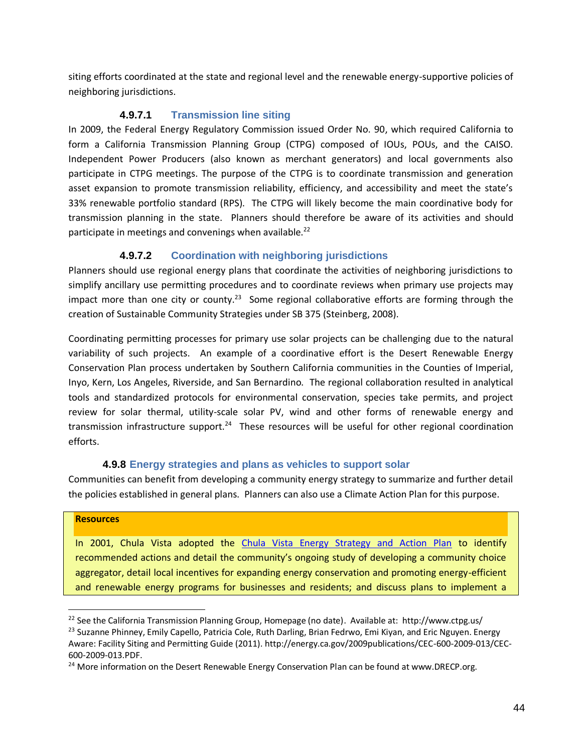siting efforts coordinated at the state and regional level and the renewable energy-supportive policies of neighboring jurisdictions.

#### 4.9.7.1 Transmission line siting

In 2009, the Federal Energy Regulatory Commission issued Order No. 90, which required California to form a California Transmission Planning Group (CTPG) composed of IOUs, POUs, and the CAISO. Independent Power Producers (also known as merchant generators) and local governments also participate in CTPG meetings. The purpose of the CTPG is to coordinate transmission and generation asset expansion to promote transmission reliability, efficiency, and accessibility and meet the state's 33% renewable portfolio standard (RPS). The CTPG will likely become the main coordinative body for transmission planning in the state. Planners should therefore be aware of its activities and should participate in meetings and convenings when available.[22]

#### 4.9.7.2 Coordination with neighboring jurisdictions

Planners should use regional energy plans that coordinate the activities of neighboring jurisdictions to simplify ancillary use permitting procedures and to coordinate reviews when primary use projects may impact more than one city or county.[23] Some regional collaborative efforts are forming through the creation of Sustainable Community Strategies under SB 375 (Steinberg, 2008).

Coordinating permitting processes for primary use solar projects can be challenging due to the natural variability of such projects. An example of a coordinative effort is the Desert Renewable Energy Conservation Plan process undertaken by Southern California communities in the Counties of Imperial, Inyo, Kern, Los Angeles, Riverside, and San Bernardino. The regional collaboration resulted in analytical tools and standardized protocols for environmental conservation, species take permits, and project review for solar thermal, utility-scale solar PV, wind and other forms of renewable energy and transmission infrastructure support.[24] These resources will be useful for other regional coordination efforts.

### 4.9.8 Energy strategies and plans as vehicles to support solar

Communities can benefit from developing a community energy strategy to summarize and further detail the policies established in general plans. Planners can also use a Climate Action Plan for this purpose.

**Resources**

In 2001, Chula Vista adopted the Chula Vista Energy Strategy and Action Plan to identify recommended actions and detail the community's ongoing study of developing a community choice aggregator, detail local incentives for expanding energy conservation and promoting energy-efficient and renewable energy programs for businesses and residents; and discuss plans to implement a

---

[22] See the California Transmission Planning Group, Homepage (no date). Available at: http://www.ctpg.us/

[23] Suzanne Phinney, Emily Capello, Patricia Cole, Ruth Darling, Brian Fedrwo, Emi Kiyan, and Eric Nguyen. Energy Aware: Facility Siting and Permitting Guide (2011). http://energy.ca.gov/2009publications/CEC-600-2009-013/CEC-600-2009-013.PDF.

[24] More information on the Desert Renewable Energy Conservation Plan can be found at www.DRECP.org.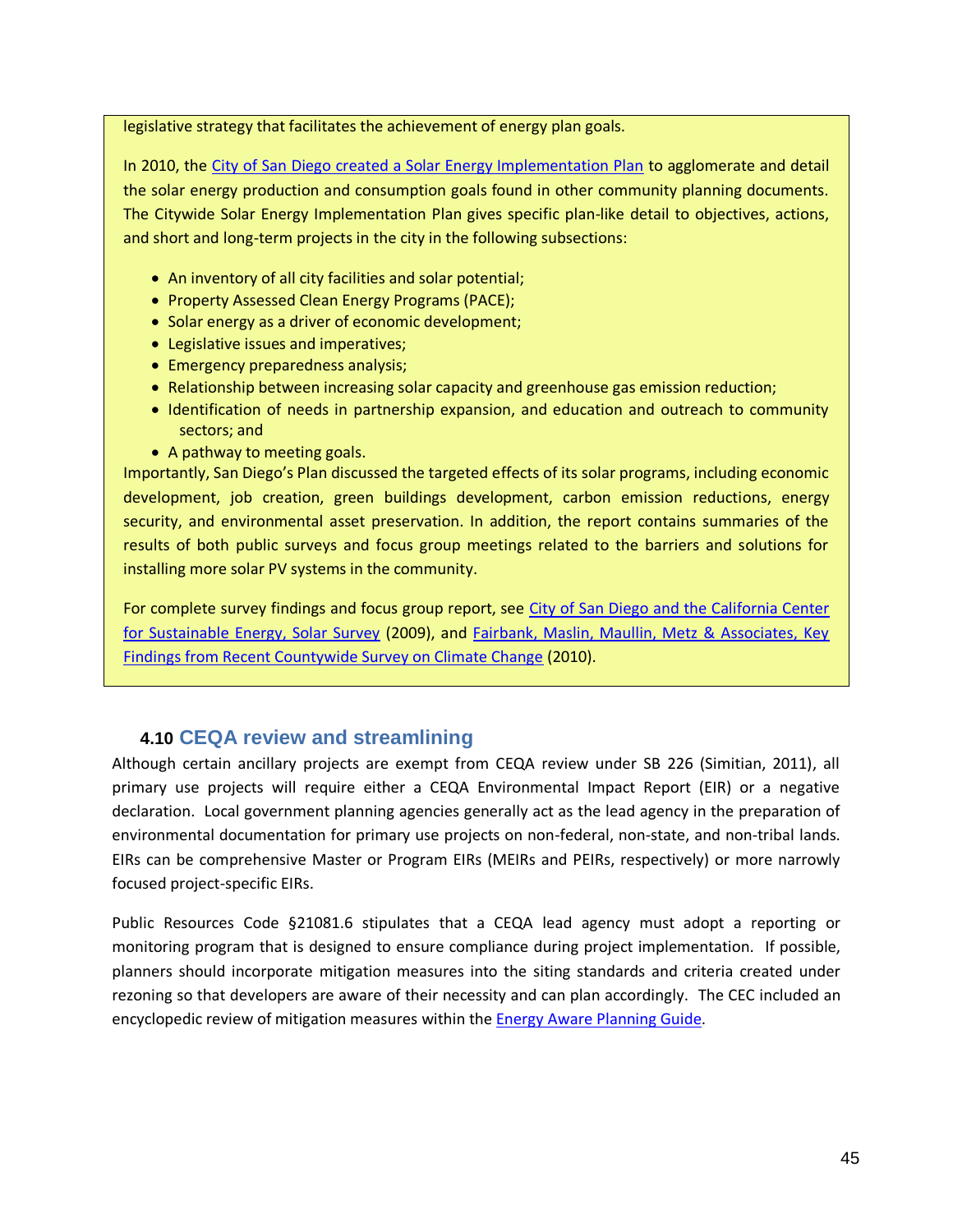legislative strategy that facilitates the achievement of energy plan goals.

In 2010, the City of San Diego created a Solar Energy Implementation Plan to agglomerate and detail the solar energy production and consumption goals found in other community planning documents. The Citywide Solar Energy Implementation Plan gives specific plan-like detail to objectives, actions, and short and long-term projects in the city in the following subsections:

- An inventory of all city facilities and solar potential;
- Property Assessed Clean Energy Programs (PACE);
- Solar energy as a driver of economic development;
- Legislative issues and imperatives;
- Emergency preparedness analysis;
- Relationship between increasing solar capacity and greenhouse gas emission reduction;
- Identification of needs in partnership expansion, and education and outreach to community sectors; and
- A pathway to meeting goals.

Importantly, San Diego's Plan discussed the targeted effects of its solar programs, including economic development, job creation, green buildings development, carbon emission reductions, energy security, and environmental asset preservation. In addition, the report contains summaries of the results of both public surveys and focus group meetings related to the barriers and solutions for installing more solar PV systems in the community.

For complete survey findings and focus group report, see City of San Diego and the California Center for Sustainable Energy, Solar Survey (2009), and Fairbank, Maslin, Maullin, Metz & Associates, Key Findings from Recent Countywide Survey on Climate Change (2010).

### 4.10 CEQA review and streamlining

Although certain ancillary projects are exempt from CEQA review under SB 226 (Simitian, 2011), all primary use projects will require either a CEQA Environmental Impact Report (EIR) or a negative declaration. Local government planning agencies generally act as the lead agency in the preparation of environmental documentation for primary use projects on non-federal, non-state, and non-tribal lands. EIRs can be comprehensive Master or Program EIRs (MEIRs and PEIRs, respectively) or more narrowly focused project-specific EIRs.

Public Resources Code §21081.6 stipulates that a CEQA lead agency must adopt a reporting or monitoring program that is designed to ensure compliance during project implementation. If possible, planners should incorporate mitigation measures into the siting standards and criteria created under rezoning so that developers are aware of their necessity and can plan accordingly. The CEC included an encyclopedic review of mitigation measures within the Energy Aware Planning Guide.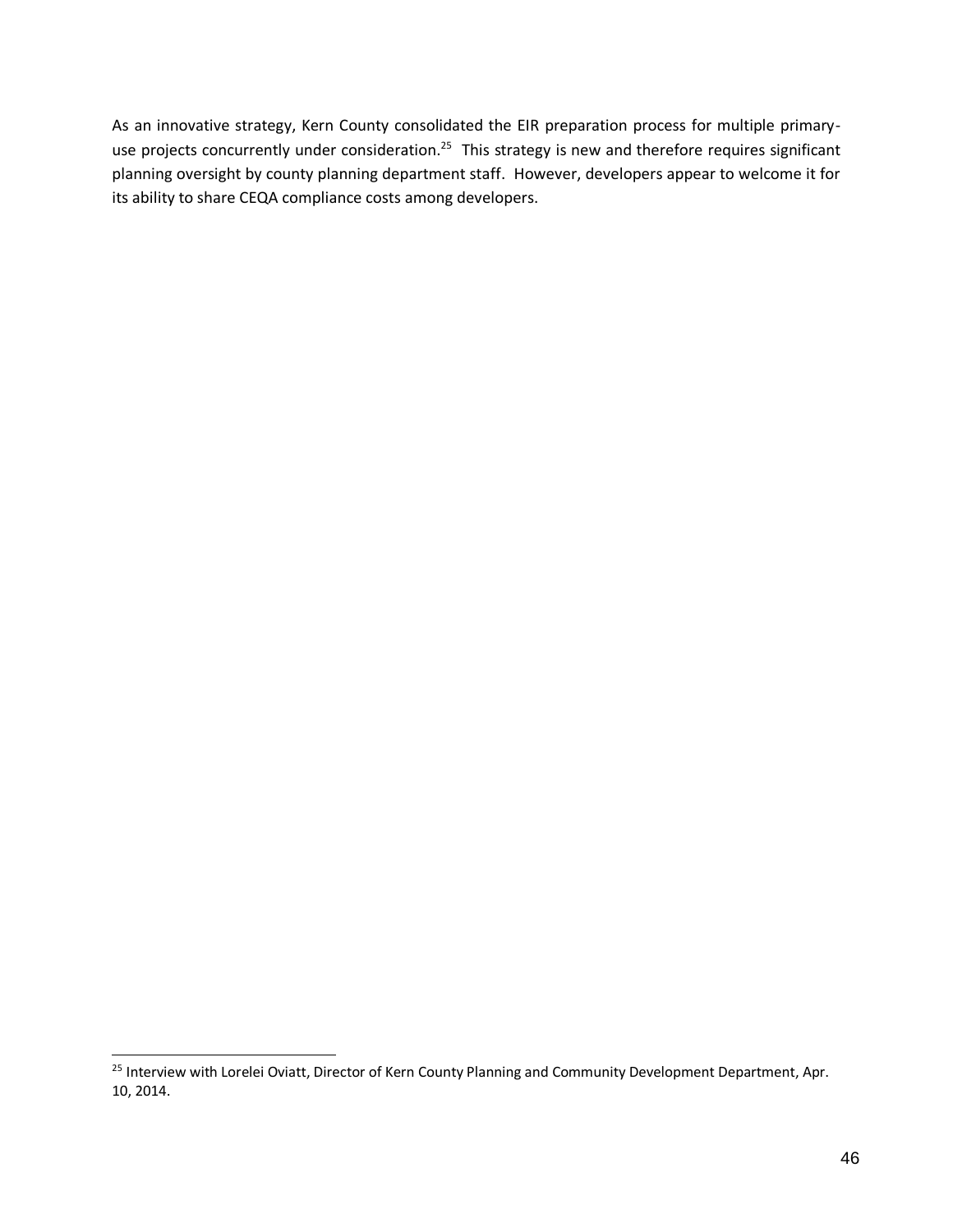As an innovative strategy, Kern County consolidated the EIR preparation process for multiple primary-use projects concurrently under consideration.[25] This strategy is new and therefore requires significant planning oversight by county planning department staff. However, developers appear to welcome it for its ability to share CEQA compliance costs among developers.

---

[25] Interview with Lorelei Oviatt, Director of Kern County Planning and Community Development Department, Apr. 10, 2014.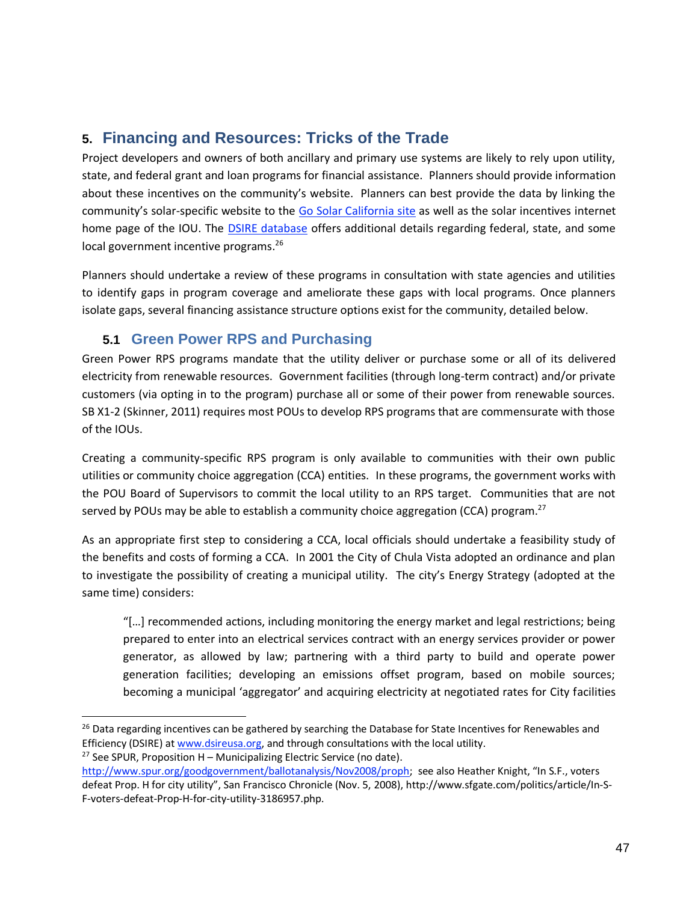## 5. Financing and Resources: Tricks of the Trade

Project developers and owners of both ancillary and primary use systems are likely to rely upon utility, state, and federal grant and loan programs for financial assistance. Planners should provide information about these incentives on the community's website. Planners can best provide the data by linking the community's solar-specific website to the Go Solar California site as well as the solar incentives internet home page of the IOU. The DSIRE database offers additional details regarding federal, state, and some local government incentive programs.[26]

Planners should undertake a review of these programs in consultation with state agencies and utilities to identify gaps in program coverage and ameliorate these gaps with local programs. Once planners isolate gaps, several financing assistance structure options exist for the community, detailed below.

### 5.1 Green Power RPS and Purchasing

Green Power RPS programs mandate that the utility deliver or purchase some or all of its delivered electricity from renewable resources. Government facilities (through long-term contract) and/or private customers (via opting in to the program) purchase all or some of their power from renewable sources. SB X1-2 (Skinner, 2011) requires most POUs to develop RPS programs that are commensurate with those of the IOUs.

Creating a community-specific RPS program is only available to communities with their own public utilities or community choice aggregation (CCA) entities. In these programs, the government works with the POU Board of Supervisors to commit the local utility to an RPS target. Communities that are not served by POUs may be able to establish a community choice aggregation (CCA) program.[27]

As an appropriate first step to considering a CCA, local officials should undertake a feasibility study of the benefits and costs of forming a CCA. In 2001 the City of Chula Vista adopted an ordinance and plan to investigate the possibility of creating a municipal utility. The city's Energy Strategy (adopted at the same time) considers:

> "[…] recommended actions, including monitoring the energy market and legal restrictions; being prepared to enter into an electrical services contract with an energy services provider or power generator, as allowed by law; partnering with a third party to build and operate power generation facilities; developing an emissions offset program, based on mobile sources; becoming a municipal 'aggregator' and acquiring electricity at negotiated rates for City facilities

---

[26] Data regarding incentives can be gathered by searching the Database for State Incentives for Renewables and Efficiency (DSIRE) at www.dsireusa.org, and through consultations with the local utility.

[27] See SPUR, Proposition H – Municipalizing Electric Service (no date). http://www.spur.org/goodgovernment/ballotanalysis/Nov2008/proph; see also Heather Knight, "In S.F., voters defeat Prop. H for city utility", San Francisco Chronicle (Nov. 5, 2008), http://www.sfgate.com/politics/article/In-S-F-voters-defeat-Prop-H-for-city-utility-3186957.php.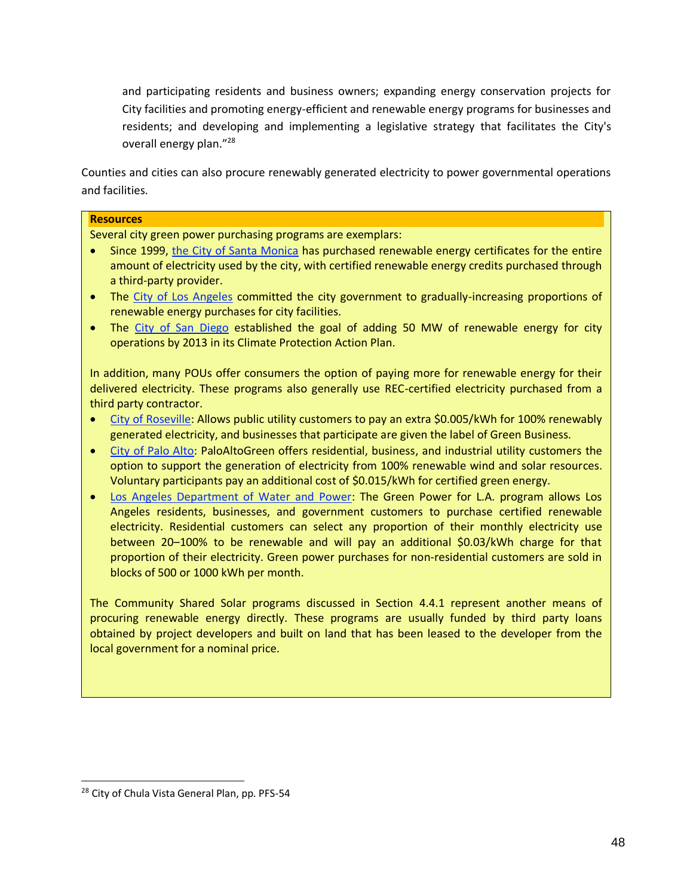and participating residents and business owners; expanding energy conservation projects for City facilities and promoting energy-efficient and renewable energy programs for businesses and residents; and developing and implementing a legislative strategy that facilitates the City's overall energy plan."[28]

Counties and cities can also procure renewably generated electricity to power governmental operations and facilities.

**Resources**

Several city green power purchasing programs are exemplars:

- Since 1999, the City of Santa Monica has purchased renewable energy certificates for the entire amount of electricity used by the city, with certified renewable energy credits purchased through a third-party provider.
- The City of Los Angeles committed the city government to gradually-increasing proportions of renewable energy purchases for city facilities.
- The City of San Diego established the goal of adding 50 MW of renewable energy for city operations by 2013 in its Climate Protection Action Plan.

In addition, many POUs offer consumers the option of paying more for renewable energy for their delivered electricity. These programs also generally use REC-certified electricity purchased from a third party contractor.

- City of Roseville: Allows public utility customers to pay an extra $0.005/kWh for 100% renewably generated electricity, and businesses that participate are given the label of Green Business.
- City of Palo Alto: PaloAltoGreen offers residential, business, and industrial utility customers the option to support the generation of electricity from 100% renewable wind and solar resources. Voluntary participants pay an additional cost of $0.015/kWh for certified green energy.
- Los Angeles Department of Water and Power: The Green Power for L.A. program allows Los Angeles residents, businesses, and government customers to purchase certified renewable electricity. Residential customers can select any proportion of their monthly electricity use between 20–100% to be renewable and will pay an additional $0.03/kWh charge for that proportion of their electricity. Green power purchases for non-residential customers are sold in blocks of 500 or 1000 kWh per month.

The Community Shared Solar programs discussed in Section 4.4.1 represent another means of procuring renewable energy directly. These programs are usually funded by third party loans obtained by project developers and built on land that has been leased to the developer from the local government for a nominal price.

---

[28] City of Chula Vista General Plan, pp. PFS-54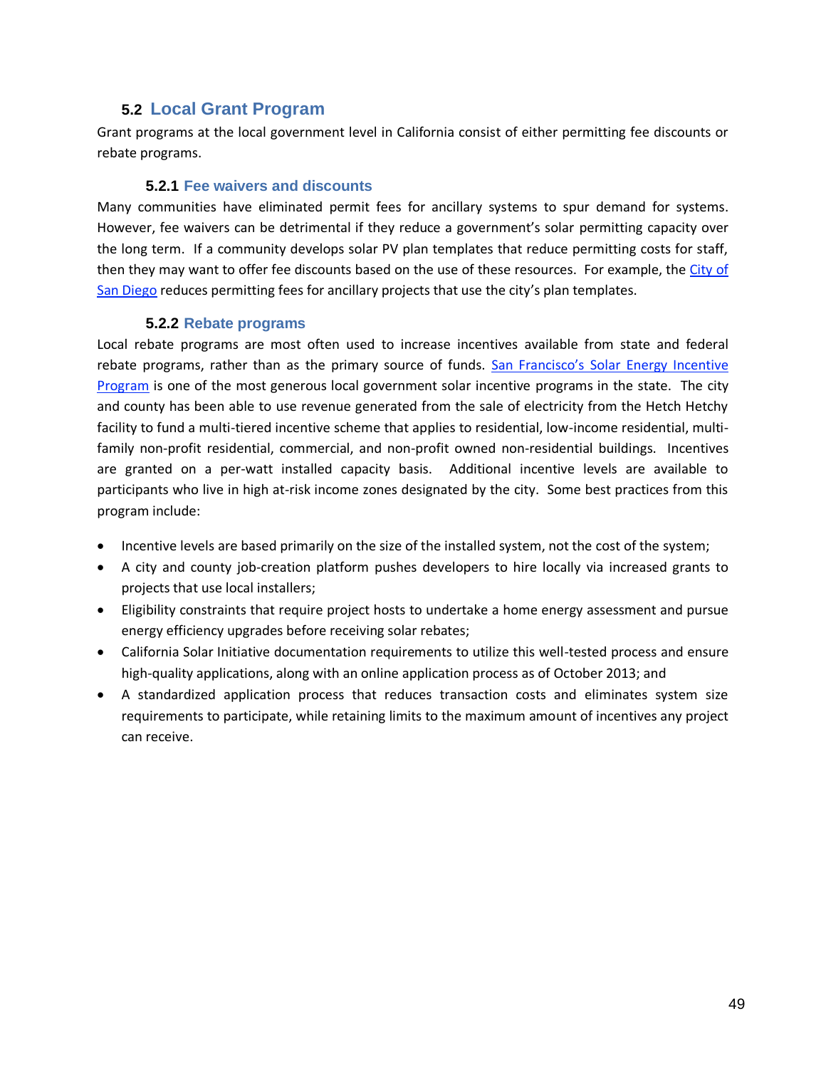## 5.2 Local Grant Program

Grant programs at the local government level in California consist of either permitting fee discounts or rebate programs.

### 5.2.1 Fee waivers and discounts

Many communities have eliminated permit fees for ancillary systems to spur demand for systems. However, fee waivers can be detrimental if they reduce a government's solar permitting capacity over the long term. If a community develops solar PV plan templates that reduce permitting costs for staff, then they may want to offer fee discounts based on the use of these resources. For example, the City of San Diego reduces permitting fees for ancillary projects that use the city's plan templates.

### 5.2.2 Rebate programs

Local rebate programs are most often used to increase incentives available from state and federal rebate programs, rather than as the primary source of funds. San Francisco's Solar Energy Incentive Program is one of the most generous local government solar incentive programs in the state. The city and county has been able to use revenue generated from the sale of electricity from the Hetch Hetchy facility to fund a multi-tiered incentive scheme that applies to residential, low-income residential, multi-family non-profit residential, commercial, and non-profit owned non-residential buildings. Incentives are granted on a per-watt installed capacity basis. Additional incentive levels are available to participants who live in high at-risk income zones designated by the city. Some best practices from this program include:

- Incentive levels are based primarily on the size of the installed system, not the cost of the system;
- A city and county job-creation platform pushes developers to hire locally via increased grants to projects that use local installers;
- Eligibility constraints that require project hosts to undertake a home energy assessment and pursue energy efficiency upgrades before receiving solar rebates;
- California Solar Initiative documentation requirements to utilize this well-tested process and ensure high-quality applications, along with an online application process as of October 2013; and
- A standardized application process that reduces transaction costs and eliminates system size requirements to participate, while retaining limits to the maximum amount of incentives any project can receive.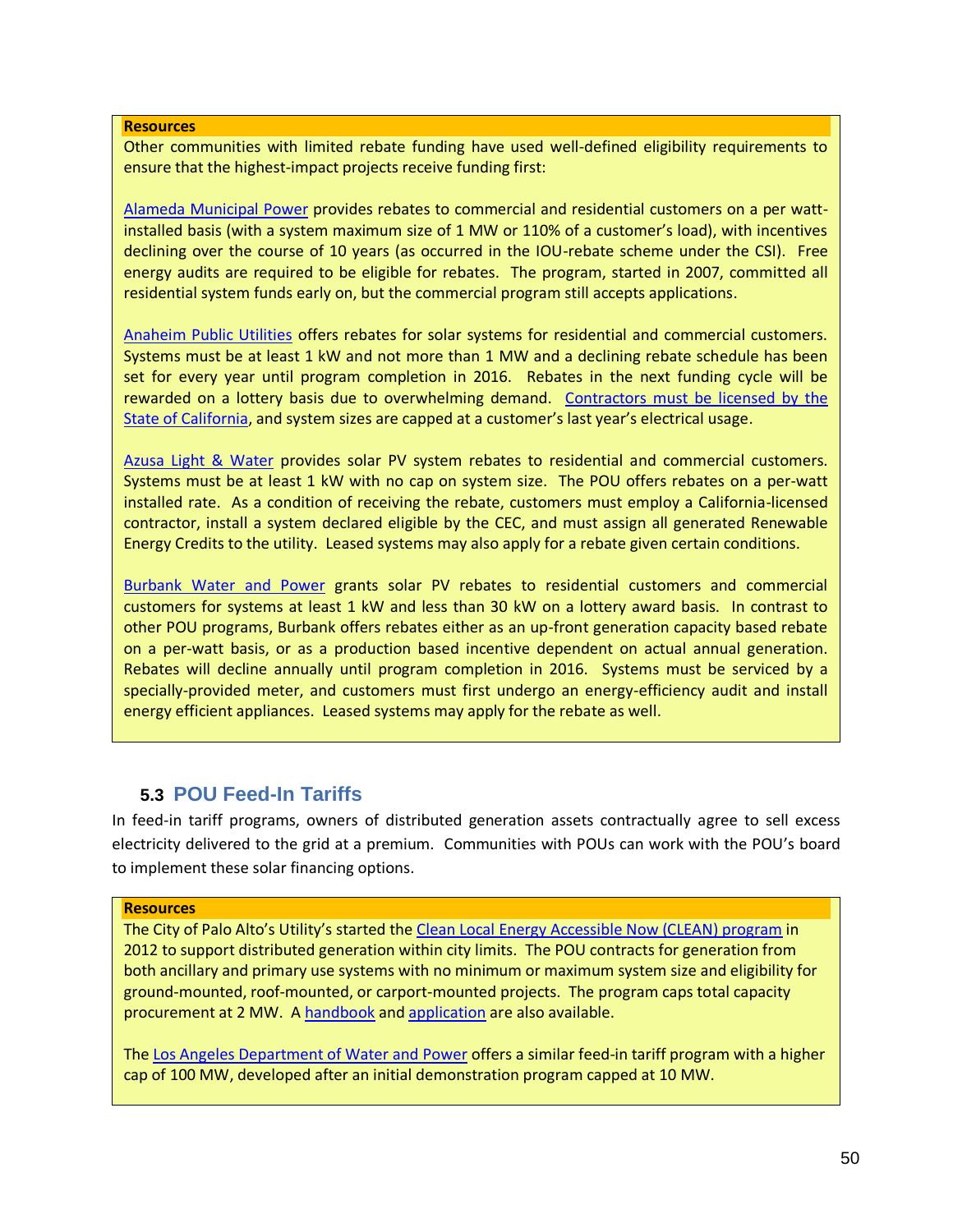**Resources**

Other communities with limited rebate funding have used well-defined eligibility requirements to ensure that the highest-impact projects receive funding first:

Alameda Municipal Power provides rebates to commercial and residential customers on a per watt-installed basis (with a system maximum size of 1 MW or 110% of a customer's load), with incentives declining over the course of 10 years (as occurred in the IOU-rebate scheme under the CSI). Free energy audits are required to be eligible for rebates. The program, started in 2007, committed all residential system funds early on, but the commercial program still accepts applications.

Anaheim Public Utilities offers rebates for solar systems for residential and commercial customers. Systems must be at least 1 kW and not more than 1 MW and a declining rebate schedule has been set for every year until program completion in 2016. Rebates in the next funding cycle will be rewarded on a lottery basis due to overwhelming demand. Contractors must be licensed by the State of California, and system sizes are capped at a customer's last year's electrical usage.

Azusa Light & Water provides solar PV system rebates to residential and commercial customers. Systems must be at least 1 kW with no cap on system size. The POU offers rebates on a per-watt installed rate. As a condition of receiving the rebate, customers must employ a California-licensed contractor, install a system declared eligible by the CEC, and must assign all generated Renewable Energy Credits to the utility. Leased systems may also apply for a rebate given certain conditions.

Burbank Water and Power grants solar PV rebates to residential customers and commercial customers for systems at least 1 kW and less than 30 kW on a lottery award basis. In contrast to other POU programs, Burbank offers rebates either as an up-front generation capacity based rebate on a per-watt basis, or as a production based incentive dependent on actual annual generation. Rebates will decline annually until program completion in 2016. Systems must be serviced by a specially-provided meter, and customers must first undergo an energy-efficiency audit and install energy efficient appliances. Leased systems may apply for the rebate as well.

### 5.3 POU Feed-In Tariffs

In feed-in tariff programs, owners of distributed generation assets contractually agree to sell excess electricity delivered to the grid at a premium. Communities with POUs can work with the POU's board to implement these solar financing options.

**Resources**

The City of Palo Alto's Utility's started the Clean Local Energy Accessible Now (CLEAN) program in 2012 to support distributed generation within city limits. The POU contracts for generation from both ancillary and primary use systems with no minimum or maximum system size and eligibility for ground-mounted, roof-mounted, or carport-mounted projects. The program caps total capacity procurement at 2 MW. A handbook and application are also available.

The Los Angeles Department of Water and Power offers a similar feed-in tariff program with a higher cap of 100 MW, developed after an initial demonstration program capped at 10 MW.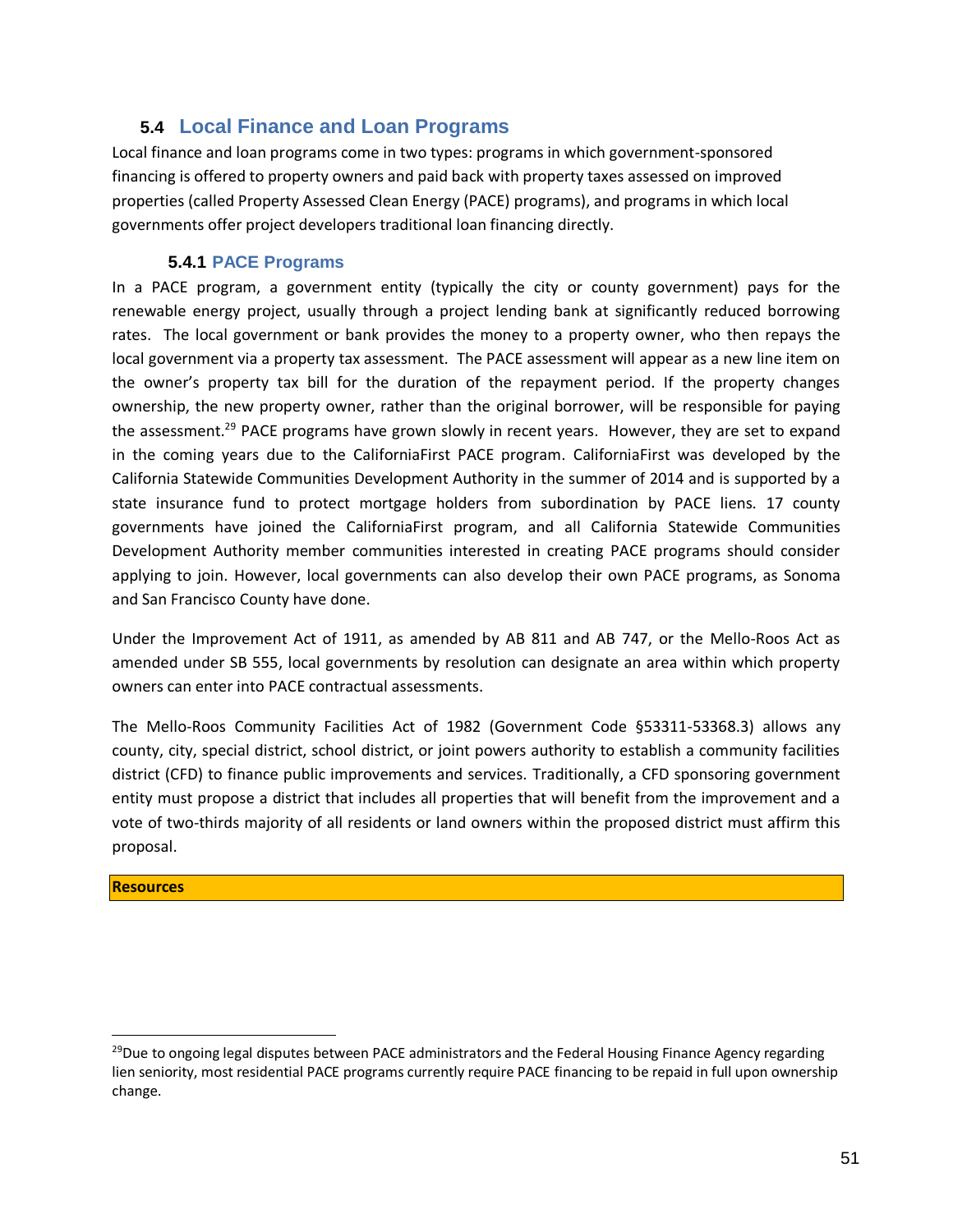## 5.4 Local Finance and Loan Programs

Local finance and loan programs come in two types: programs in which government-sponsored financing is offered to property owners and paid back with property taxes assessed on improved properties (called Property Assessed Clean Energy (PACE) programs), and programs in which local governments offer project developers traditional loan financing directly.

### 5.4.1 PACE Programs

In a PACE program, a government entity (typically the city or county government) pays for the renewable energy project, usually through a project lending bank at significantly reduced borrowing rates. The local government or bank provides the money to a property owner, who then repays the local government via a property tax assessment. The PACE assessment will appear as a new line item on the owner's property tax bill for the duration of the repayment period. If the property changes ownership, the new property owner, rather than the original borrower, will be responsible for paying the assessment.[29] PACE programs have grown slowly in recent years. However, they are set to expand in the coming years due to the CaliforniaFirst PACE program. CaliforniaFirst was developed by the California Statewide Communities Development Authority in the summer of 2014 and is supported by a state insurance fund to protect mortgage holders from subordination by PACE liens. 17 county governments have joined the CaliforniaFirst program, and all California Statewide Communities Development Authority member communities interested in creating PACE programs should consider applying to join. However, local governments can also develop their own PACE programs, as Sonoma and San Francisco County have done.

Under the Improvement Act of 1911, as amended by AB 811 and AB 747, or the Mello-Roos Act as amended under SB 555, local governments by resolution can designate an area within which property owners can enter into PACE contractual assessments.

The Mello-Roos Community Facilities Act of 1982 (Government Code §53311-53368.3) allows any county, city, special district, school district, or joint powers authority to establish a community facilities district (CFD) to finance public improvements and services. Traditionally, a CFD sponsoring government entity must propose a district that includes all properties that will benefit from the improvement and a vote of two-thirds majority of all residents or land owners within the proposed district must affirm this proposal.

**Resources**

---

[29] Due to ongoing legal disputes between PACE administrators and the Federal Housing Finance Agency regarding lien seniority, most residential PACE programs currently require PACE financing to be repaid in full upon ownership change.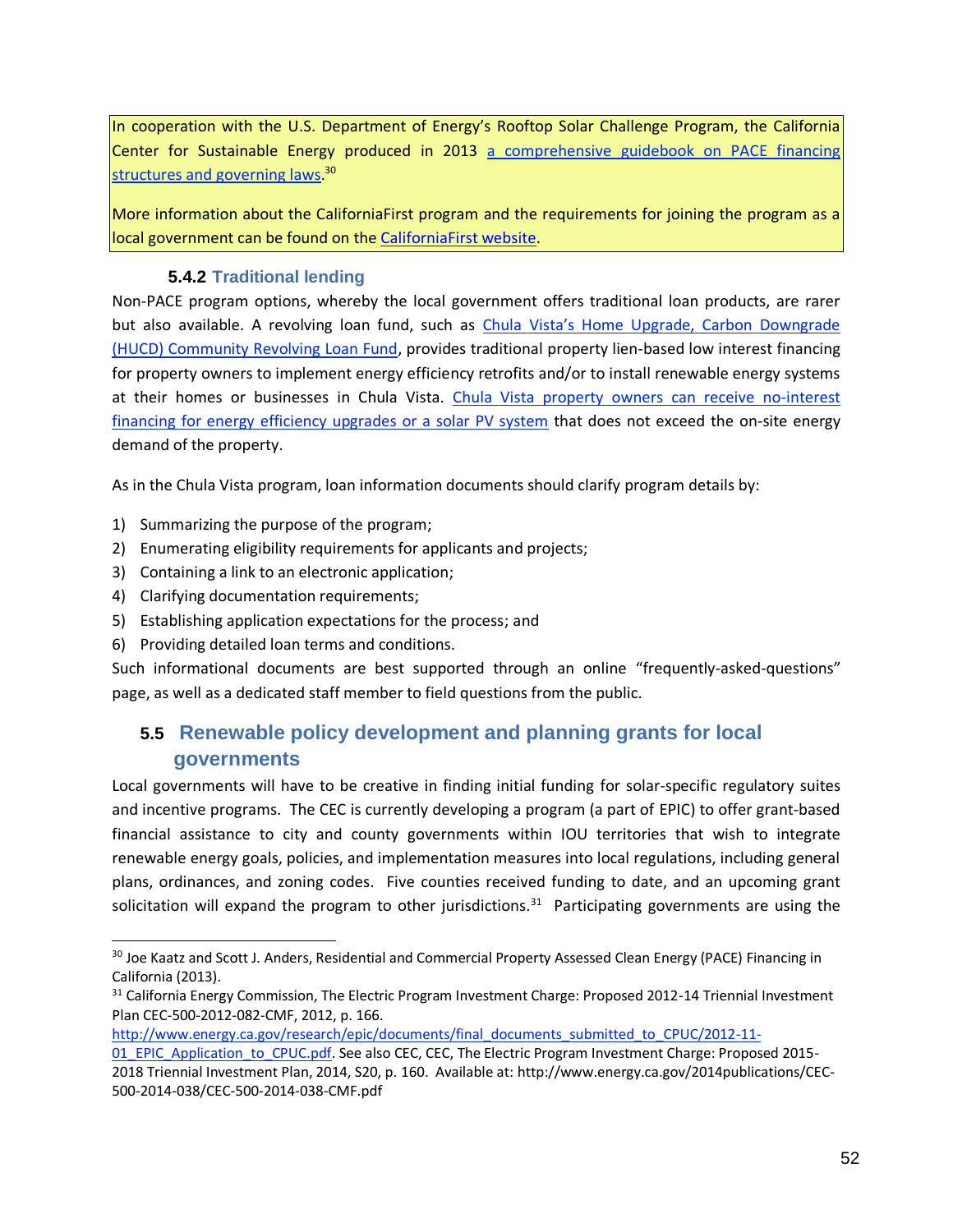In cooperation with the U.S. Department of Energy's Rooftop Solar Challenge Program, the California Center for Sustainable Energy produced in 2013 a comprehensive guidebook on PACE financing structures and governing laws.[30]

More information about the CaliforniaFirst program and the requirements for joining the program as a local government can be found on the CaliforniaFirst website.

### 5.4.2 Traditional lending

Non-PACE program options, whereby the local government offers traditional loan products, are rarer but also available. A revolving loan fund, such as Chula Vista's Home Upgrade, Carbon Downgrade (HUCD) Community Revolving Loan Fund, provides traditional property lien-based low interest financing for property owners to implement energy efficiency retrofits and/or to install renewable energy systems at their homes or businesses in Chula Vista. Chula Vista property owners can receive no-interest financing for energy efficiency upgrades or a solar PV system that does not exceed the on-site energy demand of the property.

As in the Chula Vista program, loan information documents should clarify program details by:

1) Summarizing the purpose of the program;
2) Enumerating eligibility requirements for applicants and projects;
3) Containing a link to an electronic application;
4) Clarifying documentation requirements;
5) Establishing application expectations for the process; and
6) Providing detailed loan terms and conditions.

Such informational documents are best supported through an online "frequently-asked-questions" page, as well as a dedicated staff member to field questions from the public.

## 5.5 Renewable policy development and planning grants for local governments

Local governments will have to be creative in finding initial funding for solar-specific regulatory suites and incentive programs. The CEC is currently developing a program (a part of EPIC) to offer grant-based financial assistance to city and county governments within IOU territories that wish to integrate renewable energy goals, policies, and implementation measures into local regulations, including general plans, ordinances, and zoning codes. Five counties received funding to date, and an upcoming grant solicitation will expand the program to other jurisdictions.[31] Participating governments are using the

---

[30] Joe Kaatz and Scott J. Anders, Residential and Commercial Property Assessed Clean Energy (PACE) Financing in California (2013).

[31] California Energy Commission, The Electric Program Investment Charge: Proposed 2012-14 Triennial Investment Plan CEC-500-2012-082-CMF, 2012, p. 166. http://www.energy.ca.gov/research/epic/documents/final_documents_submitted_to_CPUC/2012-11-01_EPIC_Application_to_CPUC.pdf. See also CEC, CEC, The Electric Program Investment Charge: Proposed 2015-2018 Triennial Investment Plan, 2014, S20, p. 160. Available at: http://www.energy.ca.gov/2014publications/CEC-500-2014-038/CEC-500-2014-038-CMF.pdf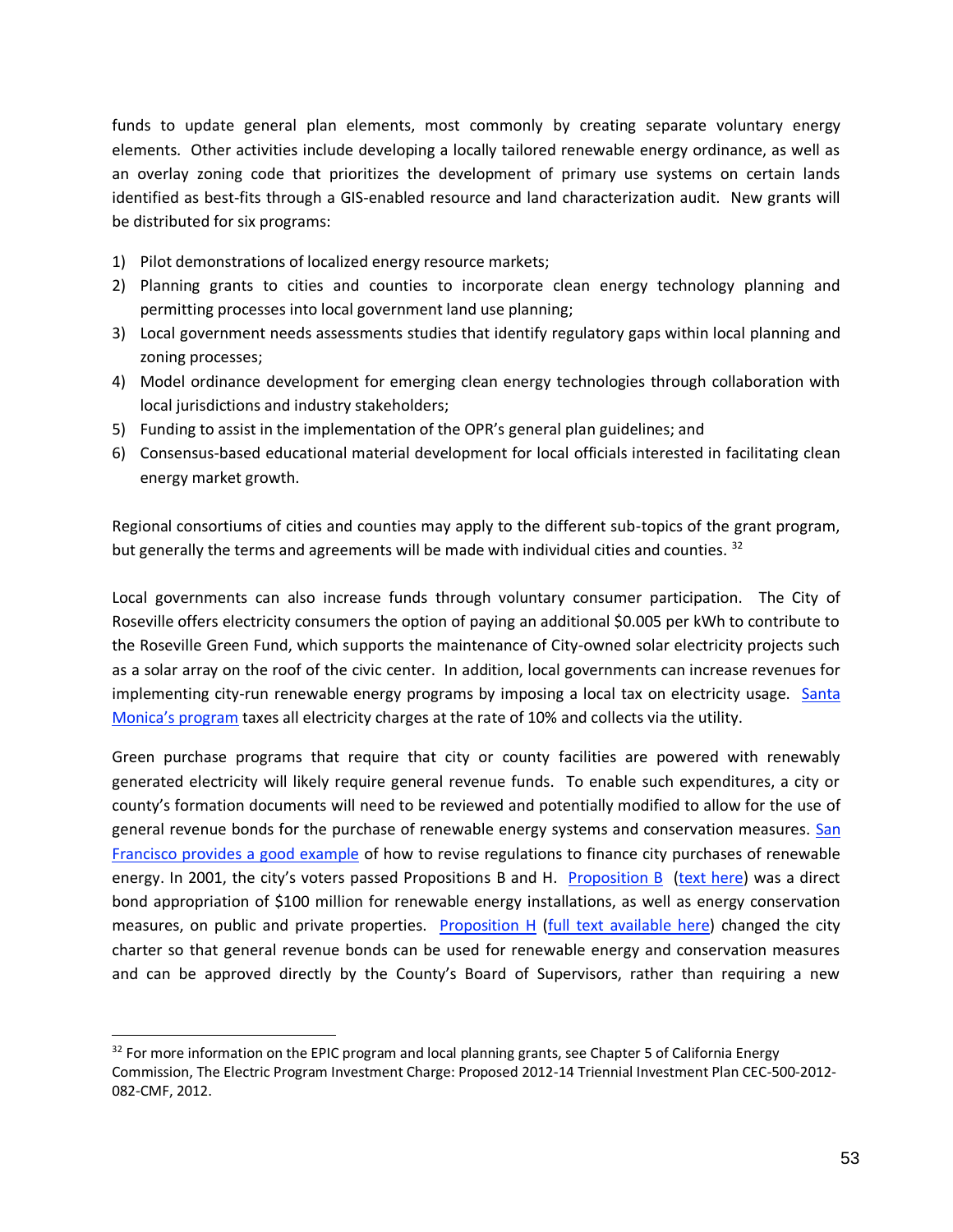funds to update general plan elements, most commonly by creating separate voluntary energy elements. Other activities include developing a locally tailored renewable energy ordinance, as well as an overlay zoning code that prioritizes the development of primary use systems on certain lands identified as best-fits through a GIS-enabled resource and land characterization audit. New grants will be distributed for six programs:

1) Pilot demonstrations of localized energy resource markets;
2) Planning grants to cities and counties to incorporate clean energy technology planning and permitting processes into local government land use planning;
3) Local government needs assessments studies that identify regulatory gaps within local planning and zoning processes;
4) Model ordinance development for emerging clean energy technologies through collaboration with local jurisdictions and industry stakeholders;
5) Funding to assist in the implementation of the OPR's general plan guidelines; and
6) Consensus-based educational material development for local officials interested in facilitating clean energy market growth.

Regional consortiums of cities and counties may apply to the different sub-topics of the grant program, but generally the terms and agreements will be made with individual cities and counties. [32]

Local governments can also increase funds through voluntary consumer participation. The City of Roseville offers electricity consumers the option of paying an additional $0.005 per kWh to contribute to the Roseville Green Fund, which supports the maintenance of City-owned solar electricity projects such as a solar array on the roof of the civic center. In addition, local governments can increase revenues for implementing city-run renewable energy programs by imposing a local tax on electricity usage. Santa Monica's program taxes all electricity charges at the rate of 10% and collects via the utility.

Green purchase programs that require that city or county facilities are powered with renewably generated electricity will likely require general revenue funds. To enable such expenditures, a city or county's formation documents will need to be reviewed and potentially modified to allow for the use of general revenue bonds for the purchase of renewable energy systems and conservation measures. San Francisco provides a good example of how to revise regulations to finance city purchases of renewable energy. In 2001, the city's voters passed Propositions B and H. Proposition B (text here) was a direct bond appropriation of $100 million for renewable energy installations, as well as energy conservation measures, on public and private properties. Proposition H (full text available here) changed the city charter so that general revenue bonds can be used for renewable energy and conservation measures and can be approved directly by the County's Board of Supervisors, rather than requiring a new

[32] For more information on the EPIC program and local planning grants, see Chapter 5 of California Energy Commission, The Electric Program Investment Charge: Proposed 2012-14 Triennial Investment Plan CEC-500-2012-082-CMF, 2012.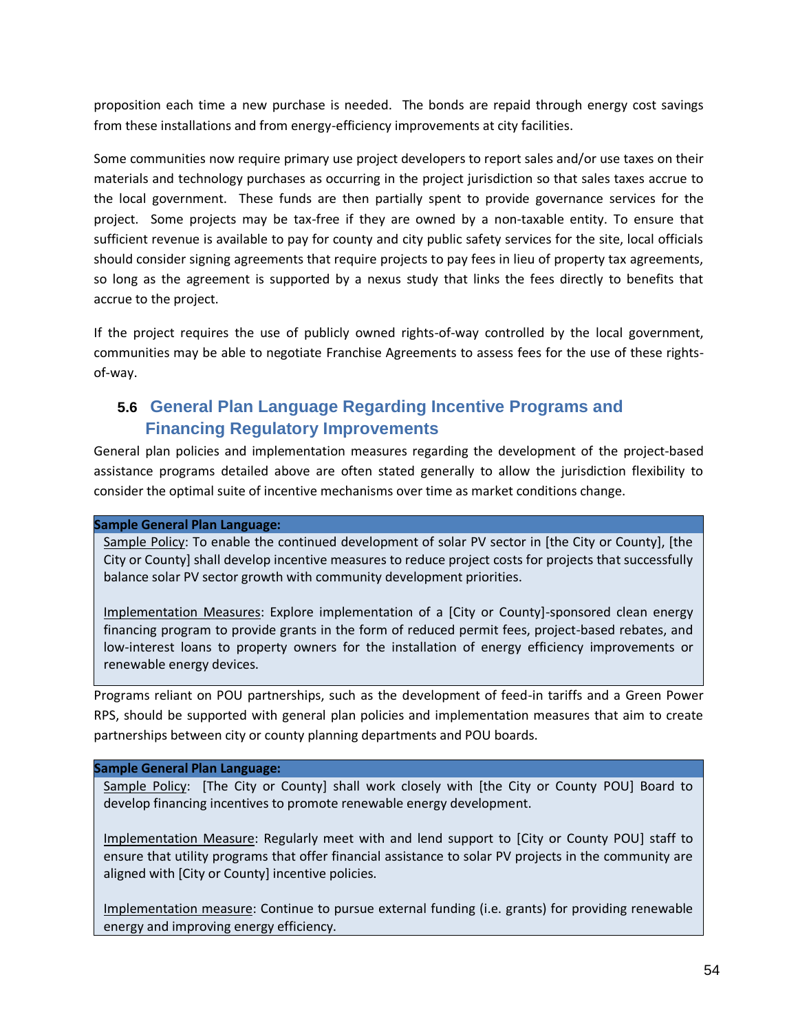proposition each time a new purchase is needed. The bonds are repaid through energy cost savings from these installations and from energy-efficiency improvements at city facilities.

Some communities now require primary use project developers to report sales and/or use taxes on their materials and technology purchases as occurring in the project jurisdiction so that sales taxes accrue to the local government. These funds are then partially spent to provide governance services for the project. Some projects may be tax-free if they are owned by a non-taxable entity. To ensure that sufficient revenue is available to pay for county and city public safety services for the site, local officials should consider signing agreements that require projects to pay fees in lieu of property tax agreements, so long as the agreement is supported by a nexus study that links the fees directly to benefits that accrue to the project.

If the project requires the use of publicly owned rights-of-way controlled by the local government, communities may be able to negotiate Franchise Agreements to assess fees for the use of these rights-of-way.

## 5.6 General Plan Language Regarding Incentive Programs and Financing Regulatory Improvements

General plan policies and implementation measures regarding the development of the project-based assistance programs detailed above are often stated generally to allow the jurisdiction flexibility to consider the optimal suite of incentive mechanisms over time as market conditions change.

**Sample General Plan Language:**

Sample Policy: To enable the continued development of solar PV sector in [the City or County], [the City or County] shall develop incentive measures to reduce project costs for projects that successfully balance solar PV sector growth with community development priorities.

Implementation Measures: Explore implementation of a [City or County]-sponsored clean energy financing program to provide grants in the form of reduced permit fees, project-based rebates, and low-interest loans to property owners for the installation of energy efficiency improvements or renewable energy devices.

Programs reliant on POU partnerships, such as the development of feed-in tariffs and a Green Power RPS, should be supported with general plan policies and implementation measures that aim to create partnerships between city or county planning departments and POU boards.

**Sample General Plan Language:**

Sample Policy: [The City or County] shall work closely with [the City or County POU] Board to develop financing incentives to promote renewable energy development.

Implementation Measure: Regularly meet with and lend support to [City or County POU] staff to ensure that utility programs that offer financial assistance to solar PV projects in the community are aligned with [City or County] incentive policies.

Implementation measure: Continue to pursue external funding (i.e. grants) for providing renewable energy and improving energy efficiency.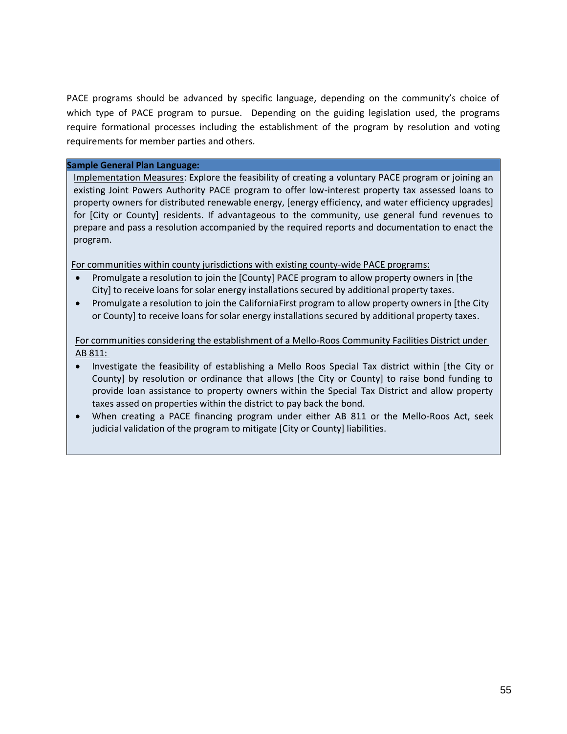PACE programs should be advanced by specific language, depending on the community's choice of which type of PACE program to pursue. Depending on the guiding legislation used, the programs require formational processes including the establishment of the program by resolution and voting requirements for member parties and others.

**Sample General Plan Language:**

Implementation Measures: Explore the feasibility of creating a voluntary PACE program or joining an existing Joint Powers Authority PACE program to offer low-interest property tax assessed loans to property owners for distributed renewable energy, [energy efficiency, and water efficiency upgrades] for [City or County] residents. If advantageous to the community, use general fund revenues to prepare and pass a resolution accompanied by the required reports and documentation to enact the program.

For communities within county jurisdictions with existing county-wide PACE programs:

- Promulgate a resolution to join the [County] PACE program to allow property owners in [the City] to receive loans for solar energy installations secured by additional property taxes.
- Promulgate a resolution to join the CaliforniaFirst program to allow property owners in [the City or County] to receive loans for solar energy installations secured by additional property taxes.

For communities considering the establishment of a Mello-Roos Community Facilities District under AB 811:

- Investigate the feasibility of establishing a Mello Roos Special Tax district within [the City or County] by resolution or ordinance that allows [the City or County] to raise bond funding to provide loan assistance to property owners within the Special Tax District and allow property taxes assed on properties within the district to pay back the bond.
- When creating a PACE financing program under either AB 811 or the Mello-Roos Act, seek judicial validation of the program to mitigate [City or County] liabilities.